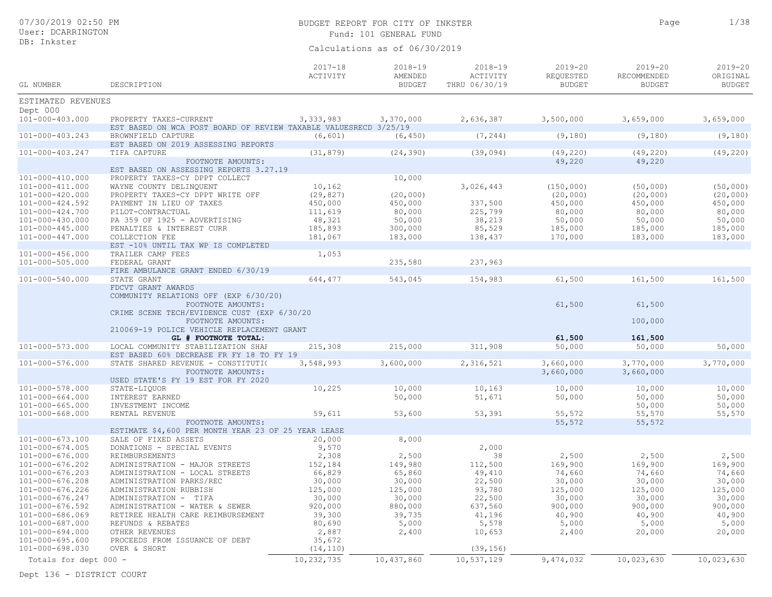# BUDGET REPORT FOR CITY OF INKSTER

Fund: 101 GENERAL FUND

Calculations as of 06/30/2019

07/30/2019 02:50 PM
User: DCARRINGTON
DB: Inkster

| GL NUMBER | DESCRIPTION | 2017-18 ACTIVITY | 2018-19 AMENDED BUDGET | 2018-19 ACTIVITY THRU 06/30/19 | 2019-20 REQUESTED BUDGET | 2019-20 RECOMMENDED BUDGET | 2019-20 ORIGINAL BUDGET |
|---|---|---|---|---|---|---|---|
| ESTIMATED REVENUES | | | | | | | |
| Dept 000 | | | | | | | |
| 101-000-403.000 | PROPERTY TAXES-CURRENT | 3,333,983 | 3,370,000 | 2,636,387 | 3,500,000 | 3,659,000 | 3,659,000 |
| | EST BASED ON WCA POST BOARD OF REVIEW TAXABLE VALUESRECD 3/25/19 | | | | | | |
| 101-000-403.243 | BROWNFIELD CAPTURE | (6,601) | (6,450) | (7,244) | (9,180) | (9,180) | (9,180) |
| | EST BASED ON 2019 ASSESSING REPORTS | | | | | | |
| 101-000-403.247 | TIFA CAPTURE | (31,879) | (24,390) | (39,094) | (49,220) | (49,220) | (49,220) |
| | FOOTNOTE AMOUNTS: | | | | 49,220 | 49,220 | |
| | EST BASED ON ASSESSING REPORTS 3.27.19 | | | | | | |
| 101-000-410.000 | PROPERTY TAXES-CY DPPT COLLECT | | 10,000 | | | | |
| 101-000-411.000 | WAYNE COUNTY DELINQUENT | 10,162 | | 3,026,443 | (150,000) | (50,000) | (50,000) |
| 101-000-420.000 | PROPERTY TAXES-CY DPPT WRITE OFF | (29,827) | (20,000) | | (20,000) | (20,000) | (20,000) |
| 101-000-424.592 | PAYMENT IN LIEU OF TAXES | 450,000 | 450,000 | 337,500 | 450,000 | 450,000 | 450,000 |
| 101-000-424.700 | PILOT-CONTRACTUAL | 111,619 | 80,000 | 225,799 | 80,000 | 80,000 | 80,000 |
| 101-000-430.000 | PA 359 OF 1925 - ADVERTISING | 48,321 | 50,000 | 38,213 | 50,000 | 50,000 | 50,000 |
| 101-000-445.000 | PENALTIES & INTEREST CURR | 185,893 | 300,000 | 85,529 | 185,000 | 185,000 | 185,000 |
| 101-000-447.000 | COLLECTION FEE | 181,067 | 183,000 | 138,437 | 170,000 | 183,000 | 183,000 |
| | EST -10% UNTIL TAX WP IS COMPLETED | | | | | | |
| 101-000-456.000 | TRAILER CAMP FEES | 1,053 | | | | | |
| 101-000-505.000 | FEDERAL GRANT | | 235,580 | 237,963 | | | |
| | FIRE AMBULANCE GRANT ENDED 6/30/19 | | | | | | |
| 101-000-540.000 | STATE GRANT | 644,477 | 543,045 | 154,983 | 61,500 | 161,500 | 161,500 |
| | FDCVT GRANT AWARDS | | | | | | |
| | COMMUNITY RELATIONS OFF (EXP 6/30/20) | | | | | | |
| | FOOTNOTE AMOUNTS: | | | | 61,500 | 61,500 | |
| | CRIME SCENE TECH/EVIDENCE CUST (EXP 6/30/20 | | | | | | |
| | FOOTNOTE AMOUNTS: | | | | | 100,000 | |
| | 210069-19 POLICE VEHICLE REPLACEMENT GRANT | | | | | | |
| | **GL # FOOTNOTE TOTAL:** | | | | **61,500** | **161,500** | |
| 101-000-573.000 | LOCAL COMMUNITY STABILIZATION SHAI | 215,308 | 215,000 | 311,908 | 50,000 | 50,000 | 50,000 |
| | EST BASED 60% DECREASE FR FY 18 TO FY 19 | | | | | | |
| 101-000-576.000 | STATE SHARED REVENUE - CONSTITUTI( | 3,548,993 | 3,600,000 | 2,316,521 | 3,660,000 | 3,770,000 | 3,770,000 |
| | FOOTNOTE AMOUNTS: | | | | 3,660,000 | 3,660,000 | |
| | USED STATE'S FY 19 EST FOR FY 2020 | | | | | | |
| 101-000-578.000 | STATE-LIQUOR | 10,225 | 10,000 | 10,163 | 10,000 | 10,000 | 10,000 |
| 101-000-664.000 | INTEREST EARNED | | 50,000 | 51,671 | 50,000 | 50,000 | 50,000 |
| 101-000-665.000 | INVESTMENT INCOME | | | | | 50,000 | 50,000 |
| 101-000-668.000 | RENTAL REVENUE | 59,611 | 53,600 | 53,391 | 55,572 | 55,570 | 55,570 |
| | FOOTNOTE AMOUNTS: | | | | 55,572 | 55,572 | |
| | ESTIMATE $4,600 PER MONTH YEAR 23 OF 25 YEAR LEASE | | | | | | |
| 101-000-673.100 | SALE OF FIXED ASSETS | 20,000 | 8,000 | | | | |
| 101-000-674.005 | DONATIONS - SPECIAL EVENTS | 9,570 | | 2,000 | | | |
| 101-000-676.000 | REIMBURSEMENTS | 2,308 | 2,500 | 38 | 2,500 | 2,500 | 2,500 |
| 101-000-676.202 | ADMINISTRATION - MAJOR STREETS | 152,184 | 149,980 | 112,500 | 169,900 | 169,900 | 169,900 |
| 101-000-676.203 | ADMINISTRATION - LOCAL STREETS | 66,829 | 65,860 | 49,410 | 74,660 | 74,660 | 74,660 |
| 101-000-676.208 | ADMINISTRATION PARKS/REC | 30,000 | 30,000 | 22,500 | 30,000 | 30,000 | 30,000 |
| 101-000-676.226 | ADMINISTRATION RUBBISH | 125,000 | 125,000 | 93,780 | 125,000 | 125,000 | 125,000 |
| 101-000-676.247 | ADMINISTRATION - TIFA | 30,000 | 30,000 | 22,500 | 30,000 | 30,000 | 30,000 |
| 101-000-676.592 | ADMINISTRATION - WATER & SEWER | 920,000 | 880,000 | 637,560 | 900,000 | 900,000 | 900,000 |
| 101-000-686.069 | RETIREE HEALTH CARE REIMBURSEMENT | 39,300 | 39,735 | 41,196 | 40,900 | 40,900 | 40,900 |
| 101-000-687.000 | REFUNDS & REBATES | 80,690 | 5,000 | 5,578 | 5,000 | 5,000 | 5,000 |
| 101-000-694.000 | OTHER REVENUES | 2,887 | 2,400 | 10,653 | 2,400 | 20,000 | 20,000 |
| 101-000-695.600 | PROCEEDS FROM ISSUANCE OF DEBT | 35,672 | | | | | |
| 101-000-698.030 | OVER & SHORT | (14,110) | | (39,156) | | | |
| Totals for dept 000 - | | 10,232,735 | 10,437,860 | 10,537,129 | 9,474,032 | 10,023,630 | 10,023,630 |

Dept 136 - DISTRICT COURT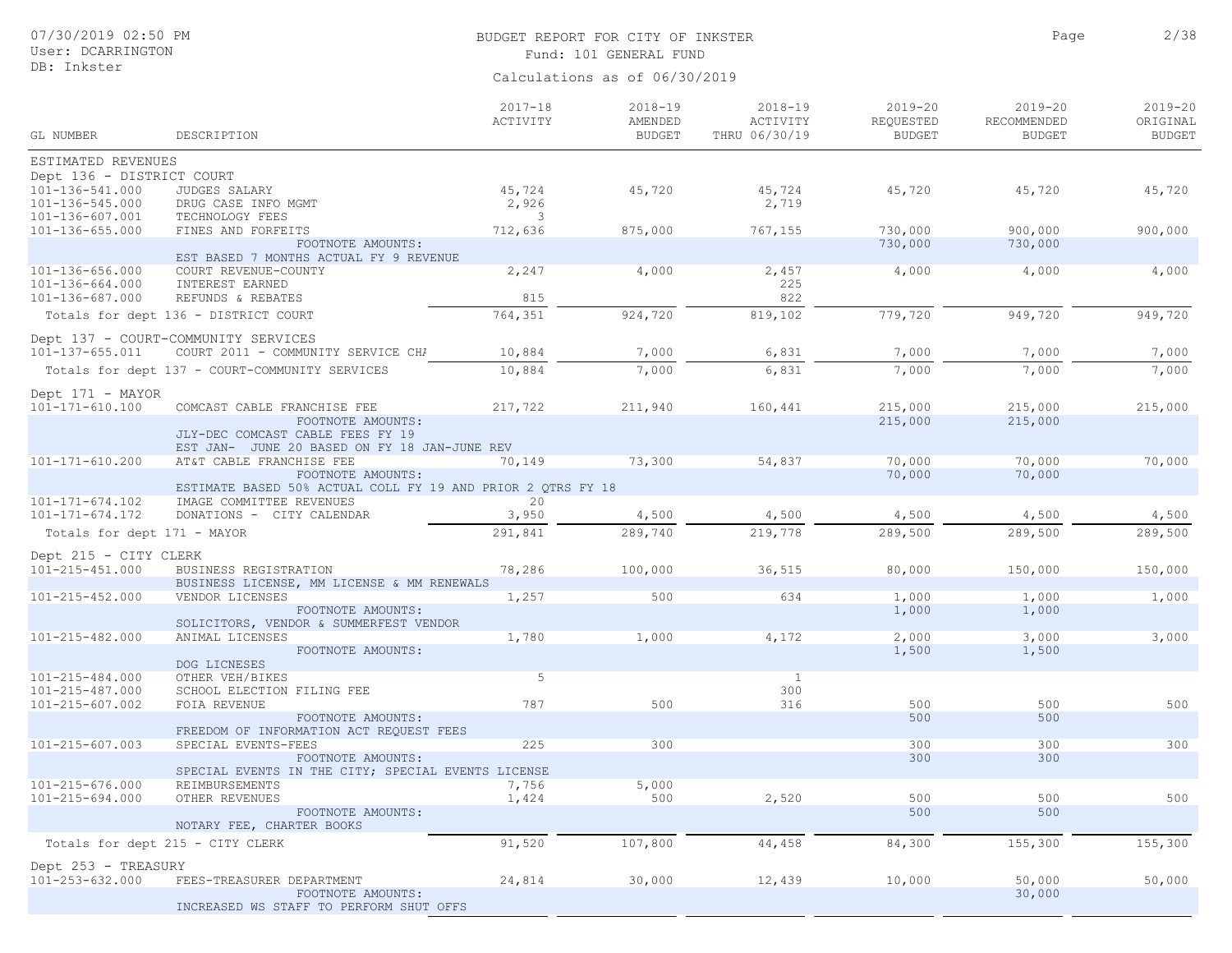BUDGET REPORT FOR CITY OF INKSTER

Fund: 101 GENERAL FUND

Calculations as of 06/30/2019

| GL NUMBER | DESCRIPTION | 2017-18 ACTIVITY | 2018-19 AMENDED BUDGET | 2018-19 ACTIVITY THRU 06/30/19 | 2019-20 REQUESTED BUDGET | 2019-20 RECOMMENDED BUDGET | 2019-20 ORIGINAL BUDGET |
|---|---|---|---|---|---|---|---|
| ESTIMATED REVENUES | | | | | | | |
| Dept 136 - DISTRICT COURT | | | | | | | |
| 101-136-541.000 | JUDGES SALARY | 45,724 | 45,720 | 45,724 | 45,720 | 45,720 | 45,720 |
| 101-136-545.000 | DRUG CASE INFO MGMT | 2,926 | | 2,719 | | | |
| 101-136-607.001 | TECHNOLOGY FEES | 3 | | | | | |
| 101-136-655.000 | FINES AND FORFEITS | 712,636 | 875,000 | 767,155 | 730,000 | 900,000 | 900,000 |
| | FOOTNOTE AMOUNTS: | | | | 730,000 | 730,000 | |
| | EST BASED 7 MONTHS ACTUAL FY 9 REVENUE | | | | | | |
| 101-136-656.000 | COURT REVENUE-COUNTY | 2,247 | 4,000 | 2,457 | 4,000 | 4,000 | 4,000 |
| 101-136-664.000 | INTEREST EARNED | | | 225 | | | |
| 101-136-687.000 | REFUNDS & REBATES | 815 | | 822 | | | |
| Totals for dept 136 - DISTRICT COURT | | 764,351 | 924,720 | 819,102 | 779,720 | 949,720 | 949,720 |
| Dept 137 - COURT-COMMUNITY SERVICES | | | | | | | |
| 101-137-655.011 | COURT 2011 - COMMUNITY SERVICE CHA | 10,884 | 7,000 | 6,831 | 7,000 | 7,000 | 7,000 |
| Totals for dept 137 - COURT-COMMUNITY SERVICES | | 10,884 | 7,000 | 6,831 | 7,000 | 7,000 | 7,000 |
| Dept 171 - MAYOR | | | | | | | |
| 101-171-610.100 | COMCAST CABLE FRANCHISE FEE | 217,722 | 211,940 | 160,441 | 215,000 | 215,000 | 215,000 |
| | FOOTNOTE AMOUNTS: | | | | 215,000 | 215,000 | |
| | JLY-DEC COMCAST CABLE FEES FY 19 | | | | | | |
| | EST JAN- JUNE 20 BASED ON FY 18 JAN-JUNE REV | | | | | | |
| 101-171-610.200 | AT&T CABLE FRANCHISE FEE | 70,149 | 73,300 | 54,837 | 70,000 | 70,000 | 70,000 |
| | FOOTNOTE AMOUNTS: | | | | 70,000 | 70,000 | |
| | ESTIMATE BASED 50% ACTUAL COLL FY 19 AND PRIOR 2 QTRS FY 18 | | | | | | |
| 101-171-674.102 | IMAGE COMMITTEE REVENUES | 20 | | | | | |
| 101-171-674.172 | DONATIONS - CITY CALENDAR | 3,950 | 4,500 | 4,500 | 4,500 | 4,500 | 4,500 |
| Totals for dept 171 - MAYOR | | 291,841 | 289,740 | 219,778 | 289,500 | 289,500 | 289,500 |
| Dept 215 - CITY CLERK | | | | | | | |
| 101-215-451.000 | BUSINESS REGISTRATION | 78,286 | 100,000 | 36,515 | 80,000 | 150,000 | 150,000 |
| | BUSINESS LICENSE, MM LICENSE & MM RENEWALS | | | | | | |
| 101-215-452.000 | VENDOR LICENSES | 1,257 | 500 | 634 | 1,000 | 1,000 | 1,000 |
| | FOOTNOTE AMOUNTS: | | | | 1,000 | 1,000 | |
| | SOLICITORS, VENDOR & SUMMERFEST VENDOR | | | | | | |
| 101-215-482.000 | ANIMAL LICENSES | 1,780 | 1,000 | 4,172 | 2,000 | 3,000 | 3,000 |
| | FOOTNOTE AMOUNTS: | | | | 1,500 | 1,500 | |
| | DOG LICNESES | | | | | | |
| 101-215-484.000 | OTHER VEH/BIKES | 5 | | 1 | | | |
| 101-215-487.000 | SCHOOL ELECTION FILING FEE | | | 300 | | | |
| 101-215-607.002 | FOIA REVENUE | 787 | 500 | 316 | 500 | 500 | 500 |
| | FOOTNOTE AMOUNTS: | | | | 500 | 500 | |
| | FREEDOM OF INFORMATION ACT REQUEST FEES | | | | | | |
| 101-215-607.003 | SPECIAL EVENTS-FEES | 225 | 300 | | 300 | 300 | 300 |
| | FOOTNOTE AMOUNTS: | | | | 300 | 300 | |
| | SPECIAL EVENTS IN THE CITY; SPECIAL EVENTS LICENSE | | | | | | |
| 101-215-676.000 | REIMBURSEMENTS | 7,756 | 5,000 | | | | |
| 101-215-694.000 | OTHER REVENUES | 1,424 | 500 | 2,520 | 500 | 500 | 500 |
| | FOOTNOTE AMOUNTS: | | | | 500 | 500 | |
| | NOTARY FEE, CHARTER BOOKS | | | | | | |
| Totals for dept 215 - CITY CLERK | | 91,520 | 107,800 | 44,458 | 84,300 | 155,300 | 155,300 |
| Dept 253 - TREASURY | | | | | | | |
| 101-253-632.000 | FEES-TREASURER DEPARTMENT | 24,814 | 30,000 | 12,439 | 10,000 | 50,000 | 50,000 |
| | FOOTNOTE AMOUNTS: | | | | | 30,000 | |
| | INCREASED WS STAFF TO PERFORM SHUT OFFS | | | | | | |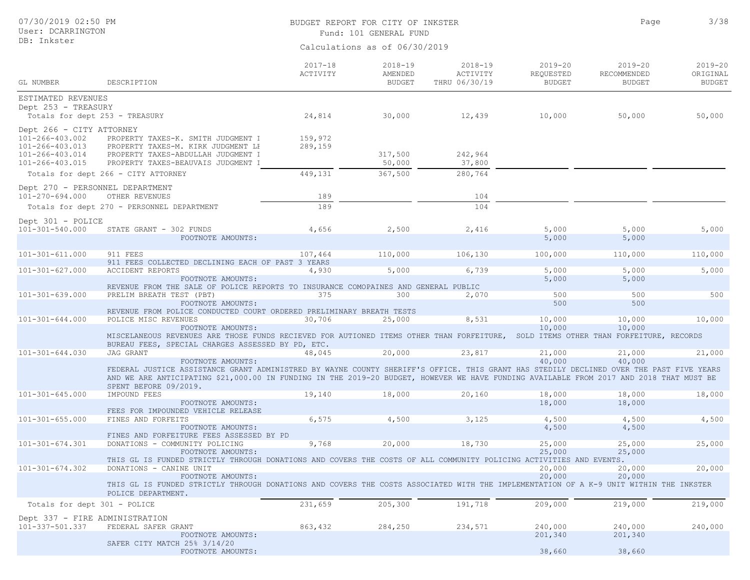BUDGET REPORT FOR CITY OF INKSTER
Fund: 101 GENERAL FUND
Calculations as of 06/30/2019

| GL NUMBER | DESCRIPTION | 2017-18 ACTIVITY | 2018-19 AMENDED BUDGET | 2018-19 ACTIVITY THRU 06/30/19 | 2019-20 REQUESTED BUDGET | 2019-20 RECOMMENDED BUDGET | 2019-20 ORIGINAL BUDGET |
|---|---|---|---|---|---|---|---|
| ESTIMATED REVENUES | | | | | | | |
| Dept 253 - TREASURY | | | | | | | |
| Totals for dept 253 - TREASURY | | 24,814 | 30,000 | 12,439 | 10,000 | 50,000 | 50,000 |
| Dept 266 - CITY ATTORNEY | | | | | | | |
| 101-266-403.002 | PROPERTY TAXES-K. SMITH JUDGMENT I | 159,972 | | | | | |
| 101-266-403.013 | PROPERTY TAXES-M. KIRK JUDGMENT LE | 289,159 | | | | | |
| 101-266-403.014 | PROPERTY TAXES-ABDULLAH JUDGMENT I | | 317,500 | 242,964 | | | |
| 101-266-403.015 | PROPERTY TAXES-BEAUVAIS JUDGMENT I | | 50,000 | 37,800 | | | |
| Totals for dept 266 - CITY ATTORNEY | | 449,131 | 367,500 | 280,764 | | | |
| Dept 270 - PERSONNEL DEPARTMENT | | | | | | | |
| 101-270-694.000 | OTHER REVENUES | 189 | | 104 | | | |
| Totals for dept 270 - PERSONNEL DEPARTMENT | | 189 | | 104 | | | |
| Dept 301 - POLICE | | | | | | | |
| 101-301-540.000 | STATE GRANT - 302 FUNDS | 4,656 | 2,500 | 2,416 | 5,000 | 5,000 | 5,000 |
| | FOOTNOTE AMOUNTS: | | | | 5,000 | 5,000 | |
| 101-301-611.000 | 911 FEES | 107,464 | 110,000 | 106,130 | 100,000 | 110,000 | 110,000 |
| | 911 FEES COLLECTED DECLINING EACH OF PAST 3 YEARS | | | | | | |
| 101-301-627.000 | ACCIDENT REPORTS | 4,930 | 5,000 | 6,739 | 5,000 | 5,000 | 5,000 |
| | FOOTNOTE AMOUNTS: | | | | 5,000 | 5,000 | |
| | REVENUE FROM THE SALE OF POLICE REPORTS TO INSURANCE COMOPAINES AND GENERAL PUBLIC | | | | | | |
| 101-301-639.000 | PRELIM BREATH TEST (PBT) | 375 | 300 | 2,070 | 500 | 500 | 500 |
| | FOOTNOTE AMOUNTS: | | | | 500 | 500 | |
| | REVENUE FROM POLICE CONDUCTED COURT ORDERED PRELIMINARY BREATH TESTS | | | | | | |
| 101-301-644.000 | POLICE MISC REVENUES | 30,706 | 25,000 | 8,531 | 10,000 | 10,000 | 10,000 |
| | FOOTNOTE AMOUNTS: | | | | 10,000 | 10,000 | |
| | MISCELANEOUS REVENUES ARE THOSE FUNDS RECIEVED FOR AUTIONED ITEMS OTHER THAN FORFEITURE, SOLD ITEMS OTHER THAN FORFEITURE, RECORDS BUREAU FEES, SPECIAL CHARGES ASSESSED BY PD, ETC. | | | | | | |
| 101-301-644.030 | JAG GRANT | 48,045 | 20,000 | 23,817 | 21,000 | 21,000 | 21,000 |
| | FOOTNOTE AMOUNTS: | | | | 40,000 | 40,000 | |
| | FEDERAL JUSTICE ASSISTANCE GRANT ADMINISTRED BY WAYNE COUNTY SHERIFF'S OFFICE. THIS GRANT HAS STEDILY DECLINED OVER THE PAST FIVE YEARS AND WE ARE ANTICIPATING $21,000.00 IN FUNDING IN THE 2019-20 BUDGET, HOWEVER WE HAVE FUNDING AVAILABLE FROM 2017 AND 2018 THAT MUST BE SPENT BEFORE 09/2019. | | | | | | |
| 101-301-645.000 | IMPOUND FEES | 19,140 | 18,000 | 20,160 | 18,000 | 18,000 | 18,000 |
| | FOOTNOTE AMOUNTS: | | | | 18,000 | 18,000 | |
| | FEES FOR IMPOUNDED VEHICLE RELEASE | | | | | | |
| 101-301-655.000 | FINES AND FORFEITS | 6,575 | 4,500 | 3,125 | 4,500 | 4,500 | 4,500 |
| | FOOTNOTE AMOUNTS: | | | | 4,500 | 4,500 | |
| | FINES AND FORFEITURE FEES ASSESSED BY PD | | | | | | |
| 101-301-674.301 | DONATIONS - COMMUNITY POLICING | 9,768 | 20,000 | 18,730 | 25,000 | 25,000 | 25,000 |
| | FOOTNOTE AMOUNTS: | | | | 25,000 | 25,000 | |
| | THIS GL IS FUNDED STRICTLY THROUGH DONATIONS AND COVERS THE COSTS OF ALL COMMUNITY POLICING ACTIVITIES AND EVENTS. | | | | | | |
| 101-301-674.302 | DONATIONS - CANINE UNIT | | | | 20,000 | 20,000 | 20,000 |
| | FOOTNOTE AMOUNTS: | | | | 20,000 | 20,000 | |
| | THIS GL IS FUNDED STRICTLY THROUGH DONATIONS AND COVERS THE COSTS ASSOCIATED WITH THE IMPLEMENTATION OF A K-9 UNIT WITHIN THE INKSTER POLICE DEPARTMENT. | | | | | | |
| Totals for dept 301 - POLICE | | 231,659 | 205,300 | 191,718 | 209,000 | 219,000 | 219,000 |
| Dept 337 - FIRE ADMINISTRATION | | | | | | | |
| 101-337-501.337 | FEDERAL SAFER GRANT | 863,432 | 284,250 | 234,571 | 240,000 | 240,000 | 240,000 |
| | FOOTNOTE AMOUNTS: | | | | 201,340 | 201,340 | |
| | SAFER CITY MATCH 25% 3/14/20 | | | | | | |
| | FOOTNOTE AMOUNTS: | | | | 38,660 | 38,660 | |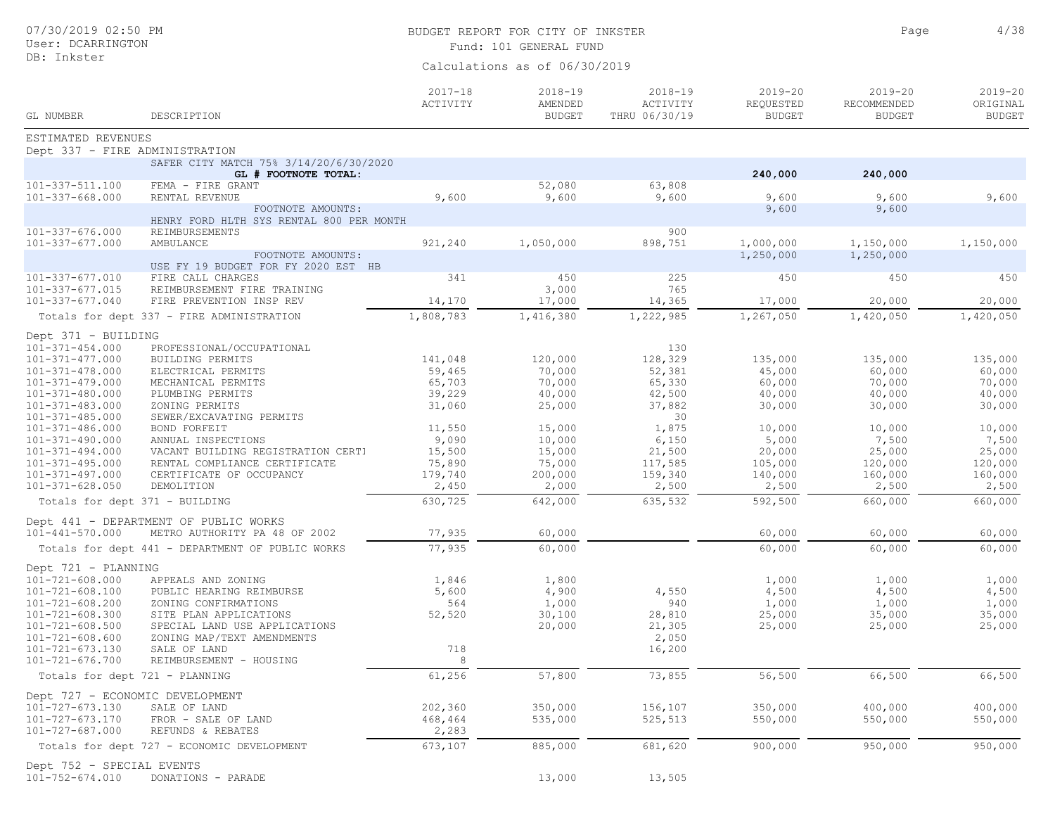BUDGET REPORT FOR CITY OF INKSTER

Fund: 101 GENERAL FUND

Calculations as of 06/30/2019

| GL NUMBER | DESCRIPTION | 2017-18 ACTIVITY | 2018-19 AMENDED BUDGET | 2018-19 ACTIVITY THRU 06/30/19 | 2019-20 REQUESTED BUDGET | 2019-20 RECOMMENDED BUDGET | 2019-20 ORIGINAL BUDGET |
|---|---|---|---|---|---|---|---|
| ESTIMATED REVENUES | | | | | | | |
| Dept 337 - FIRE ADMINISTRATION | | | | | | | |
| | SAFER CITY MATCH 75% 3/14/20/6/30/2020 | | | | | | |
| | **GL # FOOTNOTE TOTAL:** | | | | **240,000** | **240,000** | |
| 101-337-511.100 | FEMA - FIRE GRANT | | 52,080 | 63,808 | | | |
| 101-337-668.000 | RENTAL REVENUE | 9,600 | 9,600 | 9,600 | 9,600 | 9,600 | 9,600 |
| | FOOTNOTE AMOUNTS: | | | | 9,600 | 9,600 | |
| | HENRY FORD HLTH SYS RENTAL 800 PER MONTH | | | | | | |
| 101-337-676.000 | REIMBURSEMENTS | | | 900 | | | |
| 101-337-677.000 | AMBULANCE | 921,240 | 1,050,000 | 898,751 | 1,000,000 | 1,150,000 | 1,150,000 |
| | FOOTNOTE AMOUNTS: | | | | 1,250,000 | 1,250,000 | |
| | USE FY 19 BUDGET FOR FY 2020 EST HB | | | | | | |
| 101-337-677.010 | FIRE CALL CHARGES | 341 | 450 | 225 | 450 | 450 | 450 |
| 101-337-677.015 | REIMBURSEMENT FIRE TRAINING | | 3,000 | 765 | | | |
| 101-337-677.040 | FIRE PREVENTION INSP REV | 14,170 | 17,000 | 14,365 | 17,000 | 20,000 | 20,000 |
| Totals for dept 337 - FIRE ADMINISTRATION | | 1,808,783 | 1,416,380 | 1,222,985 | 1,267,050 | 1,420,050 | 1,420,050 |
| Dept 371 - BUILDING | | | | | | | |
| 101-371-454.000 | PROFESSIONAL/OCCUPATIONAL | | | 130 | | | |
| 101-371-477.000 | BUILDING PERMITS | 141,048 | 120,000 | 128,329 | 135,000 | 135,000 | 135,000 |
| 101-371-478.000 | ELECTRICAL PERMITS | 59,465 | 70,000 | 52,381 | 45,000 | 60,000 | 60,000 |
| 101-371-479.000 | MECHANICAL PERMITS | 65,703 | 70,000 | 65,330 | 60,000 | 70,000 | 70,000 |
| 101-371-480.000 | PLUMBING PERMITS | 39,229 | 40,000 | 42,500 | 40,000 | 40,000 | 40,000 |
| 101-371-483.000 | ZONING PERMITS | 31,060 | 25,000 | 37,882 | 30,000 | 30,000 | 30,000 |
| 101-371-485.000 | SEWER/EXCAVATING PERMITS | | | 30 | | | |
| 101-371-486.000 | BOND FORFEIT | 11,550 | 15,000 | 1,875 | 10,000 | 10,000 | 10,000 |
| 101-371-490.000 | ANNUAL INSPECTIONS | 9,090 | 10,000 | 6,150 | 5,000 | 7,500 | 7,500 |
| 101-371-494.000 | VACANT BUILDING REGISTRATION CERTI | 15,500 | 15,000 | 21,500 | 20,000 | 25,000 | 25,000 |
| 101-371-495.000 | RENTAL COMPLIANCE CERTIFICATE | 75,890 | 75,000 | 117,585 | 105,000 | 120,000 | 120,000 |
| 101-371-497.000 | CERTIFICATE OF OCCUPANCY | 179,740 | 200,000 | 159,340 | 140,000 | 160,000 | 160,000 |
| 101-371-628.050 | DEMOLITION | 2,450 | 2,000 | 2,500 | 2,500 | 2,500 | 2,500 |
| Totals for dept 371 - BUILDING | | 630,725 | 642,000 | 635,532 | 592,500 | 660,000 | 660,000 |
| Dept 441 - DEPARTMENT OF PUBLIC WORKS | | | | | | | |
| 101-441-570.000 | METRO AUTHORITY PA 48 OF 2002 | 77,935 | 60,000 | | 60,000 | 60,000 | 60,000 |
| Totals for dept 441 - DEPARTMENT OF PUBLIC WORKS | | 77,935 | 60,000 | | 60,000 | 60,000 | 60,000 |
| Dept 721 - PLANNING | | | | | | | |
| 101-721-608.000 | APPEALS AND ZONING | 1,846 | 1,800 | | 1,000 | 1,000 | 1,000 |
| 101-721-608.100 | PUBLIC HEARING REIMBURSE | 5,600 | 4,900 | 4,550 | 4,500 | 4,500 | 4,500 |
| 101-721-608.200 | ZONING CONFIRMATIONS | 564 | 1,000 | 940 | 1,000 | 1,000 | 1,000 |
| 101-721-608.300 | SITE PLAN APPLICATIONS | 52,520 | 30,100 | 28,810 | 25,000 | 35,000 | 35,000 |
| 101-721-608.500 | SPECIAL LAND USE APPLICATIONS | | 20,000 | 21,305 | 25,000 | 25,000 | 25,000 |
| 101-721-608.600 | ZONING MAP/TEXT AMENDMENTS | | | 2,050 | | | |
| 101-721-673.130 | SALE OF LAND | 718 | | 16,200 | | | |
| 101-721-676.700 | REIMBURSEMENT - HOUSING | 8 | | | | | |
| Totals for dept 721 - PLANNING | | 61,256 | 57,800 | 73,855 | 56,500 | 66,500 | 66,500 |
| Dept 727 - ECONOMIC DEVELOPMENT | | | | | | | |
| 101-727-673.130 | SALE OF LAND | 202,360 | 350,000 | 156,107 | 350,000 | 400,000 | 400,000 |
| 101-727-673.170 | FROR - SALE OF LAND | 468,464 | 535,000 | 525,513 | 550,000 | 550,000 | 550,000 |
| 101-727-687.000 | REFUNDS & REBATES | 2,283 | | | | | |
| Totals for dept 727 - ECONOMIC DEVELOPMENT | | 673,107 | 885,000 | 681,620 | 900,000 | 950,000 | 950,000 |
| Dept 752 - SPECIAL EVENTS | | | | | | | |
| 101-752-674.010 | DONATIONS - PARADE | | 13,000 | 13,505 | | | |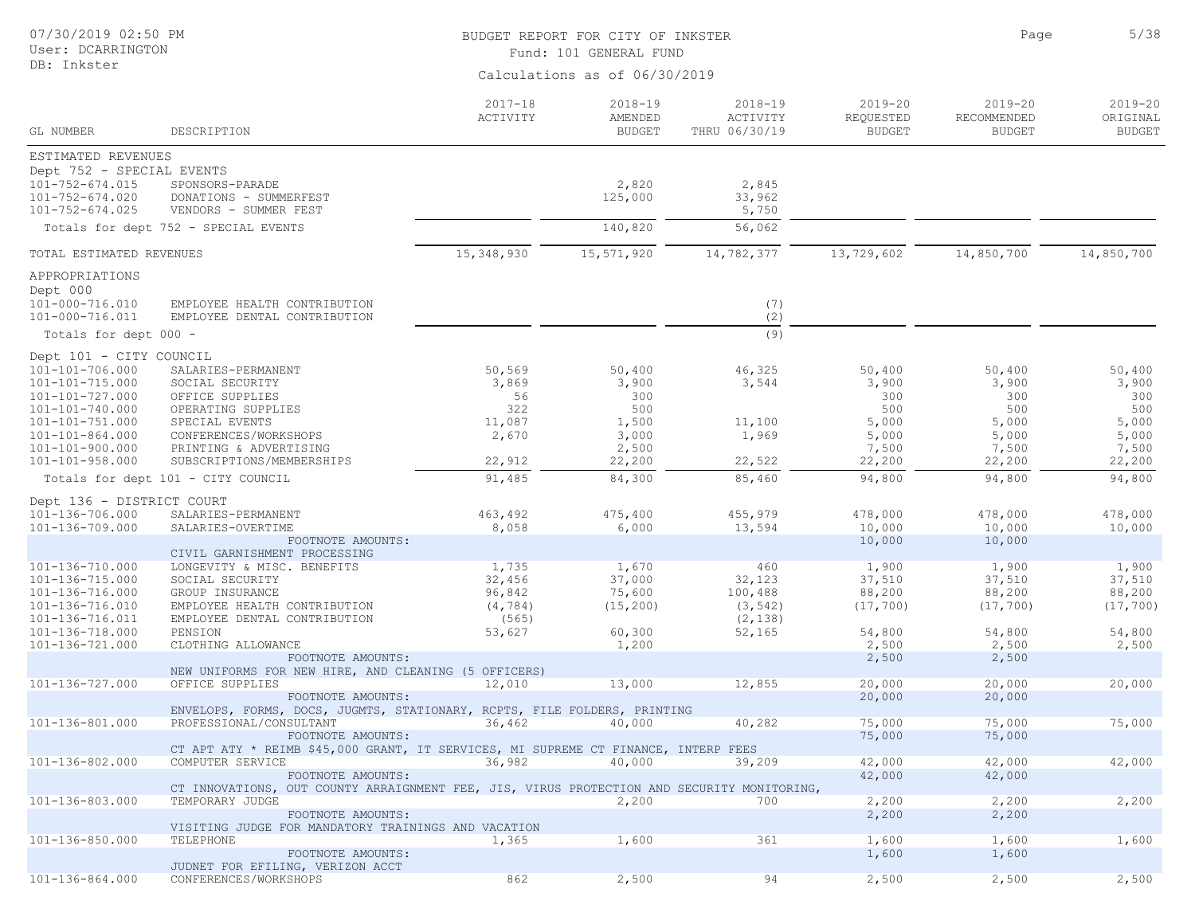BUDGET REPORT FOR CITY OF INKSTER

Fund: 101 GENERAL FUND

Calculations as of 06/30/2019

| GL NUMBER | DESCRIPTION | 2017-18 ACTIVITY | 2018-19 AMENDED BUDGET | 2018-19 ACTIVITY THRU 06/30/19 | 2019-20 REQUESTED BUDGET | 2019-20 RECOMMENDED BUDGET | 2019-20 ORIGINAL BUDGET |
|---|---|---|---|---|---|---|---|
| **ESTIMATED REVENUES** | | | | | | | |
| Dept 752 - SPECIAL EVENTS | | | | | | | |
| 101-752-674.015 | SPONSORS-PARADE | | 2,820 | 2,845 | | | |
| 101-752-674.020 | DONATIONS - SUMMERFEST | | 125,000 | 33,962 | | | |
| 101-752-674.025 | VENDORS - SUMMER FEST | | | 5,750 | | | |
| | Totals for dept 752 - SPECIAL EVENTS | | 140,820 | 56,062 | | | |
| TOTAL ESTIMATED REVENUES | | 15,348,930 | 15,571,920 | 14,782,377 | 13,729,602 | 14,850,700 | 14,850,700 |
| **APPROPRIATIONS** | | | | | | | |
| Dept 000 | | | | | | | |
| 101-000-716.010 | EMPLOYEE HEALTH CONTRIBUTION | | | (7) | | | |
| 101-000-716.011 | EMPLOYEE DENTAL CONTRIBUTION | | | (2) | | | |
| | Totals for dept 000 - | | | (9) | | | |
| Dept 101 - CITY COUNCIL | | | | | | | |
| 101-101-706.000 | SALARIES-PERMANENT | 50,569 | 50,400 | 46,325 | 50,400 | 50,400 | 50,400 |
| 101-101-715.000 | SOCIAL SECURITY | 3,869 | 3,900 | 3,544 | 3,900 | 3,900 | 3,900 |
| 101-101-727.000 | OFFICE SUPPLIES | 56 | 300 | | 300 | 300 | 300 |
| 101-101-740.000 | OPERATING SUPPLIES | 322 | 500 | | 500 | 500 | 500 |
| 101-101-751.000 | SPECIAL EVENTS | 11,087 | 1,500 | 11,100 | 5,000 | 5,000 | 5,000 |
| 101-101-864.000 | CONFERENCES/WORKSHOPS | 2,670 | 3,000 | 1,969 | 5,000 | 5,000 | 5,000 |
| 101-101-900.000 | PRINTING & ADVERTISING | | 2,500 | | 7,500 | 7,500 | 7,500 |
| 101-101-958.000 | SUBSCRIPTIONS/MEMBERSHIPS | 22,912 | 22,200 | 22,522 | 22,200 | 22,200 | 22,200 |
| | Totals for dept 101 - CITY COUNCIL | 91,485 | 84,300 | 85,460 | 94,800 | 94,800 | 94,800 |
| Dept 136 - DISTRICT COURT | | | | | | | |
| 101-136-706.000 | SALARIES-PERMANENT | 463,492 | 475,400 | 455,979 | 478,000 | 478,000 | 478,000 |
| 101-136-709.000 | SALARIES-OVERTIME | 8,058 | 6,000 | 13,594 | 10,000 | 10,000 | 10,000 |
| | FOOTNOTE AMOUNTS: CIVIL GARNISHMENT PROCESSING | | | | 10,000 | 10,000 | |
| 101-136-710.000 | LONGEVITY & MISC. BENEFITS | 1,735 | 1,670 | 460 | 1,900 | 1,900 | 1,900 |
| 101-136-715.000 | SOCIAL SECURITY | 32,456 | 37,000 | 32,123 | 37,510 | 37,510 | 37,510 |
| 101-136-716.000 | GROUP INSURANCE | 96,842 | 75,600 | 100,488 | 88,200 | 88,200 | 88,200 |
| 101-136-716.010 | EMPLOYEE HEALTH CONTRIBUTION | (4,784) | (15,200) | (3,542) | (17,700) | (17,700) | (17,700) |
| 101-136-716.011 | EMPLOYEE DENTAL CONTRIBUTION | (565) | | (2,138) | | | |
| 101-136-718.000 | PENSION | 53,627 | 60,300 | 52,165 | 54,800 | 54,800 | 54,800 |
| 101-136-721.000 | CLOTHING ALLOWANCE | | 1,200 | | 2,500 | 2,500 | 2,500 |
| | FOOTNOTE AMOUNTS: NEW UNIFORMS FOR NEW HIRE, AND CLEANING (5 OFFICERS) | | | | 2,500 | 2,500 | |
| 101-136-727.000 | OFFICE SUPPLIES | 12,010 | 13,000 | 12,855 | 20,000 | 20,000 | 20,000 |
| | FOOTNOTE AMOUNTS: ENVELOPS, FORMS, DOCS, JUGMTS, STATIONARY, RCPTS, FILE FOLDERS, PRINTING | | | | 20,000 | 20,000 | |
| 101-136-801.000 | PROFESSIONAL/CONSULTANT | 36,462 | 40,000 | 40,282 | 75,000 | 75,000 | 75,000 |
| | FOOTNOTE AMOUNTS: CT APT ATY * REIMB $45,000 GRANT, IT SERVICES, MI SUPREME CT FINANCE, INTERP FEES | | | | 75,000 | 75,000 | |
| 101-136-802.000 | COMPUTER SERVICE | 36,982 | 40,000 | 39,209 | 42,000 | 42,000 | 42,000 |
| | FOOTNOTE AMOUNTS: CT INNOVATIONS, OUT COUNTY ARRAIGNMENT FEE, JIS, VIRUS PROTECTION AND SECURITY MONITORING, | | | | 42,000 | 42,000 | |
| 101-136-803.000 | TEMPORARY JUDGE | | 2,200 | 700 | 2,200 | 2,200 | 2,200 |
| | FOOTNOTE AMOUNTS: VISITING JUDGE FOR MANDATORY TRAININGS AND VACATION | | | | 2,200 | 2,200 | |
| 101-136-850.000 | TELEPHONE | 1,365 | 1,600 | 361 | 1,600 | 1,600 | 1,600 |
| | FOOTNOTE AMOUNTS: JUDNET FOR EFILING, VERIZON ACCT | | | | 1,600 | 1,600 | |
| 101-136-864.000 | CONFERENCES/WORKSHOPS | 862 | 2,500 | 94 | 2,500 | 2,500 | 2,500 |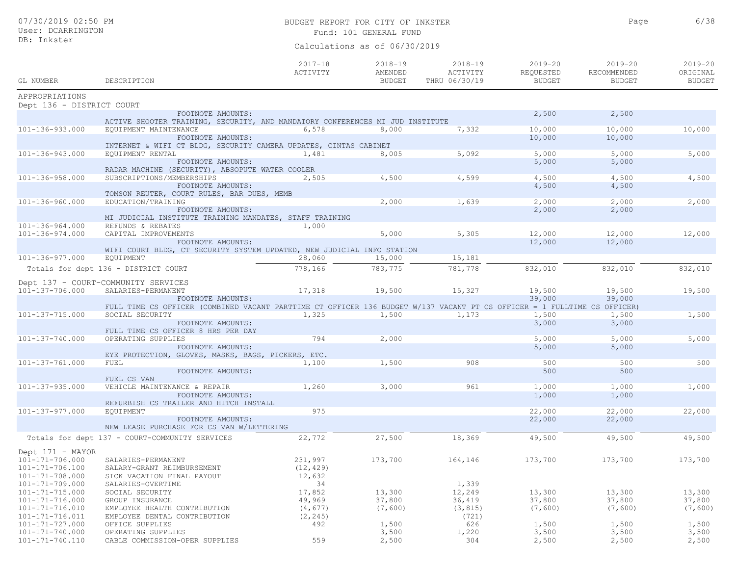BUDGET REPORT FOR CITY OF INKSTER
Fund: 101 GENERAL FUND
Calculations as of 06/30/2019

| GL NUMBER | DESCRIPTION | 2017-18 ACTIVITY | 2018-19 AMENDED BUDGET | 2018-19 ACTIVITY THRU 06/30/19 | 2019-20 REQUESTED BUDGET | 2019-20 RECOMMENDED BUDGET | 2019-20 ORIGINAL BUDGET |
|---|---|---|---|---|---|---|---|
| **APPROPRIATIONS** | | | | | | | |
| **Dept 136 - DISTRICT COURT** | | | | | | | |
| | FOOTNOTE AMOUNTS: | | | | 2,500 | 2,500 | |
| | ACTIVE SHOOTER TRAINING, SECURITY, AND MANDATORY CONFERENCES MI JUD INSTITUTE | | | | | | |
| 101-136-933.000 | EQUIPMENT MAINTENANCE | 6,578 | 8,000 | 7,332 | 10,000 | 10,000 | 10,000 |
| | FOOTNOTE AMOUNTS: | | | | 10,000 | 10,000 | |
| | INTERNET & WIFI CT BLDG, SECURITY CAMERA UPDATES, CINTAS CABINET | | | | | | |
| 101-136-943.000 | EQUIPMENT RENTAL | 1,481 | 8,005 | 5,092 | 5,000 | 5,000 | 5,000 |
| | FOOTNOTE AMOUNTS: | | | | 5,000 | 5,000 | |
| | RADAR MACHINE (SECURITY), ABSOPUTE WATER COOLER | | | | | | |
| 101-136-958.000 | SUBSCRIPTIONS/MEMBERSHIPS | 2,505 | 4,500 | 4,599 | 4,500 | 4,500 | 4,500 |
| | FOOTNOTE AMOUNTS: | | | | 4,500 | 4,500 | |
| | TOMSON REUTER, COURT RULES, BAR DUES, MEMB | | | | | | |
| 101-136-960.000 | EDUCATION/TRAINING | | 2,000 | 1,639 | 2,000 | 2,000 | 2,000 |
| | FOOTNOTE AMOUNTS: | | | | 2,000 | 2,000 | |
| | MI JUDICIAL INSTITUTE TRAINING MANDATES, STAFF TRAINING | | | | | | |
| 101-136-964.000 | REFUNDS & REBATES | 1,000 | | | | | |
| 101-136-974.000 | CAPITAL IMPROVEMENTS | | 5,000 | 5,305 | 12,000 | 12,000 | 12,000 |
| | FOOTNOTE AMOUNTS: | | | | 12,000 | 12,000 | |
| | WIFI COURT BLDG, CT SECURITY SYSTEM UPDATED, NEW JUDICIAL INFO STATION | | | | | | |
| 101-136-977.000 | EQUIPMENT | 28,060 | 15,000 | 15,181 | | | |
| | Totals for dept 136 - DISTRICT COURT | 778,166 | 783,775 | 781,778 | 832,010 | 832,010 | 832,010 |
| **Dept 137 - COURT-COMMUNITY SERVICES** | | | | | | | |
| 101-137-706.000 | SALARIES-PERMANENT | 17,318 | 19,500 | 15,327 | 19,500 | 19,500 | 19,500 |
| | FOOTNOTE AMOUNTS: | | | | 39,000 | 39,000 | |
| | FULL TIME CS OFFICER (COMBINED VACANT PARTTIME CT OFFICER 136 BUDGET W/137 VACANT PT CS OFFICER = 1 FULLTIME CS OFFICER) | | | | | | |
| 101-137-715.000 | SOCIAL SECURITY | 1,325 | 1,500 | 1,173 | 1,500 | 1,500 | 1,500 |
| | FOOTNOTE AMOUNTS: | | | | 3,000 | 3,000 | |
| | FULL TIME CS OFFICER 8 HRS PER DAY | | | | | | |
| 101-137-740.000 | OPERATING SUPPLIES | 794 | 2,000 | | 5,000 | 5,000 | 5,000 |
| | FOOTNOTE AMOUNTS: | | | | 5,000 | 5,000 | |
| | EYE PROTECTION, GLOVES, MASKS, BAGS, PICKERS, ETC. | | | | | | |
| 101-137-761.000 | FUEL | 1,100 | 1,500 | 908 | 500 | 500 | 500 |
| | FOOTNOTE AMOUNTS: | | | | 500 | 500 | |
| | FUEL CS VAN | | | | | | |
| 101-137-935.000 | VEHICLE MAINTENANCE & REPAIR | 1,260 | 3,000 | 961 | 1,000 | 1,000 | 1,000 |
| | FOOTNOTE AMOUNTS: | | | | 1,000 | 1,000 | |
| | REFURBISH CS TRAILER AND HITCH INSTALL | | | | | | |
| 101-137-977.000 | EQUIPMENT | 975 | | | 22,000 | 22,000 | 22,000 |
| | FOOTNOTE AMOUNTS: | | | | 22,000 | 22,000 | |
| | NEW LEASE PURCHASE FOR CS VAN W/LETTERING | | | | | | |
| | Totals for dept 137 - COURT-COMMUNITY SERVICES | 22,772 | 27,500 | 18,369 | 49,500 | 49,500 | 49,500 |
| **Dept 171 - MAYOR** | | | | | | | |
| 101-171-706.000 | SALARIES-PERMANENT | 231,997 | 173,700 | 164,146 | 173,700 | 173,700 | 173,700 |
| 101-171-706.100 | SALARY-GRANT REIMBURSEMENT | (12,429) | | | | | |
| 101-171-708.000 | SICK VACATION FINAL PAYOUT | 12,632 | | | | | |
| 101-171-709.000 | SALARIES-OVERTIME | 34 | | 1,339 | | | |
| 101-171-715.000 | SOCIAL SECURITY | 17,852 | 13,300 | 12,249 | 13,300 | 13,300 | 13,300 |
| 101-171-716.000 | GROUP INSURANCE | 49,969 | 37,800 | 36,419 | 37,800 | 37,800 | 37,800 |
| 101-171-716.010 | EMPLOYEE HEALTH CONTRIBUTION | (4,677) | (7,600) | (3,815) | (7,600) | (7,600) | (7,600) |
| 101-171-716.011 | EMPLOYEE DENTAL CONTRIBUTION | (2,245) | | (721) | | | |
| 101-171-727.000 | OFFICE SUPPLIES | 492 | 1,500 | 626 | 1,500 | 1,500 | 1,500 |
| 101-171-740.000 | OPERATING SUPPLIES | | 3,500 | 1,220 | 3,500 | 3,500 | 3,500 |
| 101-171-740.110 | CABLE COMMISSION-OPER SUPPLIES | 559 | 2,500 | 304 | 2,500 | 2,500 | 2,500 |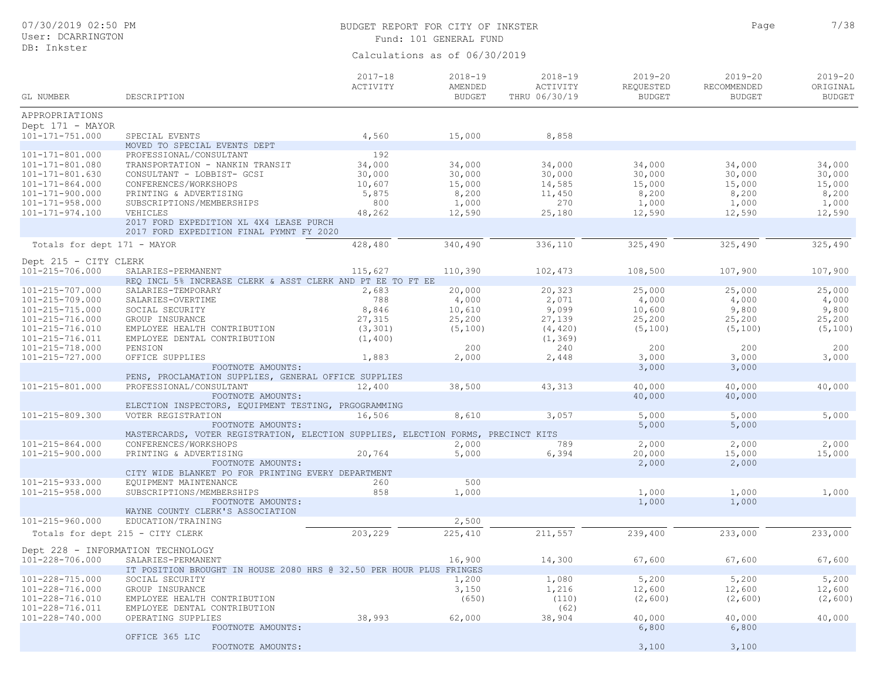BUDGET REPORT FOR CITY OF INKSTER

Fund: 101 GENERAL FUND

Calculations as of 06/30/2019

| GL NUMBER | DESCRIPTION | 2017-18 ACTIVITY | 2018-19 AMENDED BUDGET | 2018-19 ACTIVITY THRU 06/30/19 | 2019-20 REQUESTED BUDGET | 2019-20 RECOMMENDED BUDGET | 2019-20 ORIGINAL BUDGET |
|---|---|---|---|---|---|---|---|
| APPROPRIATIONS | | | | | | | |
| Dept 171 - MAYOR | | | | | | | |
| 101-171-751.000 | SPECIAL EVENTS | 4,560 | 15,000 | 8,858 | | | |
| | MOVED TO SPECIAL EVENTS DEPT | | | | | | |
| 101-171-801.000 | PROFESSIONAL/CONSULTANT | 192 | | | | | |
| 101-171-801.080 | TRANSPORTATION - NANKIN TRANSIT | 34,000 | 34,000 | 34,000 | 34,000 | 34,000 | 34,000 |
| 101-171-801.630 | CONSULTANT - LOBBIST- GCSI | 30,000 | 30,000 | 30,000 | 30,000 | 30,000 | 30,000 |
| 101-171-864.000 | CONFERENCES/WORKSHOPS | 10,607 | 15,000 | 14,585 | 15,000 | 15,000 | 15,000 |
| 101-171-900.000 | PRINTING & ADVERTISING | 5,875 | 8,200 | 11,450 | 8,200 | 8,200 | 8,200 |
| 101-171-958.000 | SUBSCRIPTIONS/MEMBERSHIPS | 800 | 1,000 | 270 | 1,000 | 1,000 | 1,000 |
| 101-171-974.100 | VEHICLES | 48,262 | 12,590 | 25,180 | 12,590 | 12,590 | 12,590 |
| | 2017 FORD EXPEDITION XL 4X4 LEASE PURCH | | | | | | |
| | 2017 FORD EXPEDITION FINAL PYMNT FY 2020 | | | | | | |
| Totals for dept 171 - MAYOR | | 428,480 | 340,490 | 336,110 | 325,490 | 325,490 | 325,490 |
| Dept 215 - CITY CLERK | | | | | | | |
| 101-215-706.000 | SALARIES-PERMANENT | 115,627 | 110,390 | 102,473 | 108,500 | 107,900 | 107,900 |
| | REQ INCL 5% INCREASE CLERK & ASST CLERK AND PT EE TO FT EE | | | | | | |
| 101-215-707.000 | SALARIES-TEMPORARY | 2,683 | 20,000 | 20,323 | 25,000 | 25,000 | 25,000 |
| 101-215-709.000 | SALARIES-OVERTIME | 788 | 4,000 | 2,071 | 4,000 | 4,000 | 4,000 |
| 101-215-715.000 | SOCIAL SECURITY | 8,846 | 10,610 | 9,099 | 10,600 | 9,800 | 9,800 |
| 101-215-716.000 | GROUP INSURANCE | 27,315 | 25,200 | 27,139 | 25,200 | 25,200 | 25,200 |
| 101-215-716.010 | EMPLOYEE HEALTH CONTRIBUTION | (3,301) | (5,100) | (4,420) | (5,100) | (5,100) | (5,100) |
| 101-215-716.011 | EMPLOYEE DENTAL CONTRIBUTION | (1,400) | | (1,369) | | | |
| 101-215-718.000 | PENSION | | 200 | 240 | 200 | 200 | 200 |
| 101-215-727.000 | OFFICE SUPPLIES | 1,883 | 2,000 | 2,448 | 3,000 | 3,000 | 3,000 |
| | FOOTNOTE AMOUNTS: | | | | 3,000 | 3,000 | |
| | PENS, PROCLAMATION SUPPLIES, GENERAL OFFICE SUPPLIES | | | | | | |
| 101-215-801.000 | PROFESSIONAL/CONSULTANT | 12,400 | 38,500 | 43,313 | 40,000 | 40,000 | 40,000 |
| | FOOTNOTE AMOUNTS: | | | | 40,000 | 40,000 | |
| | ELECTION INSPECTORS, EQUIPMENT TESTING, PRGOGRAMMING | | | | | | |
| 101-215-809.300 | VOTER REGISTRATION | 16,506 | 8,610 | 3,057 | 5,000 | 5,000 | 5,000 |
| | FOOTNOTE AMOUNTS: | | | | 5,000 | 5,000 | |
| | MASTERCARDS, VOTER REGISTRATION, ELECTION SUPPLIES, ELECTION FORMS, PRECINCT KITS | | | | | | |
| 101-215-864.000 | CONFERENCES/WORKSHOPS | | 2,000 | 789 | 2,000 | 2,000 | 2,000 |
| 101-215-900.000 | PRINTING & ADVERTISING | 20,764 | 5,000 | 6,394 | 20,000 | 15,000 | 15,000 |
| | FOOTNOTE AMOUNTS: | | | | 2,000 | 2,000 | |
| | CITY WIDE BLANKET PO FOR PRINTING EVERY DEPARTMENT | | | | | | |
| 101-215-933.000 | EQUIPMENT MAINTENANCE | 260 | 500 | | | | |
| 101-215-958.000 | SUBSCRIPTIONS/MEMBERSHIPS | 858 | 1,000 | | 1,000 | 1,000 | 1,000 |
| | FOOTNOTE AMOUNTS: | | | | 1,000 | 1,000 | |
| | WAYNE COUNTY CLERK'S ASSOCIATION | | | | | | |
| 101-215-960.000 | EDUCATION/TRAINING | | 2,500 | | | | |
| Totals for dept 215 - CITY CLERK | | 203,229 | 225,410 | 211,557 | 239,400 | 233,000 | 233,000 |
| Dept 228 - INFORMATION TECHNOLOGY | | | | | | | |
| 101-228-706.000 | SALARIES-PERMANENT | | 16,900 | 14,300 | 67,600 | 67,600 | 67,600 |
| | IT POSITION BROUGHT IN HOUSE 2080 HRS @ 32.50 PER HOUR PLUS FRINGES | | | | | | |
| 101-228-715.000 | SOCIAL SECURITY | | 1,200 | 1,080 | 5,200 | 5,200 | 5,200 |
| 101-228-716.000 | GROUP INSURANCE | | 3,150 | 1,216 | 12,600 | 12,600 | 12,600 |
| 101-228-716.010 | EMPLOYEE HEALTH CONTRIBUTION | | (650) | (110) | (2,600) | (2,600) | (2,600) |
| 101-228-716.011 | EMPLOYEE DENTAL CONTRIBUTION | | | (62) | | | |
| 101-228-740.000 | OPERATING SUPPLIES | 38,993 | 62,000 | 38,904 | 40,000 | 40,000 | 40,000 |
| | FOOTNOTE AMOUNTS: | | | | 6,800 | 6,800 | |
| | OFFICE 365 LIC | | | | | | |
| | FOOTNOTE AMOUNTS: | | | | 3,100 | 3,100 | |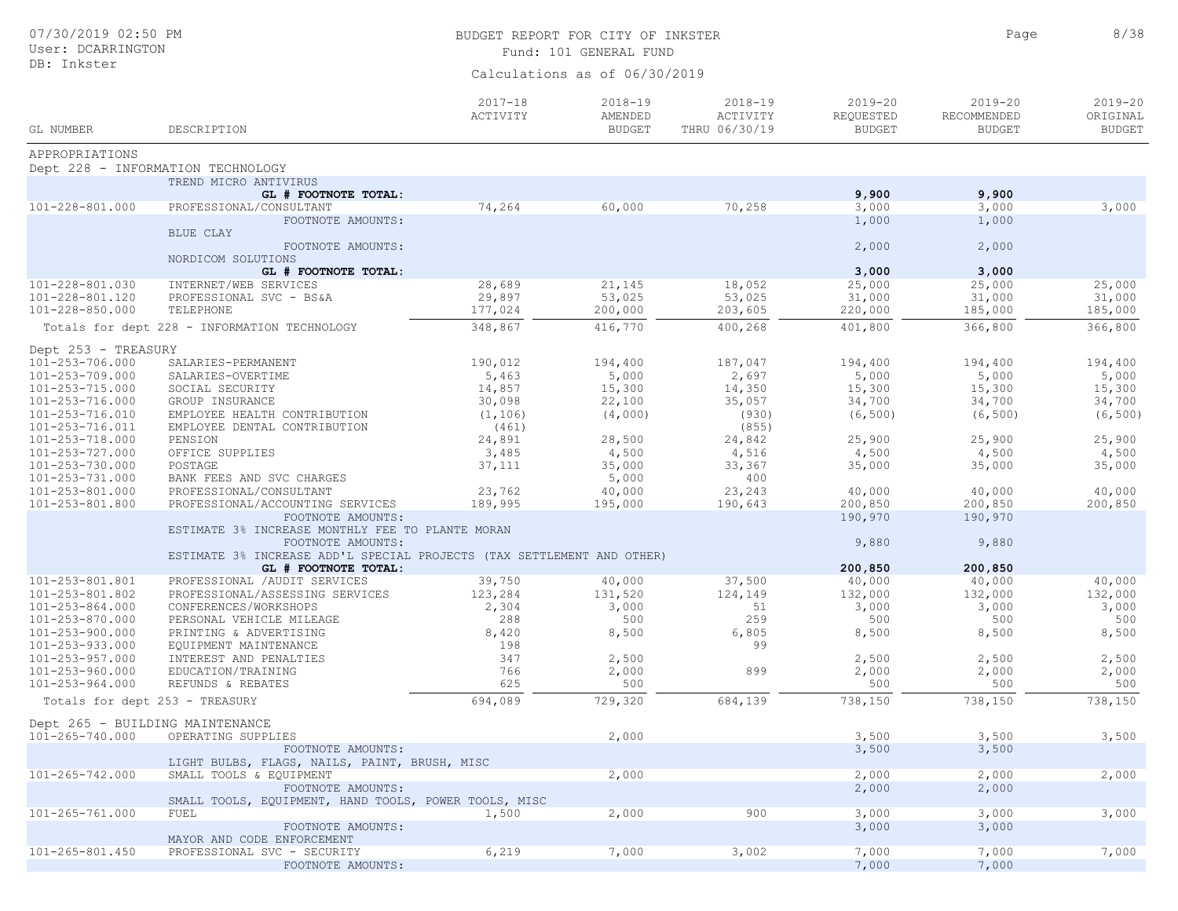BUDGET REPORT FOR CITY OF INKSTER

Fund: 101 GENERAL FUND

Calculations as of 06/30/2019

| GL NUMBER | DESCRIPTION | 2017-18 ACTIVITY | 2018-19 AMENDED BUDGET | 2018-19 ACTIVITY THRU 06/30/19 | 2019-20 REQUESTED BUDGET | 2019-20 RECOMMENDED BUDGET | 2019-20 ORIGINAL BUDGET |
|---|---|---|---|---|---|---|---|
| APPROPRIATIONS | | | | | | | |
| Dept 228 - INFORMATION TECHNOLOGY | | | | | | | |
| | TREND MICRO ANTIVIRUS | | | | | | |
| | **GL # FOOTNOTE TOTAL:** | | | | **9,900** | **9,900** | |
| 101-228-801.000 | PROFESSIONAL/CONSULTANT | 74,264 | 60,000 | 70,258 | 3,000 | 3,000 | 3,000 |
| | FOOTNOTE AMOUNTS: | | | | 1,000 | 1,000 | |
| | BLUE CLAY | | | | | | |
| | FOOTNOTE AMOUNTS: | | | | 2,000 | 2,000 | |
| | NORDICOM SOLUTIONS | | | | | | |
| | **GL # FOOTNOTE TOTAL:** | | | | **3,000** | **3,000** | |
| 101-228-801.030 | INTERNET/WEB SERVICES | 28,689 | 21,145 | 18,052 | 25,000 | 25,000 | 25,000 |
| 101-228-801.120 | PROFESSIONAL SVC - BS&A | 29,897 | 53,025 | 53,025 | 31,000 | 31,000 | 31,000 |
| 101-228-850.000 | TELEPHONE | 177,024 | 200,000 | 203,605 | 220,000 | 185,000 | 185,000 |
| Totals for dept 228 - INFORMATION TECHNOLOGY | | 348,867 | 416,770 | 400,268 | 401,800 | 366,800 | 366,800 |
| Dept 253 - TREASURY | | | | | | | |
| 101-253-706.000 | SALARIES-PERMANENT | 190,012 | 194,400 | 187,047 | 194,400 | 194,400 | 194,400 |
| 101-253-709.000 | SALARIES-OVERTIME | 5,463 | 5,000 | 2,697 | 5,000 | 5,000 | 5,000 |
| 101-253-715.000 | SOCIAL SECURITY | 14,857 | 15,300 | 14,350 | 15,300 | 15,300 | 15,300 |
| 101-253-716.000 | GROUP INSURANCE | 30,098 | 22,100 | 35,057 | 34,700 | 34,700 | 34,700 |
| 101-253-716.010 | EMPLOYEE HEALTH CONTRIBUTION | (1,106) | (4,000) | (930) | (6,500) | (6,500) | (6,500) |
| 101-253-716.011 | EMPLOYEE DENTAL CONTRIBUTION | (461) | | (855) | | | |
| 101-253-718.000 | PENSION | 24,891 | 28,500 | 24,842 | 25,900 | 25,900 | 25,900 |
| 101-253-727.000 | OFFICE SUPPLIES | 3,485 | 4,500 | 4,516 | 4,500 | 4,500 | 4,500 |
| 101-253-730.000 | POSTAGE | 37,111 | 35,000 | 33,367 | 35,000 | 35,000 | 35,000 |
| 101-253-731.000 | BANK FEES AND SVC CHARGES | | 5,000 | 400 | | | |
| 101-253-801.000 | PROFESSIONAL/CONSULTANT | 23,762 | 40,000 | 23,243 | 40,000 | 40,000 | 40,000 |
| 101-253-801.800 | PROFESSIONAL/ACCOUNTING SERVICES | 189,995 | 195,000 | 190,643 | 200,850 | 200,850 | 200,850 |
| | FOOTNOTE AMOUNTS: | | | | 190,970 | 190,970 | |
| | ESTIMATE 3% INCREASE MONTHLY FEE TO PLANTE MORAN | | | | | | |
| | FOOTNOTE AMOUNTS: | | | | 9,880 | 9,880 | |
| | ESTIMATE 3% INCREASE ADD'L SPECIAL PROJECTS (TAX SETTLEMENT AND OTHER) | | | | | | |
| | **GL # FOOTNOTE TOTAL:** | | | | **200,850** | **200,850** | |
| 101-253-801.801 | PROFESSIONAL /AUDIT SERVICES | 39,750 | 40,000 | 37,500 | 40,000 | 40,000 | 40,000 |
| 101-253-801.802 | PROFESSIONAL/ASSESSING SERVICES | 123,284 | 131,520 | 124,149 | 132,000 | 132,000 | 132,000 |
| 101-253-864.000 | CONFERENCES/WORKSHOPS | 2,304 | 3,000 | 51 | 3,000 | 3,000 | 3,000 |
| 101-253-870.000 | PERSONAL VEHICLE MILEAGE | 288 | 500 | 259 | 500 | 500 | 500 |
| 101-253-900.000 | PRINTING & ADVERTISING | 8,420 | 8,500 | 6,805 | 8,500 | 8,500 | 8,500 |
| 101-253-933.000 | EQUIPMENT MAINTENANCE | 198 | | 99 | | | |
| 101-253-957.000 | INTEREST AND PENALTIES | 347 | 2,500 | | 2,500 | 2,500 | 2,500 |
| 101-253-960.000 | EDUCATION/TRAINING | 766 | 2,000 | 899 | 2,000 | 2,000 | 2,000 |
| 101-253-964.000 | REFUNDS & REBATES | 625 | 500 | | 500 | 500 | 500 |
| Totals for dept 253 - TREASURY | | 694,089 | 729,320 | 684,139 | 738,150 | 738,150 | 738,150 |
| Dept 265 - BUILDING MAINTENANCE | | | | | | | |
| 101-265-740.000 | OPERATING SUPPLIES | | 2,000 | | 3,500 | 3,500 | 3,500 |
| | FOOTNOTE AMOUNTS: | | | | 3,500 | 3,500 | |
| | LIGHT BULBS, FLAGS, NAILS, PAINT, BRUSH, MISC | | | | | | |
| 101-265-742.000 | SMALL TOOLS & EQUIPMENT | | 2,000 | | 2,000 | 2,000 | 2,000 |
| | FOOTNOTE AMOUNTS: | | | | 2,000 | 2,000 | |
| | SMALL TOOLS, EQUIPMENT, HAND TOOLS, POWER TOOLS, MISC | | | | | | |
| 101-265-761.000 | FUEL | 1,500 | 2,000 | 900 | 3,000 | 3,000 | 3,000 |
| | FOOTNOTE AMOUNTS: | | | | 3,000 | 3,000 | |
| | MAYOR AND CODE ENFORCEMENT | | | | | | |
| 101-265-801.450 | PROFESSIONAL SVC - SECURITY | 6,219 | 7,000 | 3,002 | 7,000 | 7,000 | 7,000 |
| | FOOTNOTE AMOUNTS: | | | | 7,000 | 7,000 | |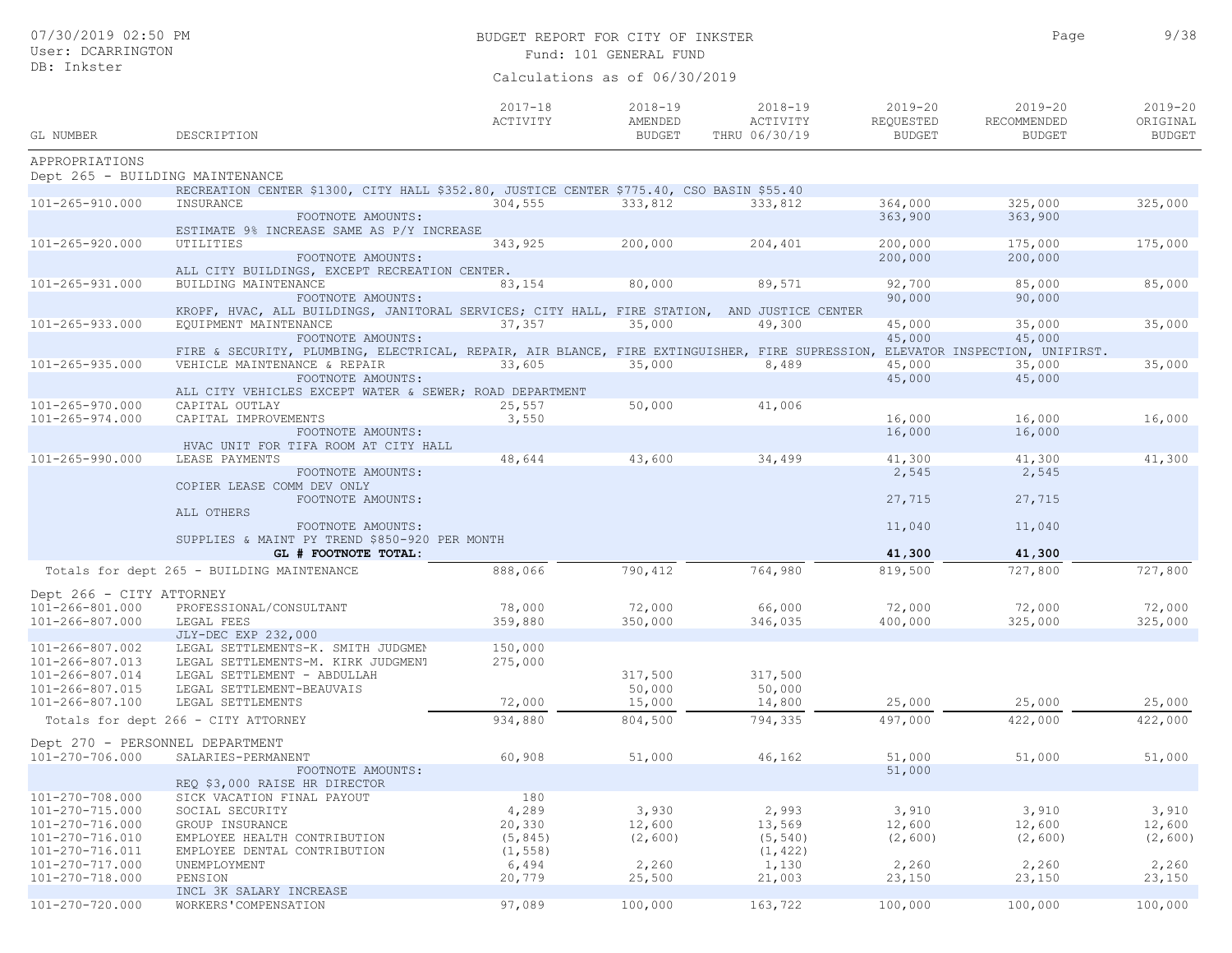BUDGET REPORT FOR CITY OF INKSTER

Fund: 101 GENERAL FUND

Calculations as of 06/30/2019

| GL NUMBER | DESCRIPTION | 2017-18 ACTIVITY | 2018-19 AMENDED BUDGET | 2018-19 ACTIVITY THRU 06/30/19 | 2019-20 REQUESTED BUDGET | 2019-20 RECOMMENDED BUDGET | 2019-20 ORIGINAL BUDGET |
|---|---|---|---|---|---|---|---|
| APPROPRIATIONS | | | | | | | |
| Dept 265 - BUILDING MAINTENANCE | | | | | | | |
| | RECREATION CENTER $1300, CITY HALL $352.80, JUSTICE CENTER $775.40, CSO BASIN $55.40 | | | | | | |
| 101-265-910.000 | INSURANCE | 304,555 | 333,812 | 333,812 | 364,000 | 325,000 | 325,000 |
| | FOOTNOTE AMOUNTS: | | | | 363,900 | 363,900 | |
| | ESTIMATE 9% INCREASE SAME AS P/Y INCREASE | | | | | | |
| 101-265-920.000 | UTILITIES | 343,925 | 200,000 | 204,401 | 200,000 | 175,000 | 175,000 |
| | FOOTNOTE AMOUNTS: | | | | 200,000 | 200,000 | |
| | ALL CITY BUILDINGS, EXCEPT RECREATION CENTER. | | | | | | |
| 101-265-931.000 | BUILDING MAINTENANCE | 83,154 | 80,000 | 89,571 | 92,700 | 85,000 | 85,000 |
| | FOOTNOTE AMOUNTS: | | | | 90,000 | 90,000 | |
| | KROPF, HVAC, ALL BUILDINGS, JANITORAL SERVICES; CITY HALL, FIRE STATION, AND JUSTICE CENTER | | | | | | |
| 101-265-933.000 | EQUIPMENT MAINTENANCE | 37,357 | 35,000 | 49,300 | 45,000 | 35,000 | 35,000 |
| | FOOTNOTE AMOUNTS: | | | | 45,000 | 45,000 | |
| | FIRE & SECURITY, PLUMBING, ELECTRICAL, REPAIR, AIR BLANCE, FIRE EXTINGUISHER, FIRE SUPRESSION, ELEVATOR INSPECTION, UNIFIRST. | | | | | | |
| 101-265-935.000 | VEHICLE MAINTENANCE & REPAIR | 33,605 | 35,000 | 8,489 | 45,000 | 35,000 | 35,000 |
| | FOOTNOTE AMOUNTS: | | | | 45,000 | 45,000 | |
| | ALL CITY VEHICLES EXCEPT WATER & SEWER; ROAD DEPARTMENT | | | | | | |
| 101-265-970.000 | CAPITAL OUTLAY | 25,557 | 50,000 | 41,006 | | | |
| 101-265-974.000 | CAPITAL IMPROVEMENTS | 3,550 | | | 16,000 | 16,000 | 16,000 |
| | FOOTNOTE AMOUNTS: | | | | 16,000 | 16,000 | |
| | HVAC UNIT FOR TIFA ROOM AT CITY HALL | | | | | | |
| 101-265-990.000 | LEASE PAYMENTS | 48,644 | 43,600 | 34,499 | 41,300 | 41,300 | 41,300 |
| | FOOTNOTE AMOUNTS: | | | | 2,545 | 2,545 | |
| | COPIER LEASE COMM DEV ONLY | | | | | | |
| | FOOTNOTE AMOUNTS: | | | | 27,715 | 27,715 | |
| | ALL OTHERS | | | | | | |
| | FOOTNOTE AMOUNTS: | | | | 11,040 | 11,040 | |
| | SUPPLIES & MAINT PY TREND $850-920 PER MONTH | | | | | | |
| | **GL # FOOTNOTE TOTAL:** | | | | **41,300** | **41,300** | |
| Totals for dept 265 - BUILDING MAINTENANCE | | 888,066 | 790,412 | 764,980 | 819,500 | 727,800 | 727,800 |
| Dept 266 - CITY ATTORNEY | | | | | | | |
| 101-266-801.000 | PROFESSIONAL/CONSULTANT | 78,000 | 72,000 | 66,000 | 72,000 | 72,000 | 72,000 |
| 101-266-807.000 | LEGAL FEES | 359,880 | 350,000 | 346,035 | 400,000 | 325,000 | 325,000 |
| | JLY-DEC EXP 232,000 | | | | | | |
| 101-266-807.002 | LEGAL SETTLEMENTS-K. SMITH JUDGMEN | 150,000 | | | | | |
| 101-266-807.013 | LEGAL SETTLEMENTS-M. KIRK JUDGMENT | 275,000 | | | | | |
| 101-266-807.014 | LEGAL SETTLEMENT - ABDULLAH | | 317,500 | 317,500 | | | |
| 101-266-807.015 | LEGAL SETTLEMENT-BEAUVAIS | | 50,000 | 50,000 | | | |
| 101-266-807.100 | LEGAL SETTLEMENTS | 72,000 | 15,000 | 14,800 | 25,000 | 25,000 | 25,000 |
| Totals for dept 266 - CITY ATTORNEY | | 934,880 | 804,500 | 794,335 | 497,000 | 422,000 | 422,000 |
| Dept 270 - PERSONNEL DEPARTMENT | | | | | | | |
| 101-270-706.000 | SALARIES-PERMANENT | 60,908 | 51,000 | 46,162 | 51,000 | 51,000 | 51,000 |
| | FOOTNOTE AMOUNTS: | | | | 51,000 | | |
| | REQ $3,000 RAISE HR DIRECTOR | | | | | | |
| 101-270-708.000 | SICK VACATION FINAL PAYOUT | 180 | | | | | |
| 101-270-715.000 | SOCIAL SECURITY | 4,289 | 3,930 | 2,993 | 3,910 | 3,910 | 3,910 |
| 101-270-716.000 | GROUP INSURANCE | 20,330 | 12,600 | 13,569 | 12,600 | 12,600 | 12,600 |
| 101-270-716.010 | EMPLOYEE HEALTH CONTRIBUTION | (5,845) | (2,600) | (5,540) | (2,600) | (2,600) | (2,600) |
| 101-270-716.011 | EMPLOYEE DENTAL CONTRIBUTION | (1,558) | | (1,422) | | | |
| 101-270-717.000 | UNEMPLOYMENT | 6,494 | 2,260 | 1,130 | 2,260 | 2,260 | 2,260 |
| 101-270-718.000 | PENSION | 20,779 | 25,500 | 21,003 | 23,150 | 23,150 | 23,150 |
| | INCL 3K SALARY INCREASE | | | | | | |
| 101-270-720.000 | WORKERS'COMPENSATION | 97,089 | 100,000 | 163,722 | 100,000 | 100,000 | 100,000 |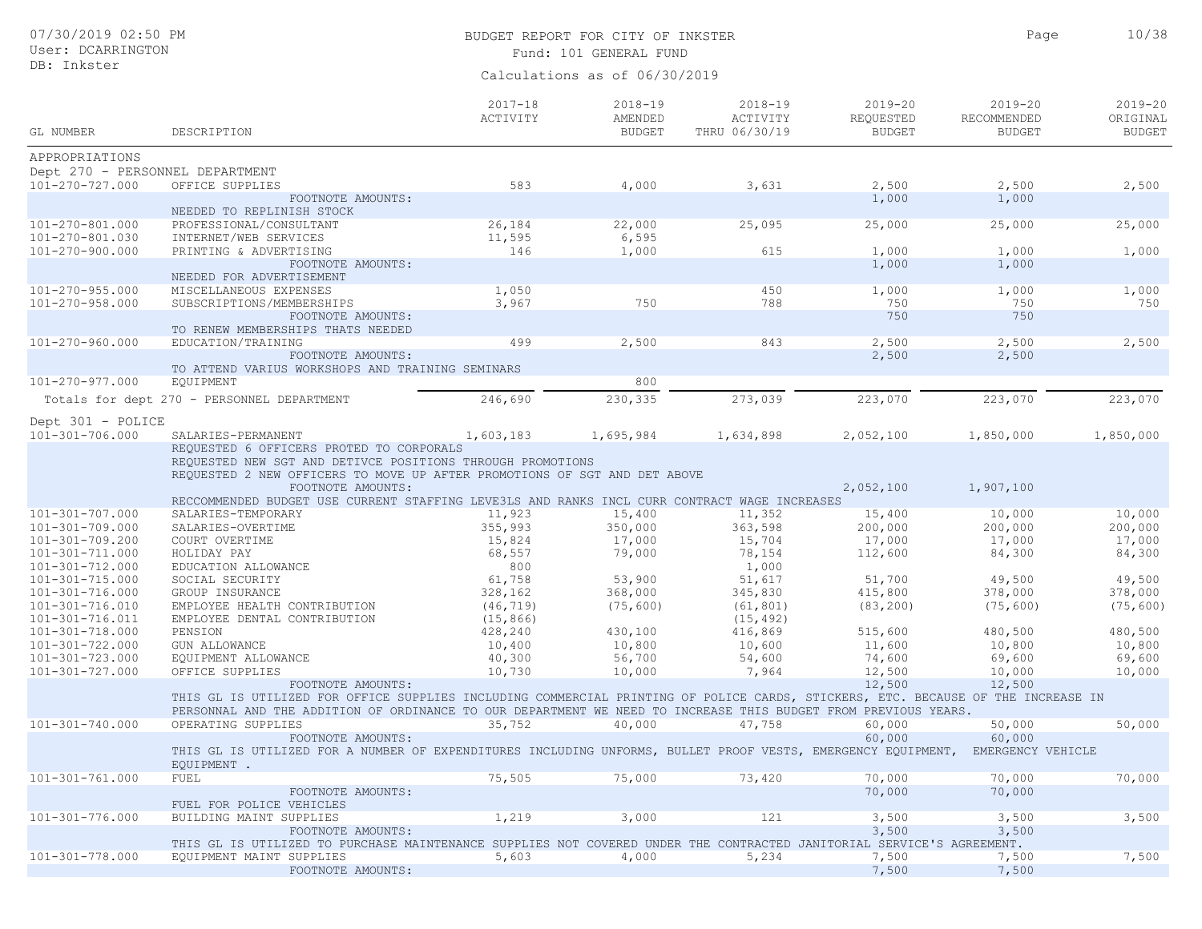BUDGET REPORT FOR CITY OF INKSTER
Fund: 101 GENERAL FUND

Calculations as of 06/30/2019

| GL NUMBER | DESCRIPTION | 2017-18 ACTIVITY | 2018-19 AMENDED BUDGET | 2018-19 ACTIVITY THRU 06/30/19 | 2019-20 REQUESTED BUDGET | 2019-20 RECOMMENDED BUDGET | 2019-20 ORIGINAL BUDGET |
|---|---|---|---|---|---|---|---|
| APPROPRIATIONS | | | | | | | |
| Dept 270 - PERSONNEL DEPARTMENT | | | | | | | |
| 101-270-727.000 | OFFICE SUPPLIES | 583 | 4,000 | 3,631 | 2,500 | 2,500 | 2,500 |
| | FOOTNOTE AMOUNTS: | | | | 1,000 | 1,000 | |
| | NEEDED TO REPLINISH STOCK | | | | | | |
| 101-270-801.000 | PROFESSIONAL/CONSULTANT | 26,184 | 22,000 | 25,095 | 25,000 | 25,000 | 25,000 |
| 101-270-801.030 | INTERNET/WEB SERVICES | 11,595 | 6,595 | | | | |
| 101-270-900.000 | PRINTING & ADVERTISING | 146 | 1,000 | 615 | 1,000 | 1,000 | 1,000 |
| | FOOTNOTE AMOUNTS: | | | | 1,000 | 1,000 | |
| | NEEDED FOR ADVERTISEMENT | | | | | | |
| 101-270-955.000 | MISCELLANEOUS EXPENSES | 1,050 | | 450 | 1,000 | 1,000 | 1,000 |
| 101-270-958.000 | SUBSCRIPTIONS/MEMBERSHIPS | 3,967 | 750 | 788 | 750 | 750 | 750 |
| | FOOTNOTE AMOUNTS: | | | | 750 | 750 | |
| | TO RENEW MEMBERSHIPS THATS NEEDED | | | | | | |
| 101-270-960.000 | EDUCATION/TRAINING | 499 | 2,500 | 843 | 2,500 | 2,500 | 2,500 |
| | FOOTNOTE AMOUNTS: | | | | 2,500 | 2,500 | |
| | TO ATTEND VARIUS WORKSHOPS AND TRAINING SEMINARS | | | | | | |
| 101-270-977.000 | EQUIPMENT | | 800 | | | | |
| Totals for dept 270 - PERSONNEL DEPARTMENT | | 246,690 | 230,335 | 273,039 | 223,070 | 223,070 | 223,070 |
| Dept 301 - POLICE | | | | | | | |
| 101-301-706.000 | SALARIES-PERMANENT | 1,603,183 | 1,695,984 | 1,634,898 | 2,052,100 | 1,850,000 | 1,850,000 |
| | REQUESTED 6 OFFICERS PROTED TO CORPORALS | | | | | | |
| | REQUESTED NEW SGT AND DETIVCE POSITIONS THROUGH PROMOTIONS | | | | | | |
| | REQUESTED 2 NEW OFFICERS TO MOVE UP AFTER PROMOTIONS OF SGT AND DET ABOVE | | | | | | |
| | FOOTNOTE AMOUNTS: | | | | 2,052,100 | 1,907,100 | |
| | RECCOMMENDED BUDGET USE CURRENT STAFFING LEVE3LS AND RANKS INCL CURR CONTRACT WAGE INCREASES | | | | | | |
| 101-301-707.000 | SALARIES-TEMPORARY | 11,923 | 15,400 | 11,352 | 15,400 | 10,000 | 10,000 |
| 101-301-709.000 | SALARIES-OVERTIME | 355,993 | 350,000 | 363,598 | 200,000 | 200,000 | 200,000 |
| 101-301-709.200 | COURT OVERTIME | 15,824 | 17,000 | 15,704 | 17,000 | 17,000 | 17,000 |
| 101-301-711.000 | HOLIDAY PAY | 68,557 | 79,000 | 78,154 | 112,600 | 84,300 | 84,300 |
| 101-301-712.000 | EDUCATION ALLOWANCE | 800 | | 1,000 | | | |
| 101-301-715.000 | SOCIAL SECURITY | 61,758 | 53,900 | 51,617 | 51,700 | 49,500 | 49,500 |
| 101-301-716.000 | GROUP INSURANCE | 328,162 | 368,000 | 345,830 | 415,800 | 378,000 | 378,000 |
| 101-301-716.010 | EMPLOYEE HEALTH CONTRIBUTION | (46,719) | (75,600) | (61,801) | (83,200) | (75,600) | (75,600) |
| 101-301-716.011 | EMPLOYEE DENTAL CONTRIBUTION | (15,866) | | (15,492) | | | |
| 101-301-718.000 | PENSION | 428,240 | 430,100 | 416,869 | 515,600 | 480,500 | 480,500 |
| 101-301-722.000 | GUN ALLOWANCE | 10,400 | 10,800 | 10,600 | 11,600 | 10,800 | 10,800 |
| 101-301-723.000 | EQUIPMENT ALLOWANCE | 40,300 | 56,700 | 54,600 | 74,600 | 69,600 | 69,600 |
| 101-301-727.000 | OFFICE SUPPLIES | 10,730 | 10,000 | 7,964 | 12,500 | 10,000 | 10,000 |
| | FOOTNOTE AMOUNTS: | | | | 12,500 | 12,500 | |
| | THIS GL IS UTILIZED FOR OFFICE SUPPLIES INCLUDING COMMERCIAL PRINTING OF POLICE CARDS, STICKERS, ETC. BECAUSE OF THE INCREASE IN PERSONNAL AND THE ADDITION OF ORDINANCE TO OUR DEPARTMENT WE NEED TO INCREASE THIS BUDGET FROM PREVIOUS YEARS. | | | | | | |
| 101-301-740.000 | OPERATING SUPPLIES | 35,752 | 40,000 | 47,758 | 60,000 | 50,000 | 50,000 |
| | FOOTNOTE AMOUNTS: | | | | 60,000 | 60,000 | |
| | THIS GL IS UTILIZED FOR A NUMBER OF EXPENDITURES INCLUDING UNFORMS, BULLET PROOF VESTS, EMERGENCY EQUIPMENT, EMERGENCY VEHICLE EQUIPMENT . | | | | | | |
| 101-301-761.000 | FUEL | 75,505 | 75,000 | 73,420 | 70,000 | 70,000 | 70,000 |
| | FOOTNOTE AMOUNTS: | | | | 70,000 | 70,000 | |
| | FUEL FOR POLICE VEHICLES | | | | | | |
| 101-301-776.000 | BUILDING MAINT SUPPLIES | 1,219 | 3,000 | 121 | 3,500 | 3,500 | 3,500 |
| | FOOTNOTE AMOUNTS: | | | | 3,500 | 3,500 | |
| | THIS GL IS UTILIZED TO PURCHASE MAINTENANCE SUPPLIES NOT COVERED UNDER THE CONTRACTED JANITORIAL SERVICE'S AGREEMENT. | | | | | | |
| 101-301-778.000 | EQUIPMENT MAINT SUPPLIES | 5,603 | 4,000 | 5,234 | 7,500 | 7,500 | 7,500 |
| | FOOTNOTE AMOUNTS: | | | | 7,500 | 7,500 | |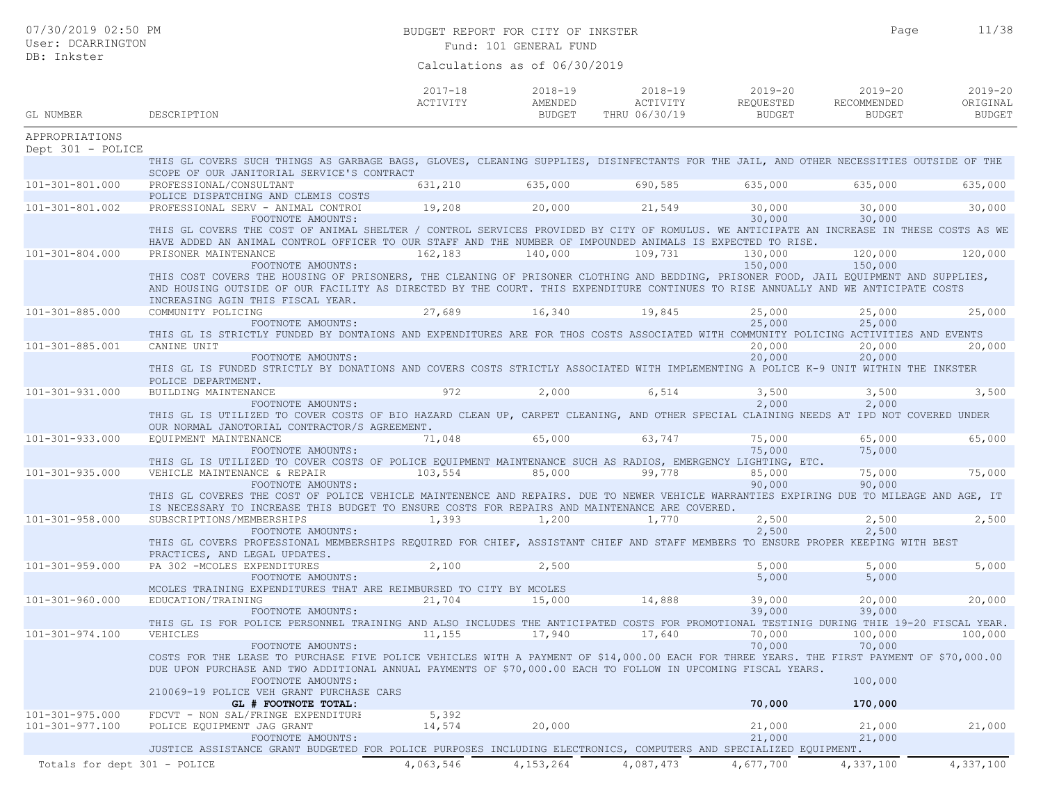BUDGET REPORT FOR CITY OF INKSTER
Fund: 101 GENERAL FUND
Calculations as of 06/30/2019

| GL NUMBER | DESCRIPTION | 2017-18 ACTIVITY | 2018-19 AMENDED BUDGET | 2018-19 ACTIVITY THRU 06/30/19 | 2019-20 REQUESTED BUDGET | 2019-20 RECOMMENDED BUDGET | 2019-20 ORIGINAL BUDGET |
|---|---|---|---|---|---|---|---|
| APPROPRIATIONS | | | | | | | |
| Dept 301 - POLICE | | | | | | | |
| | THIS GL COVERS SUCH THINGS AS GARBAGE BAGS, GLOVES, CLEANING SUPPLIES, DISINFECTANTS FOR THE JAIL, AND OTHER NECESSITIES OUTSIDE OF THE SCOPE OF OUR JANITORIAL SERVICE'S CONTRACT | | | | | | |
| 101-301-801.000 | PROFESSIONAL/CONSULTANT | 631,210 | 635,000 | 690,585 | 635,000 | 635,000 | 635,000 |
| | POLICE DISPATCHING AND CLEMIS COSTS | | | | | | |
| 101-301-801.002 | PROFESSIONAL SERV - ANIMAL CONTROI | 19,208 | 20,000 | 21,549 | 30,000 | 30,000 | 30,000 |
| | FOOTNOTE AMOUNTS: | | | | 30,000 | 30,000 | |
| | THIS GL COVERS THE COST OF ANIMAL SHELTER / CONTROL SERVICES PROVIDED BY CITY OF ROMULUS. WE ANTICIPATE AN INCREASE IN THESE COSTS AS WE HAVE ADDED AN ANIMAL CONTROL OFFICER TO OUR STAFF AND THE NUMBER OF IMPOUNDED ANIMALS IS EXPECTED TO RISE. | | | | | | |
| 101-301-804.000 | PRISONER MAINTENANCE | 162,183 | 140,000 | 109,731 | 130,000 | 120,000 | 120,000 |
| | FOOTNOTE AMOUNTS: | | | | 150,000 | 150,000 | |
| | THIS COST COVERS THE HOUSING OF PRISONERS, THE CLEANING OF PRISONER CLOTHING AND BEDDING, PRISONER FOOD, JAIL EQUIPMENT AND SUPPLIES, AND HOUSING OUTSIDE OF OUR FACILITY AS DIRECTED BY THE COURT. THIS EXPENDITURE CONTINUES TO RISE ANNUALLY AND WE ANTICIPATE COSTS INCREASING AGIN THIS FISCAL YEAR. | | | | | | |
| 101-301-885.000 | COMMUNITY POLICING | 27,689 | 16,340 | 19,845 | 25,000 | 25,000 | 25,000 |
| | FOOTNOTE AMOUNTS: | | | | 25,000 | 25,000 | |
| | THIS GL IS STRICTLY FUNDED BY DONTAIONS AND EXPENDITURES ARE FOR THOS COSTS ASSOCIATED WITH COMMUNITY POLICING ACTIVITIES AND EVENTS | | | | | | |
| 101-301-885.001 | CANINE UNIT | | | | 20,000 | 20,000 | 20,000 |
| | FOOTNOTE AMOUNTS: | | | | 20,000 | 20,000 | |
| | THIS GL IS FUNDED STRICTLY BY DONATIONS AND COVERS COSTS STRICTLY ASSOCIATED WITH IMPLEMENTING A POLICE K-9 UNIT WITHIN THE INKSTER POLICE DEPARTMENT. | | | | | | |
| 101-301-931.000 | BUILDING MAINTENANCE | 972 | 2,000 | 6,514 | 3,500 | 3,500 | 3,500 |
| | FOOTNOTE AMOUNTS: | | | | 2,000 | 2,000 | |
| | THIS GL IS UTILIZED TO COVER COSTS OF BIO HAZARD CLEAN UP, CARPET CLEANING, AND OTHER SPECIAL CLAINING NEEDS AT IPD NOT COVERED UNDER OUR NORMAL JANOTORIAL CONTRACTOR/S AGREEMENT. | | | | | | |
| 101-301-933.000 | EQUIPMENT MAINTENANCE | 71,048 | 65,000 | 63,747 | 75,000 | 65,000 | 65,000 |
| | FOOTNOTE AMOUNTS: | | | | 75,000 | 75,000 | |
| | THIS GL IS UTILIZED TO COVER COSTS OF POLICE EQUIPMENT MAINTENANCE SUCH AS RADIOS, EMERGENCY LIGHTING, ETC. | | | | | | |
| 101-301-935.000 | VEHICLE MAINTENANCE & REPAIR | 103,554 | 85,000 | 99,778 | 85,000 | 75,000 | 75,000 |
| | FOOTNOTE AMOUNTS: | | | | 90,000 | 90,000 | |
| | THIS GL COVERES THE COST OF POLICE VEHICLE MAINTENENCE AND REPAIRS. DUE TO NEWER VEHICLE WARRANTIES EXPIRING DUE TO MILEAGE AND AGE, IT IS NECESSARY TO INCREASE THIS BUDGET TO ENSURE COSTS FOR REPAIRS AND MAINTENANCE ARE COVERED. | | | | | | |
| 101-301-958.000 | SUBSCRIPTIONS/MEMBERSHIPS | 1,393 | 1,200 | 1,770 | 2,500 | 2,500 | 2,500 |
| | FOOTNOTE AMOUNTS: | | | | 2,500 | 2,500 | |
| | THIS GL COVERS PROFESSIONAL MEMBERSHIPS REQUIRED FOR CHIEF, ASSISTANT CHIEF AND STAFF MEMBERS TO ENSURE PROPER KEEPING WITH BEST PRACTICES, AND LEGAL UPDATES. | | | | | | |
| 101-301-959.000 | PA 302 -MCOLES EXPENDITURES | 2,100 | 2,500 | | 5,000 | 5,000 | 5,000 |
| | FOOTNOTE AMOUNTS: | | | | 5,000 | 5,000 | |
| | MCOLES TRAINING EXPENDITURES THAT ARE REIMBURSED TO CITY BY MCOLES | | | | | | |
| 101-301-960.000 | EDUCATION/TRAINING | 21,704 | 15,000 | 14,888 | 39,000 | 20,000 | 20,000 |
| | FOOTNOTE AMOUNTS: | | | | 39,000 | 39,000 | |
| | THIS GL IS FOR POLICE PERSONNEL TRAINING AND ALSO INCLUDES THE ANTICIPATED COSTS FOR PROMOTIONAL TESTINIG DURING THIE 19-20 FISCAL YEAR. | | | | | | |
| 101-301-974.100 | VEHICLES | 11,155 | 17,940 | 17,640 | 70,000 | 100,000 | 100,000 |
| | FOOTNOTE AMOUNTS: | | | | 70,000 | 70,000 | |
| | COSTS FOR THE LEASE TO PURCHASE FIVE POLICE VEHICLES WITH A PAYMENT OF $14,000.00 EACH FOR THREE YEARS. THE FIRST PAYMENT OF $70,000.00 DUE UPON PURCHASE AND TWO ADDITIONAL ANNUAL PAYMENTS OF $70,000.00 EACH TO FOLLOW IN UPCOMING FISCAL YEARS. | | | | | | |
| | FOOTNOTE AMOUNTS: | | | | | 100,000 | |
| | 210069-19 POLICE VEH GRANT PURCHASE CARS | | | | | | |
| | **GL # FOOTNOTE TOTAL:** | | | | **70,000** | **170,000** | |
| 101-301-975.000 | FDCVT - NON SAL/FRINGE EXPENDITURE | 5,392 | | | | | |
| 101-301-977.100 | POLICE EQUIPMENT JAG GRANT | 14,574 | 20,000 | | 21,000 | 21,000 | 21,000 |
| | FOOTNOTE AMOUNTS: | | | | 21,000 | 21,000 | |
| | JUSTICE ASSISTANCE GRANT BUDGETED FOR POLICE PURPOSES INCLUDING ELECTRONICS, COMPUTERS AND SPECIALIZED EQUIPMENT. | | | | | | |
| Totals for dept 301 - POLICE | | 4,063,546 | 4,153,264 | 4,087,473 | 4,677,700 | 4,337,100 | 4,337,100 |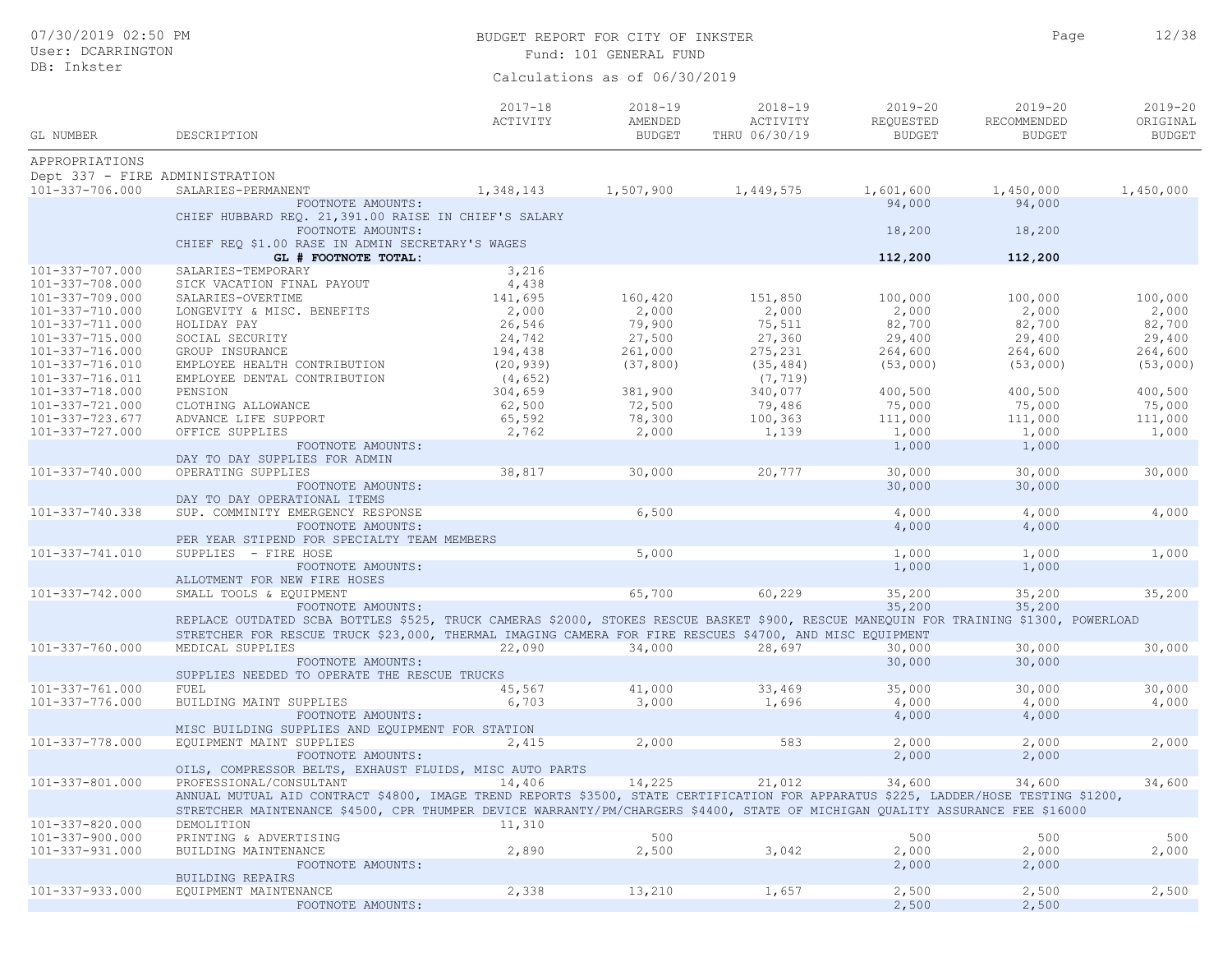# BUDGET REPORT FOR CITY OF INKSTER

Fund: 101 GENERAL FUND

Calculations as of 06/30/2019

| GL NUMBER | DESCRIPTION | 2017-18 ACTIVITY | 2018-19 AMENDED BUDGET | 2018-19 ACTIVITY THRU 06/30/19 | 2019-20 REQUESTED BUDGET | 2019-20 RECOMMENDED BUDGET | 2019-20 ORIGINAL BUDGET |
|---|---|---|---|---|---|---|---|
| APPROPRIATIONS | | | | | | | |
| Dept 337 - FIRE ADMINISTRATION | | | | | | | |
| 101-337-706.000 | SALARIES-PERMANENT | 1,348,143 | 1,507,900 | 1,449,575 | 1,601,600 | 1,450,000 | 1,450,000 |
| | FOOTNOTE AMOUNTS: | | | | 94,000 | 94,000 | |
| | CHIEF HUBBARD REQ. 21,391.00 RAISE IN CHIEF'S SALARY | | | | | | |
| | FOOTNOTE AMOUNTS: | | | | 18,200 | 18,200 | |
| | CHIEF REQ $1.00 RASE IN ADMIN SECRETARY'S WAGES | | | | | | |
| | **GL # FOOTNOTE TOTAL:** | | | | **112,200** | **112,200** | |
| 101-337-707.000 | SALARIES-TEMPORARY | 3,216 | | | | | |
| 101-337-708.000 | SICK VACATION FINAL PAYOUT | 4,438 | | | | | |
| 101-337-709.000 | SALARIES-OVERTIME | 141,695 | 160,420 | 151,850 | 100,000 | 100,000 | 100,000 |
| 101-337-710.000 | LONGEVITY & MISC. BENEFITS | 2,000 | 2,000 | 2,000 | 2,000 | 2,000 | 2,000 |
| 101-337-711.000 | HOLIDAY PAY | 26,546 | 79,900 | 75,511 | 82,700 | 82,700 | 82,700 |
| 101-337-715.000 | SOCIAL SECURITY | 24,742 | 27,500 | 27,360 | 29,400 | 29,400 | 29,400 |
| 101-337-716.000 | GROUP INSURANCE | 194,438 | 261,000 | 275,231 | 264,600 | 264,600 | 264,600 |
| 101-337-716.010 | EMPLOYEE HEALTH CONTRIBUTION | (20,939) | (37,800) | (35,484) | (53,000) | (53,000) | (53,000) |
| 101-337-716.011 | EMPLOYEE DENTAL CONTRIBUTION | (4,652) | | (7,719) | | | |
| 101-337-718.000 | PENSION | 304,659 | 381,900 | 340,077 | 400,500 | 400,500 | 400,500 |
| 101-337-721.000 | CLOTHING ALLOWANCE | 62,500 | 72,500 | 79,486 | 75,000 | 75,000 | 75,000 |
| 101-337-723.677 | ADVANCE LIFE SUPPORT | 65,592 | 78,300 | 100,363 | 111,000 | 111,000 | 111,000 |
| 101-337-727.000 | OFFICE SUPPLIES | 2,762 | 2,000 | 1,139 | 1,000 | 1,000 | 1,000 |
| | FOOTNOTE AMOUNTS: | | | | 1,000 | 1,000 | |
| | DAY TO DAY SUPPLIES FOR ADMIN | | | | | | |
| 101-337-740.000 | OPERATING SUPPLIES | 38,817 | 30,000 | 20,777 | 30,000 | 30,000 | 30,000 |
| | FOOTNOTE AMOUNTS: | | | | 30,000 | 30,000 | |
| | DAY TO DAY OPERATIONAL ITEMS | | | | | | |
| 101-337-740.338 | SUP. COMMINITY EMERGENCY RESPONSE | | 6,500 | | 4,000 | 4,000 | 4,000 |
| | FOOTNOTE AMOUNTS: | | | | 4,000 | 4,000 | |
| | PER YEAR STIPEND FOR SPECIALTY TEAM MEMBERS | | | | | | |
| 101-337-741.010 | SUPPLIES - FIRE HOSE | | 5,000 | | 1,000 | 1,000 | 1,000 |
| | FOOTNOTE AMOUNTS: | | | | 1,000 | 1,000 | |
| | ALLOTMENT FOR NEW FIRE HOSES | | | | | | |
| 101-337-742.000 | SMALL TOOLS & EQUIPMENT | | 65,700 | 60,229 | 35,200 | 35,200 | 35,200 |
| | FOOTNOTE AMOUNTS: | | | | 35,200 | 35,200 | |
| | REPLACE OUTDATED SCBA BOTTLES $525, TRUCK CAMERAS $2000, STOKES RESCUE BASKET $900, RESCUE MANEQUIN FOR TRAINING $1300, POWERLOAD STRETCHER FOR RESCUE TRUCK $23,000, THERMAL IMAGING CAMERA FOR FIRE RESCUES $4700, AND MISC EQUIPMENT | | | | | | |
| 101-337-760.000 | MEDICAL SUPPLIES | 22,090 | 34,000 | 28,697 | 30,000 | 30,000 | 30,000 |
| | FOOTNOTE AMOUNTS: | | | | 30,000 | 30,000 | |
| | SUPPLIES NEEDED TO OPERATE THE RESCUE TRUCKS | | | | | | |
| 101-337-761.000 | FUEL | 45,567 | 41,000 | 33,469 | 35,000 | 30,000 | 30,000 |
| 101-337-776.000 | BUILDING MAINT SUPPLIES | 6,703 | 3,000 | 1,696 | 4,000 | 4,000 | 4,000 |
| | FOOTNOTE AMOUNTS: | | | | 4,000 | 4,000 | |
| | MISC BUILDING SUPPLIES AND EQUIPMENT FOR STATION | | | | | | |
| 101-337-778.000 | EQUIPMENT MAINT SUPPLIES | 2,415 | 2,000 | 583 | 2,000 | 2,000 | 2,000 |
| | FOOTNOTE AMOUNTS: | | | | 2,000 | 2,000 | |
| | OILS, COMPRESSOR BELTS, EXHAUST FLUIDS, MISC AUTO PARTS | | | | | | |
| 101-337-801.000 | PROFESSIONAL/CONSULTANT | 14,406 | 14,225 | 21,012 | 34,600 | 34,600 | 34,600 |
| | ANNUAL MUTUAL AID CONTRACT $4800, IMAGE TREND REPORTS $3500, STATE CERTIFICATION FOR APPARATUS $225, LADDER/HOSE TESTING $1200, STRETCHER MAINTENANCE $4500, CPR THUMPER DEVICE WARRANTY/PM/CHARGERS $4400, STATE OF MICHIGAN QUALITY ASSURANCE FEE $16000 | | | | | | |
| 101-337-820.000 | DEMOLITION | 11,310 | | | | | |
| 101-337-900.000 | PRINTING & ADVERTISING | | 500 | | 500 | 500 | 500 |
| 101-337-931.000 | BUILDING MAINTENANCE | 2,890 | 2,500 | 3,042 | 2,000 | 2,000 | 2,000 |
| | FOOTNOTE AMOUNTS: | | | | 2,000 | 2,000 | |
| | BUILDING REPAIRS | | | | | | |
| 101-337-933.000 | EQUIPMENT MAINTENANCE | 2,338 | 13,210 | 1,657 | 2,500 | 2,500 | 2,500 |
| | FOOTNOTE AMOUNTS: | | | | 2,500 | 2,500 | |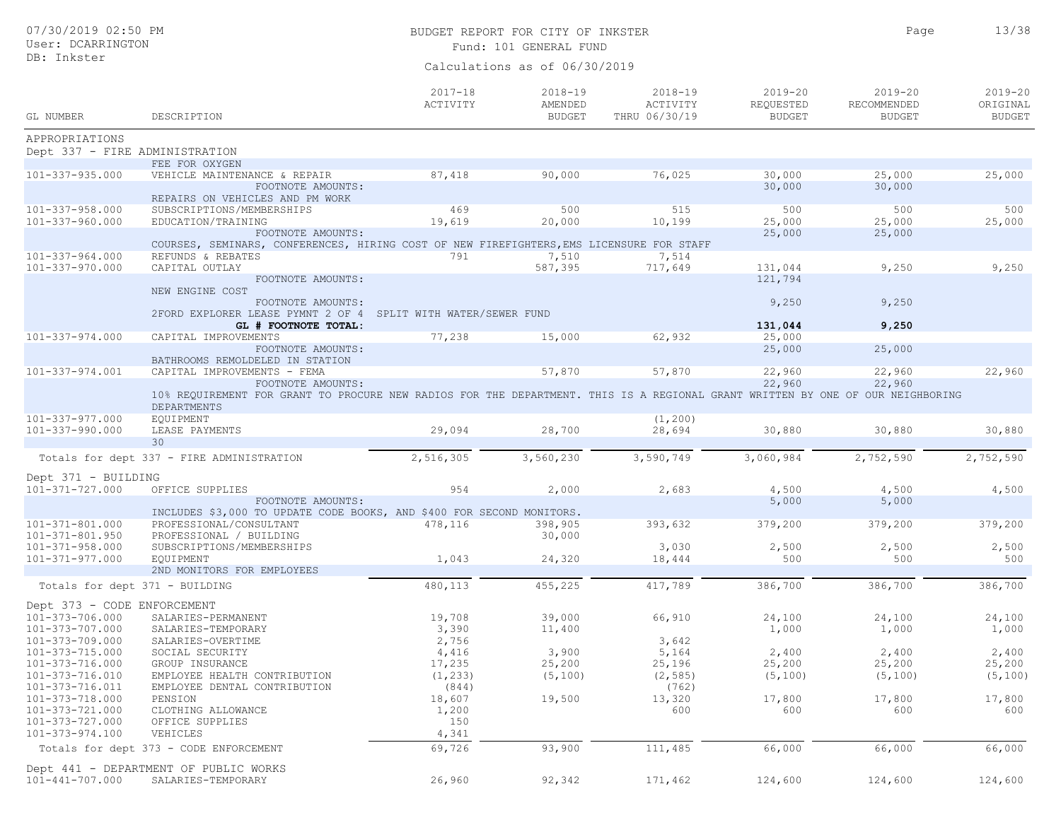# BUDGET REPORT FOR CITY OF INKSTER

Fund: 101 GENERAL FUND

Calculations as of 06/30/2019

| GL NUMBER | DESCRIPTION | 2017-18 ACTIVITY | 2018-19 AMENDED BUDGET | 2018-19 ACTIVITY THRU 06/30/19 | 2019-20 REQUESTED BUDGET | 2019-20 RECOMMENDED BUDGET | 2019-20 ORIGINAL BUDGET |
|---|---|---|---|---|---|---|---|
| APPROPRIATIONS | | | | | | | |
| Dept 337 - FIRE ADMINISTRATION | | | | | | | |
| | FEE FOR OXYGEN | | | | | | |
| 101-337-935.000 | VEHICLE MAINTENANCE & REPAIR | 87,418 | 90,000 | 76,025 | 30,000 | 25,000 | 25,000 |
| | FOOTNOTE AMOUNTS: | | | | 30,000 | 30,000 | |
| | REPAIRS ON VEHICLES AND PM WORK | | | | | | |
| 101-337-958.000 | SUBSCRIPTIONS/MEMBERSHIPS | 469 | 500 | 515 | 500 | 500 | 500 |
| 101-337-960.000 | EDUCATION/TRAINING | 19,619 | 20,000 | 10,199 | 25,000 | 25,000 | 25,000 |
| | FOOTNOTE AMOUNTS: | | | | 25,000 | 25,000 | |
| | COURSES, SEMINARS, CONFERENCES, HIRING COST OF NEW FIREFIGHTERS,EMS LICENSURE FOR STAFF | | | | | | |
| 101-337-964.000 | REFUNDS & REBATES | 791 | 7,510 | 7,514 | | | |
| 101-337-970.000 | CAPITAL OUTLAY | | 587,395 | 717,649 | 131,044 | 9,250 | 9,250 |
| | FOOTNOTE AMOUNTS: | | | | 121,794 | | |
| | NEW ENGINE COST | | | | | | |
| | FOOTNOTE AMOUNTS: | | | | 9,250 | 9,250 | |
| | 2FORD EXPLORER LEASE PYMNT 2 OF 4 SPLIT WITH WATER/SEWER FUND | | | | | | |
| | **GL # FOOTNOTE TOTAL:** | | | | **131,044** | **9,250** | |
| 101-337-974.000 | CAPITAL IMPROVEMENTS | 77,238 | 15,000 | 62,932 | 25,000 | | |
| | FOOTNOTE AMOUNTS: | | | | 25,000 | 25,000 | |
| | BATHROOMS REMOLDELED IN STATION | | | | | | |
| 101-337-974.001 | CAPITAL IMPROVEMENTS - FEMA | | 57,870 | 57,870 | 22,960 | 22,960 | 22,960 |
| | FOOTNOTE AMOUNTS: | | | | 22,960 | 22,960 | |
| | 10% REQUIREMENT FOR GRANT TO PROCURE NEW RADIOS FOR THE DEPARTMENT. THIS IS A REGIONAL GRANT WRITTEN BY ONE OF OUR NEIGHBORING DEPARTMENTS | | | | | | |
| 101-337-977.000 | EQUIPMENT | | | (1,200) | | | |
| 101-337-990.000 | LEASE PAYMENTS | 29,094 | 28,700 | 28,694 | 30,880 | 30,880 | 30,880 |
| | 30 | | | | | | |
| Totals for dept 337 - FIRE ADMINISTRATION | | 2,516,305 | 3,560,230 | 3,590,749 | 3,060,984 | 2,752,590 | 2,752,590 |
| Dept 371 - BUILDING | | | | | | | |
| 101-371-727.000 | OFFICE SUPPLIES | 954 | 2,000 | 2,683 | 4,500 | 4,500 | 4,500 |
| | FOOTNOTE AMOUNTS: | | | | 5,000 | 5,000 | |
| | INCLUDES $3,000 TO UPDATE CODE BOOKS, AND $400 FOR SECOND MONITORS. | | | | | | |
| 101-371-801.000 | PROFESSIONAL/CONSULTANT | 478,116 | 398,905 | 393,632 | 379,200 | 379,200 | 379,200 |
| 101-371-801.950 | PROFESSIONAL / BUILDING | | 30,000 | | | | |
| 101-371-958.000 | SUBSCRIPTIONS/MEMBERSHIPS | | | 3,030 | 2,500 | 2,500 | 2,500 |
| 101-371-977.000 | EQUIPMENT | 1,043 | 24,320 | 18,444 | 500 | 500 | 500 |
| | 2ND MONITORS FOR EMPLOYEES | | | | | | |
| Totals for dept 371 - BUILDING | | 480,113 | 455,225 | 417,789 | 386,700 | 386,700 | 386,700 |
| Dept 373 - CODE ENFORCEMENT | | | | | | | |
| 101-373-706.000 | SALARIES-PERMANENT | 19,708 | 39,000 | 66,910 | 24,100 | 24,100 | 24,100 |
| 101-373-707.000 | SALARIES-TEMPORARY | 3,390 | 11,400 | | 1,000 | 1,000 | 1,000 |
| 101-373-709.000 | SALARIES-OVERTIME | 2,756 | | 3,642 | | | |
| 101-373-715.000 | SOCIAL SECURITY | 4,416 | 3,900 | 5,164 | 2,400 | 2,400 | 2,400 |
| 101-373-716.000 | GROUP INSURANCE | 17,235 | 25,200 | 25,196 | 25,200 | 25,200 | 25,200 |
| 101-373-716.010 | EMPLOYEE HEALTH CONTRIBUTION | (1,233) | (5,100) | (2,585) | (5,100) | (5,100) | (5,100) |
| 101-373-716.011 | EMPLOYEE DENTAL CONTRIBUTION | (844) | | (762) | | | |
| 101-373-718.000 | PENSION | 18,607 | 19,500 | 13,320 | 17,800 | 17,800 | 17,800 |
| 101-373-721.000 | CLOTHING ALLOWANCE | 1,200 | | 600 | 600 | 600 | 600 |
| 101-373-727.000 | OFFICE SUPPLIES | 150 | | | | | |
| 101-373-974.100 | VEHICLES | 4,341 | | | | | |
| Totals for dept 373 - CODE ENFORCEMENT | | 69,726 | 93,900 | 111,485 | 66,000 | 66,000 | 66,000 |
| Dept 441 - DEPARTMENT OF PUBLIC WORKS | | | | | | | |
| 101-441-707.000 | SALARIES-TEMPORARY | 26,960 | 92,342 | 171,462 | 124,600 | 124,600 | 124,600 |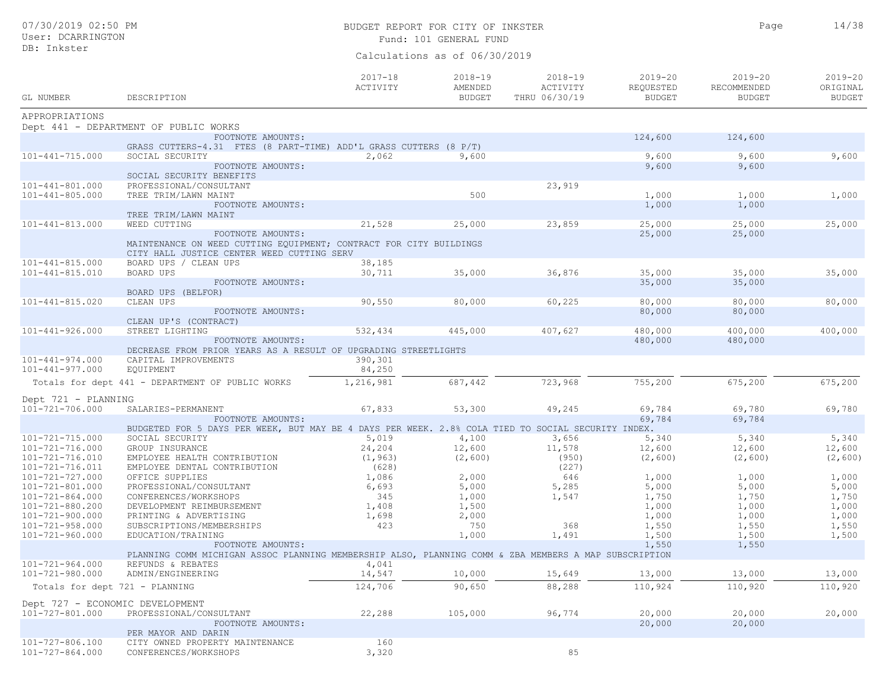BUDGET REPORT FOR CITY OF INKSTER

Fund: 101 GENERAL FUND

Calculations as of 06/30/2019

07/30/2019 02:50 PM
User: DCARRINGTON
DB: Inkster

| GL NUMBER | DESCRIPTION | 2017-18 ACTIVITY | 2018-19 AMENDED BUDGET | 2018-19 ACTIVITY THRU 06/30/19 | 2019-20 REQUESTED BUDGET | 2019-20 RECOMMENDED BUDGET | 2019-20 ORIGINAL BUDGET |
|---|---|---|---|---|---|---|---|
| APPROPRIATIONS | | | | | | | |
| Dept 441 - DEPARTMENT OF PUBLIC WORKS | | | | | | | |
| | FOOTNOTE AMOUNTS: | | | | 124,600 | 124,600 | |
| | GRASS CUTTERS-4.31 FTES (8 PART-TIME) ADD'L GRASS CUTTERS (8 P/T) | | | | | | |
| 101-441-715.000 | SOCIAL SECURITY | 2,062 | 9,600 | | 9,600 | 9,600 | 9,600 |
| | FOOTNOTE AMOUNTS: | | | | 9,600 | 9,600 | |
| | SOCIAL SECURITY BENEFITS | | | | | | |
| 101-441-801.000 | PROFESSIONAL/CONSULTANT | | | 23,919 | | | |
| 101-441-805.000 | TREE TRIM/LAWN MAINT | | 500 | | 1,000 | 1,000 | 1,000 |
| | FOOTNOTE AMOUNTS: | | | | 1,000 | 1,000 | |
| | TREE TRIM/LAWN MAINT | | | | | | |
| 101-441-813.000 | WEED CUTTING | 21,528 | 25,000 | 23,859 | 25,000 | 25,000 | 25,000 |
| | FOOTNOTE AMOUNTS: | | | | 25,000 | 25,000 | |
| | MAINTENANCE ON WEED CUTTING EQUIPMENT; CONTRACT FOR CITY BUILDINGS CITY HALL JUSTICE CENTER WEED CUTTING SERV | | | | | | |
| 101-441-815.000 | BOARD UPS / CLEAN UPS | 38,185 | | | | | |
| 101-441-815.010 | BOARD UPS | 30,711 | 35,000 | 36,876 | 35,000 | 35,000 | 35,000 |
| | FOOTNOTE AMOUNTS: | | | | 35,000 | 35,000 | |
| | BOARD UPS (BELFOR) | | | | | | |
| 101-441-815.020 | CLEAN UPS | 90,550 | 80,000 | 60,225 | 80,000 | 80,000 | 80,000 |
| | FOOTNOTE AMOUNTS: | | | | 80,000 | 80,000 | |
| | CLEAN UP'S (CONTRACT) | | | | | | |
| 101-441-926.000 | STREET LIGHTING | 532,434 | 445,000 | 407,627 | 480,000 | 400,000 | 400,000 |
| | FOOTNOTE AMOUNTS: | | | | 480,000 | 480,000 | |
| | DECREASE FROM PRIOR YEARS AS A RESULT OF UPGRADING STREETLIGHTS | | | | | | |
| 101-441-974.000 | CAPITAL IMPROVEMENTS | 390,301 | | | | | |
| 101-441-977.000 | EQUIPMENT | 84,250 | | | | | |
| Totals for dept 441 - DEPARTMENT OF PUBLIC WORKS | | 1,216,981 | 687,442 | 723,968 | 755,200 | 675,200 | 675,200 |
| Dept 721 - PLANNING | | | | | | | |
| 101-721-706.000 | SALARIES-PERMANENT | 67,833 | 53,300 | 49,245 | 69,784 | 69,780 | 69,780 |
| | FOOTNOTE AMOUNTS: | | | | 69,784 | 69,784 | |
| | BUDGETED FOR 5 DAYS PER WEEK, BUT MAY BE 4 DAYS PER WEEK. 2.8% COLA TIED TO SOCIAL SECURITY INDEX. | | | | | | |
| 101-721-715.000 | SOCIAL SECURITY | 5,019 | 4,100 | 3,656 | 5,340 | 5,340 | 5,340 |
| 101-721-716.000 | GROUP INSURANCE | 24,204 | 12,600 | 11,578 | 12,600 | 12,600 | 12,600 |
| 101-721-716.010 | EMPLOYEE HEALTH CONTRIBUTION | (1,963) | (2,600) | (950) | (2,600) | (2,600) | (2,600) |
| 101-721-716.011 | EMPLOYEE DENTAL CONTRIBUTION | (628) | | (227) | | | |
| 101-721-727.000 | OFFICE SUPPLIES | 1,086 | 2,000 | 646 | 1,000 | 1,000 | 1,000 |
| 101-721-801.000 | PROFESSIONAL/CONSULTANT | 6,693 | 5,000 | 5,285 | 5,000 | 5,000 | 5,000 |
| 101-721-864.000 | CONFERENCES/WORKSHOPS | 345 | 1,000 | 1,547 | 1,750 | 1,750 | 1,750 |
| 101-721-880.200 | DEVELOPMENT REIMBURSEMENT | 1,408 | 1,500 | | 1,000 | 1,000 | 1,000 |
| 101-721-900.000 | PRINTING & ADVERTISING | 1,698 | 2,000 | | 1,000 | 1,000 | 1,000 |
| 101-721-958.000 | SUBSCRIPTIONS/MEMBERSHIPS | 423 | 750 | 368 | 1,550 | 1,550 | 1,550 |
| 101-721-960.000 | EDUCATION/TRAINING | | 1,000 | 1,491 | 1,500 | 1,500 | 1,500 |
| | FOOTNOTE AMOUNTS: | | | | 1,550 | 1,550 | |
| | PLANNING COMM MICHIGAN ASSOC PLANNING MEMBERSHIP ALSO, PLANNING COMM & ZBA MEMBERS A MAP SUBSCRIPTION | | | | | | |
| 101-721-964.000 | REFUNDS & REBATES | 4,041 | | | | | |
| 101-721-980.000 | ADMIN/ENGINEERING | 14,547 | 10,000 | 15,649 | 13,000 | 13,000 | 13,000 |
| Totals for dept 721 - PLANNING | | 124,706 | 90,650 | 88,288 | 110,924 | 110,920 | 110,920 |
| Dept 727 - ECONOMIC DEVELOPMENT | | | | | | | |
| 101-727-801.000 | PROFESSIONAL/CONSULTANT | 22,288 | 105,000 | 96,774 | 20,000 | 20,000 | 20,000 |
| | FOOTNOTE AMOUNTS: | | | | 20,000 | 20,000 | |
| | PER MAYOR AND DARIN | | | | | | |
| 101-727-806.100 | CITY OWNED PROPERTY MAINTENANCE | 160 | | | | | |
| 101-727-864.000 | CONFERENCES/WORKSHOPS | 3,320 | | 85 | | | |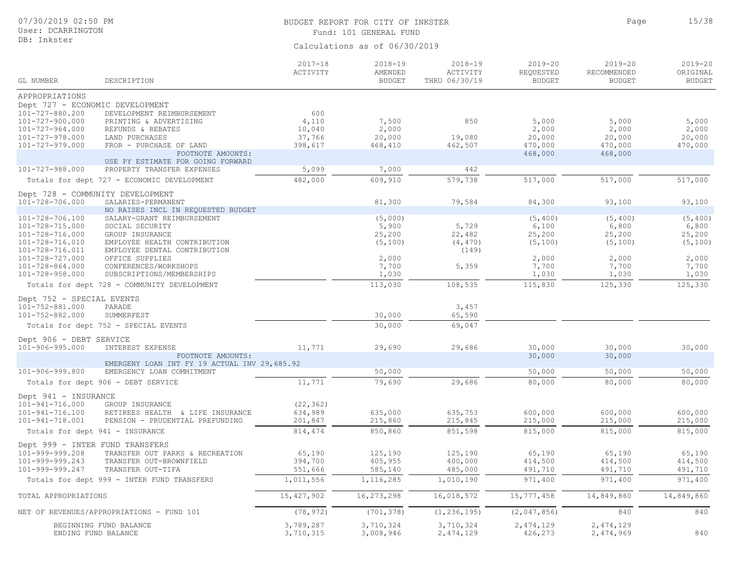BUDGET REPORT FOR CITY OF INKSTER

Fund: 101 GENERAL FUND

Calculations as of 06/30/2019

07/30/2019 02:50 PM
User: DCARRINGTON
DB: Inkster

| GL NUMBER | DESCRIPTION | 2017-18 ACTIVITY | 2018-19 AMENDED BUDGET | 2018-19 ACTIVITY THRU 06/30/19 | 2019-20 REQUESTED BUDGET | 2019-20 RECOMMENDED BUDGET | 2019-20 ORIGINAL BUDGET |
|---|---|---|---|---|---|---|---|
| APPROPRIATIONS | | | | | | | |
| Dept 727 - ECONOMIC DEVELOPMENT | | | | | | | |
| 101-727-880.200 | DEVELOPMENT REIMBURSEMENT | 600 | | | | | |
| 101-727-900.000 | PRINTING & ADVERTISING | 4,110 | 7,500 | 850 | 5,000 | 5,000 | 5,000 |
| 101-727-964.000 | REFUNDS & REBATES | 10,040 | 2,000 | | 2,000 | 2,000 | 2,000 |
| 101-727-978.000 | LAND PURCHASES | 37,766 | 20,000 | 19,080 | 20,000 | 20,000 | 20,000 |
| 101-727-979.000 | FROR - PURCHASE OF LAND | 398,617 | 468,410 | 462,507 | 470,000 | 470,000 | 470,000 |
| | FOOTNOTE AMOUNTS: USE PY ESTIMATE FOR GOING FORWARD | | | | 468,000 | 468,000 | |
| 101-727-988.000 | PROPERTY TRANSFER EXPENSES | 5,099 | 7,000 | 442 | | | |
| Totals for dept 727 - ECONOMIC DEVELOPMENT | | 482,000 | 609,910 | 579,738 | 517,000 | 517,000 | 517,000 |
| Dept 728 - COMMUNITY DEVELOPMENT | | | | | | | |
| 101-728-706.000 | SALARIES-PERMANENT | | 81,300 | 79,584 | 84,300 | 93,100 | 93,100 |
| | NO RAISES INCL IN REQUESTED BUDGET | | | | | | |
| 101-728-706.100 | SALARY-GRANT REIMBURSEMENT | | (5,000) | | (5,400) | (5,400) | (5,400) |
| 101-728-715.000 | SOCIAL SECURITY | | 5,900 | 5,729 | 6,100 | 6,800 | 6,800 |
| 101-728-716.000 | GROUP INSURANCE | | 25,200 | 22,482 | 25,200 | 25,200 | 25,200 |
| 101-728-716.010 | EMPLOYEE HEALTH CONTRIBUTION | | (5,100) | (4,470) | (5,100) | (5,100) | (5,100) |
| 101-728-716.011 | EMPLOYEE DENTAL CONTRIBUTION | | | (149) | | | |
| 101-728-727.000 | OFFICE SUPPLIES | | 2,000 | | 2,000 | 2,000 | 2,000 |
| 101-728-864.000 | CONFERENCES/WORKSHOPS | | 7,700 | 5,359 | 7,700 | 7,700 | 7,700 |
| 101-728-958.000 | SUBSCRIPTIONS/MEMBERSHIPS | | 1,030 | | 1,030 | 1,030 | 1,030 |
| Totals for dept 728 - COMMUNITY DEVELOPMENT | | | 113,030 | 108,535 | 115,830 | 125,330 | 125,330 |
| Dept 752 - SPECIAL EVENTS | | | | | | | |
| 101-752-881.000 | PARADE | | | 3,457 | | | |
| 101-752-882.000 | SUMMERFEST | | 30,000 | 65,590 | | | |
| Totals for dept 752 - SPECIAL EVENTS | | | 30,000 | 69,047 | | | |
| Dept 906 - DEBT SERVICE | | | | | | | |
| 101-906-995.000 | INTEREST EXPENSE | 11,771 | 29,690 | 29,686 | 30,000 | 30,000 | 30,000 |
| | FOOTNOTE AMOUNTS: EMERGENY LOAN INT FY 19 ACTUAL INV 29,685.92 | | | | 30,000 | 30,000 | |
| 101-906-999.800 | EMERGENCY LOAN COMMITMENT | | 50,000 | | 50,000 | 50,000 | 50,000 |
| Totals for dept 906 - DEBT SERVICE | | 11,771 | 79,690 | 29,686 | 80,000 | 80,000 | 80,000 |
| Dept 941 - INSURANCE | | | | | | | |
| 101-941-716.000 | GROUP INSURANCE | (22,362) | | | | | |
| 101-941-716.100 | RETIREES HEALTH & LIFE INSURANCE | 634,989 | 635,000 | 635,753 | 600,000 | 600,000 | 600,000 |
| 101-941-718.001 | PENSION - PRUDENTIAL PREFUNDING | 201,847 | 215,860 | 215,845 | 215,000 | 215,000 | 215,000 |
| Totals for dept 941 - INSURANCE | | 814,474 | 850,860 | 851,598 | 815,000 | 815,000 | 815,000 |
| Dept 999 - INTER FUND TRANSFERS | | | | | | | |
| 101-999-999.208 | TRANSFER OUT PARKS & RECREATION | 65,190 | 125,190 | 125,190 | 65,190 | 65,190 | 65,190 |
| 101-999-999.243 | TRANSFER OUT-BROWNFIELD | 394,700 | 405,955 | 400,000 | 414,500 | 414,500 | 414,500 |
| 101-999-999.247 | TRANSFER OUT-TIFA | 551,666 | 585,140 | 485,000 | 491,710 | 491,710 | 491,710 |
| Totals for dept 999 - INTER FUND TRANSFERS | | 1,011,556 | 1,116,285 | 1,010,190 | 971,400 | 971,400 | 971,400 |
| TOTAL APPROPRIATIONS | | 15,427,902 | 16,273,298 | 16,018,572 | 15,777,458 | 14,849,860 | 14,849,860 |
| NET OF REVENUES/APPROPRIATIONS - FUND 101 | | (78,972) | (701,378) | (1,236,195) | (2,047,856) | 840 | 840 |
| BEGINNING FUND BALANCE | | 3,789,287 | 3,710,324 | 3,710,324 | 2,474,129 | 2,474,129 | |
| ENDING FUND BALANCE | | 3,710,315 | 3,008,946 | 2,474,129 | 426,273 | 2,474,969 | 840 |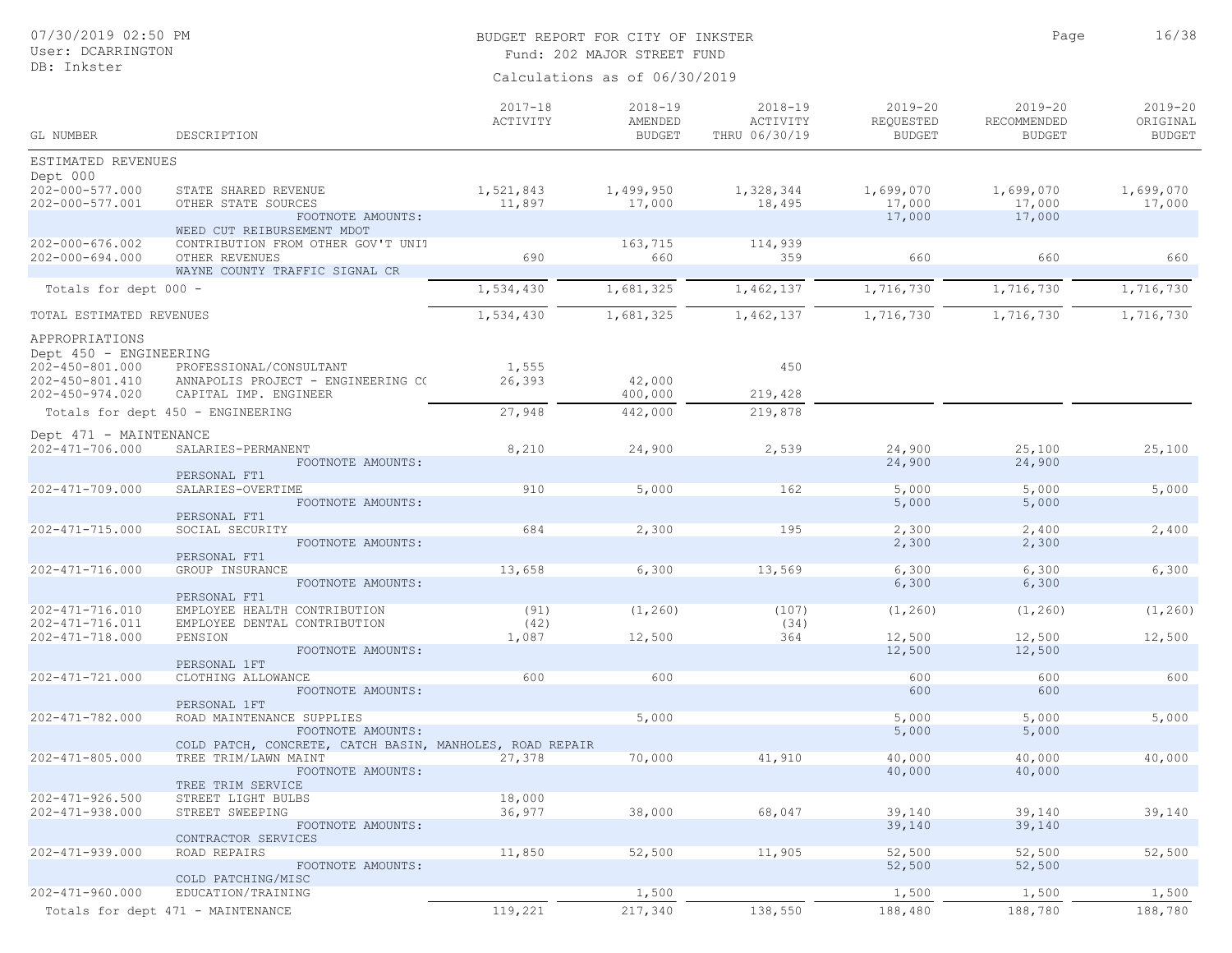BUDGET REPORT FOR CITY OF INKSTER

Fund: 202 MAJOR STREET FUND

Calculations as of 06/30/2019

07/30/2019 02:50 PM
User: DCARRINGTON
DB: Inkster

| GL NUMBER | DESCRIPTION | 2017-18 ACTIVITY | 2018-19 AMENDED BUDGET | 2018-19 ACTIVITY THRU 06/30/19 | 2019-20 REQUESTED BUDGET | 2019-20 RECOMMENDED BUDGET | 2019-20 ORIGINAL BUDGET |
|---|---|---|---|---|---|---|---|
| ESTIMATED REVENUES | | | | | | | |
| Dept 000 | | | | | | | |
| 202-000-577.000 | STATE SHARED REVENUE | 1,521,843 | 1,499,950 | 1,328,344 | 1,699,070 | 1,699,070 | 1,699,070 |
| 202-000-577.001 | OTHER STATE SOURCES | 11,897 | 17,000 | 18,495 | 17,000 | 17,000 | 17,000 |
| | FOOTNOTE AMOUNTS: | | | | 17,000 | 17,000 | |
| | WEED CUT REIBURSEMENT MDOT | | | | | | |
| 202-000-676.002 | CONTRIBUTION FROM OTHER GOV'T UNIT | | 163,715 | 114,939 | | | |
| 202-000-694.000 | OTHER REVENUES | 690 | 660 | 359 | 660 | 660 | 660 |
| | WAYNE COUNTY TRAFFIC SIGNAL CR | | | | | | |
| Totals for dept 000 - | | 1,534,430 | 1,681,325 | 1,462,137 | 1,716,730 | 1,716,730 | 1,716,730 |
| TOTAL ESTIMATED REVENUES | | 1,534,430 | 1,681,325 | 1,462,137 | 1,716,730 | 1,716,730 | 1,716,730 |
| APPROPRIATIONS | | | | | | | |
| Dept 450 - ENGINEERING | | | | | | | |
| 202-450-801.000 | PROFESSIONAL/CONSULTANT | 1,555 | | 450 | | | |
| 202-450-801.410 | ANNAPOLIS PROJECT - ENGINEERING CO | 26,393 | 42,000 | | | | |
| 202-450-974.020 | CAPITAL IMP. ENGINEER | | 400,000 | 219,428 | | | |
| Totals for dept 450 - ENGINEERING | | 27,948 | 442,000 | 219,878 | | | |
| Dept 471 - MAINTENANCE | | | | | | | |
| 202-471-706.000 | SALARIES-PERMANENT | 8,210 | 24,900 | 2,539 | 24,900 | 25,100 | 25,100 |
| | FOOTNOTE AMOUNTS: | | | | 24,900 | 24,900 | |
| | PERSONAL FT1 | | | | | | |
| 202-471-709.000 | SALARIES-OVERTIME | 910 | 5,000 | 162 | 5,000 | 5,000 | 5,000 |
| | FOOTNOTE AMOUNTS: | | | | 5,000 | 5,000 | |
| | PERSONAL FT1 | | | | | | |
| 202-471-715.000 | SOCIAL SECURITY | 684 | 2,300 | 195 | 2,300 | 2,400 | 2,400 |
| | FOOTNOTE AMOUNTS: | | | | 2,300 | 2,300 | |
| | PERSONAL FT1 | | | | | | |
| 202-471-716.000 | GROUP INSURANCE | 13,658 | 6,300 | 13,569 | 6,300 | 6,300 | 6,300 |
| | FOOTNOTE AMOUNTS: | | | | 6,300 | 6,300 | |
| | PERSONAL FT1 | | | | | | |
| 202-471-716.010 | EMPLOYEE HEALTH CONTRIBUTION | (91) | (1,260) | (107) | (1,260) | (1,260) | (1,260) |
| 202-471-716.011 | EMPLOYEE DENTAL CONTRIBUTION | (42) | | (34) | | | |
| 202-471-718.000 | PENSION | 1,087 | 12,500 | 364 | 12,500 | 12,500 | 12,500 |
| | FOOTNOTE AMOUNTS: | | | | 12,500 | 12,500 | |
| | PERSONAL 1FT | | | | | | |
| 202-471-721.000 | CLOTHING ALLOWANCE | 600 | 600 | | 600 | 600 | 600 |
| | FOOTNOTE AMOUNTS: | | | | 600 | 600 | |
| | PERSONAL 1FT | | | | | | |
| 202-471-782.000 | ROAD MAINTENANCE SUPPLIES | | 5,000 | | 5,000 | 5,000 | 5,000 |
| | FOOTNOTE AMOUNTS: | | | | 5,000 | 5,000 | |
| | COLD PATCH, CONCRETE, CATCH BASIN, MANHOLES, ROAD REPAIR | | | | | | |
| 202-471-805.000 | TREE TRIM/LAWN MAINT | 27,378 | 70,000 | 41,910 | 40,000 | 40,000 | 40,000 |
| | FOOTNOTE AMOUNTS: | | | | 40,000 | 40,000 | |
| | TREE TRIM SERVICE | | | | | | |
| 202-471-926.500 | STREET LIGHT BULBS | 18,000 | | | | | |
| 202-471-938.000 | STREET SWEEPING | 36,977 | 38,000 | 68,047 | 39,140 | 39,140 | 39,140 |
| | FOOTNOTE AMOUNTS: | | | | 39,140 | 39,140 | |
| | CONTRACTOR SERVICES | | | | | | |
| 202-471-939.000 | ROAD REPAIRS | 11,850 | 52,500 | 11,905 | 52,500 | 52,500 | 52,500 |
| | FOOTNOTE AMOUNTS: | | | | 52,500 | 52,500 | |
| | COLD PATCHING/MISC | | | | | | |
| 202-471-960.000 | EDUCATION/TRAINING | | 1,500 | | 1,500 | 1,500 | 1,500 |
| Totals for dept 471 - MAINTENANCE | | 119,221 | 217,340 | 138,550 | 188,480 | 188,780 | 188,780 |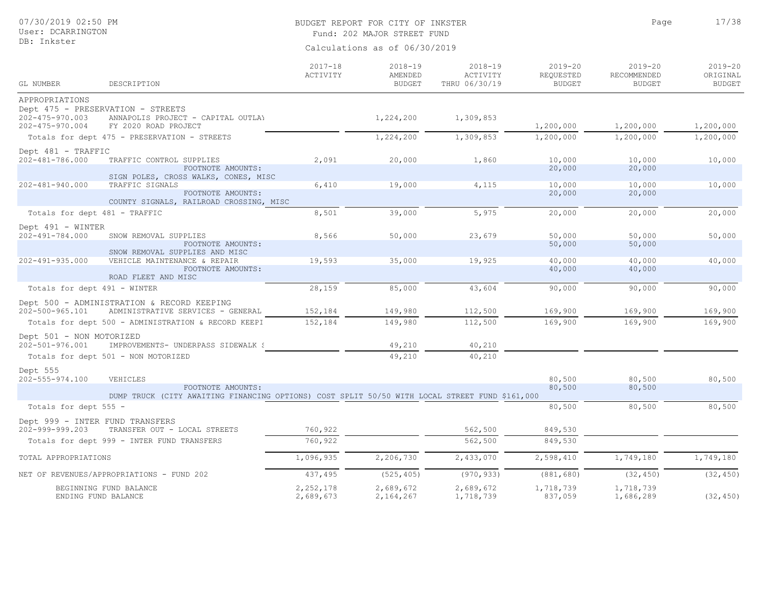BUDGET REPORT FOR CITY OF INKSTER
Fund: 202 MAJOR STREET FUND

Calculations as of 06/30/2019

| GL NUMBER | DESCRIPTION | 2017-18 ACTIVITY | 2018-19 AMENDED BUDGET | 2018-19 ACTIVITY THRU 06/30/19 | 2019-20 REQUESTED BUDGET | 2019-20 RECOMMENDED BUDGET | 2019-20 ORIGINAL BUDGET |
|---|---|---|---|---|---|---|---|
| APPROPRIATIONS | | | | | | | |
| Dept 475 - PRESERVATION - STREETS | | | | | | | |
| 202-475-970.003 | ANNAPOLIS PROJECT - CAPITAL OUTLAY | | 1,224,200 | 1,309,853 | | | |
| 202-475-970.004 | FY 2020 ROAD PROJECT | | | | 1,200,000 | 1,200,000 | 1,200,000 |
| | Totals for dept 475 - PRESERVATION - STREETS | | 1,224,200 | 1,309,853 | 1,200,000 | 1,200,000 | 1,200,000 |
| Dept 481 - TRAFFIC | | | | | | | |
| 202-481-786.000 | TRAFFIC CONTROL SUPPLIES | 2,091 | 20,000 | 1,860 | 10,000 | 10,000 | 10,000 |
| | FOOTNOTE AMOUNTS: SIGN POLES, CROSS WALKS, CONES, MISC | | | | 20,000 | 20,000 | |
| 202-481-940.000 | TRAFFIC SIGNALS | 6,410 | 19,000 | 4,115 | 10,000 | 10,000 | 10,000 |
| | FOOTNOTE AMOUNTS: COUNTY SIGNALS, RAILROAD CROSSING, MISC | | | | 20,000 | 20,000 | |
| | Totals for dept 481 - TRAFFIC | 8,501 | 39,000 | 5,975 | 20,000 | 20,000 | 20,000 |
| Dept 491 - WINTER | | | | | | | |
| 202-491-784.000 | SNOW REMOVAL SUPPLIES | 8,566 | 50,000 | 23,679 | 50,000 | 50,000 | 50,000 |
| | FOOTNOTE AMOUNTS: SNOW REMOVAL SUPPLIES AND MISC | | | | 50,000 | 50,000 | |
| 202-491-935.000 | VEHICLE MAINTENANCE & REPAIR | 19,593 | 35,000 | 19,925 | 40,000 | 40,000 | 40,000 |
| | FOOTNOTE AMOUNTS: ROAD FLEET AND MISC | | | | 40,000 | 40,000 | |
| | Totals for dept 491 - WINTER | 28,159 | 85,000 | 43,604 | 90,000 | 90,000 | 90,000 |
| Dept 500 - ADMINISTRATION & RECORD KEEPING | | | | | | | |
| 202-500-965.101 | ADMINISTRATIVE SERVICES - GENERAL | 152,184 | 149,980 | 112,500 | 169,900 | 169,900 | 169,900 |
| | Totals for dept 500 - ADMINISTRATION & RECORD KEEPI | 152,184 | 149,980 | 112,500 | 169,900 | 169,900 | 169,900 |
| Dept 501 - NON MOTORIZED | | | | | | | |
| 202-501-976.001 | IMPROVEMENTS- UNDERPASS SIDEWALK S | | 49,210 | 40,210 | | | |
| | Totals for dept 501 - NON MOTORIZED | | 49,210 | 40,210 | | | |
| Dept 555 | | | | | | | |
| 202-555-974.100 | VEHICLES | | | | 80,500 | 80,500 | 80,500 |
| | FOOTNOTE AMOUNTS: DUMP TRUCK (CITY AWAITING FINANCING OPTIONS) COST SPLIT 50/50 WITH LOCAL STREET FUND $161,000 | | | | 80,500 | 80,500 | |
| | Totals for dept 555 - | | | | 80,500 | 80,500 | 80,500 |
| Dept 999 - INTER FUND TRANSFERS | | | | | | | |
| 202-999-999.203 | TRANSFER OUT - LOCAL STREETS | 760,922 | | 562,500 | 849,530 | | |
| | Totals for dept 999 - INTER FUND TRANSFERS | 760,922 | | 562,500 | 849,530 | | |
| TOTAL APPROPRIATIONS | | 1,096,935 | 2,206,730 | 2,433,070 | 2,598,410 | 1,749,180 | 1,749,180 |
| NET OF REVENUES/APPROPRIATIONS - FUND 202 | | 437,495 | (525,405) | (970,933) | (881,680) | (32,450) | (32,450) |
| | BEGINNING FUND BALANCE | 2,252,178 | 2,689,672 | 2,689,672 | 1,718,739 | 1,718,739 | |
| | ENDING FUND BALANCE | 2,689,673 | 2,164,267 | 1,718,739 | 837,059 | 1,686,289 | (32,450) |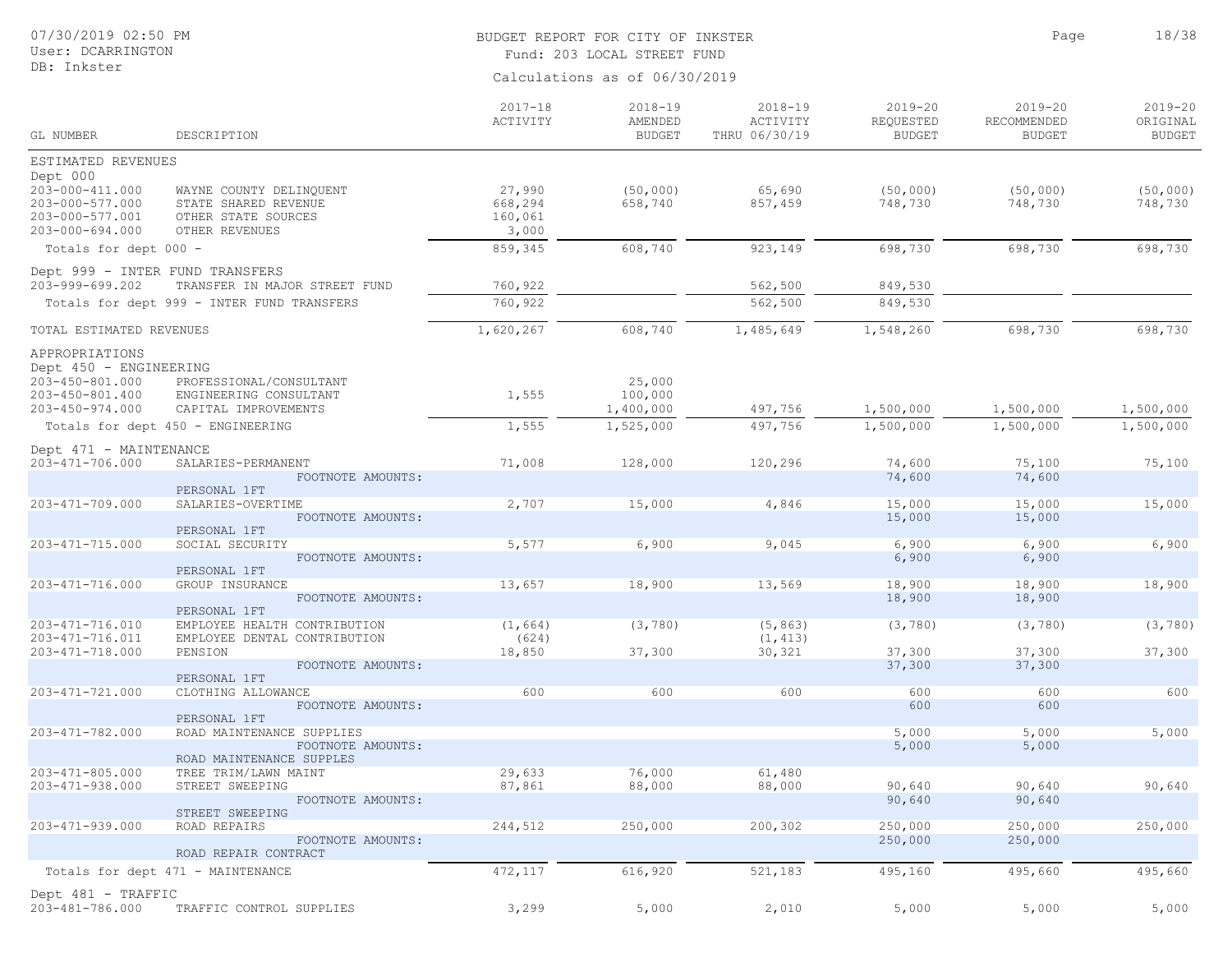BUDGET REPORT FOR CITY OF INKSTER

Fund: 203 LOCAL STREET FUND

Calculations as of 06/30/2019

| GL NUMBER | DESCRIPTION | 2017-18 ACTIVITY | 2018-19 AMENDED BUDGET | 2018-19 ACTIVITY THRU 06/30/19 | 2019-20 REQUESTED BUDGET | 2019-20 RECOMMENDED BUDGET | 2019-20 ORIGINAL BUDGET |
|---|---|---|---|---|---|---|---|
| ESTIMATED REVENUES | | | | | | | |
| Dept 000 | | | | | | | |
| 203-000-411.000 | WAYNE COUNTY DELINQUENT | 27,990 | (50,000) | 65,690 | (50,000) | (50,000) | (50,000) |
| 203-000-577.000 | STATE SHARED REVENUE | 668,294 | 658,740 | 857,459 | 748,730 | 748,730 | 748,730 |
| 203-000-577.001 | OTHER STATE SOURCES | 160,061 | | | | | |
| 203-000-694.000 | OTHER REVENUES | 3,000 | | | | | |
| Totals for dept 000 - | | 859,345 | 608,740 | 923,149 | 698,730 | 698,730 | 698,730 |
| Dept 999 - INTER FUND TRANSFERS | | | | | | | |
| 203-999-699.202 | TRANSFER IN MAJOR STREET FUND | 760,922 | | 562,500 | 849,530 | | |
| Totals for dept 999 - INTER FUND TRANSFERS | | 760,922 | | 562,500 | 849,530 | | |
| TOTAL ESTIMATED REVENUES | | 1,620,267 | 608,740 | 1,485,649 | 1,548,260 | 698,730 | 698,730 |
| APPROPRIATIONS | | | | | | | |
| Dept 450 - ENGINEERING | | | | | | | |
| 203-450-801.000 | PROFESSIONAL/CONSULTANT | | 25,000 | | | | |
| 203-450-801.400 | ENGINEERING CONSULTANT | 1,555 | 100,000 | | | | |
| 203-450-974.000 | CAPITAL IMPROVEMENTS | | 1,400,000 | 497,756 | 1,500,000 | 1,500,000 | 1,500,000 |
| Totals for dept 450 - ENGINEERING | | 1,555 | 1,525,000 | 497,756 | 1,500,000 | 1,500,000 | 1,500,000 |
| Dept 471 - MAINTENANCE | | | | | | | |
| 203-471-706.000 | SALARIES-PERMANENT | 71,008 | 128,000 | 120,296 | 74,600 | 75,100 | 75,100 |
| | FOOTNOTE AMOUNTS: PERSONAL 1FT | | | | 74,600 | 74,600 | |
| 203-471-709.000 | SALARIES-OVERTIME | 2,707 | 15,000 | 4,846 | 15,000 | 15,000 | 15,000 |
| | FOOTNOTE AMOUNTS: PERSONAL 1FT | | | | 15,000 | 15,000 | |
| 203-471-715.000 | SOCIAL SECURITY | 5,577 | 6,900 | 9,045 | 6,900 | 6,900 | 6,900 |
| | FOOTNOTE AMOUNTS: PERSONAL 1FT | | | | 6,900 | 6,900 | |
| 203-471-716.000 | GROUP INSURANCE | 13,657 | 18,900 | 13,569 | 18,900 | 18,900 | 18,900 |
| | FOOTNOTE AMOUNTS: PERSONAL 1FT | | | | 18,900 | 18,900 | |
| 203-471-716.010 | EMPLOYEE HEALTH CONTRIBUTION | (1,664) | (3,780) | (5,863) | (3,780) | (3,780) | (3,780) |
| 203-471-716.011 | EMPLOYEE DENTAL CONTRIBUTION | (624) | | (1,413) | | | |
| 203-471-718.000 | PENSION | 18,850 | 37,300 | 30,321 | 37,300 | 37,300 | 37,300 |
| | FOOTNOTE AMOUNTS: PERSONAL 1FT | | | | 37,300 | 37,300 | |
| 203-471-721.000 | CLOTHING ALLOWANCE | 600 | 600 | 600 | 600 | 600 | 600 |
| | FOOTNOTE AMOUNTS: PERSONAL 1FT | | | | 600 | 600 | |
| 203-471-782.000 | ROAD MAINTENANCE SUPPLIES | | | | 5,000 | 5,000 | 5,000 |
| | FOOTNOTE AMOUNTS: ROAD MAINTENANCE SUPPLES | | | | 5,000 | 5,000 | |
| 203-471-805.000 | TREE TRIM/LAWN MAINT | 29,633 | 76,000 | 61,480 | | | |
| 203-471-938.000 | STREET SWEEPING | 87,861 | 88,000 | 88,000 | 90,640 | 90,640 | 90,640 |
| | FOOTNOTE AMOUNTS: STREET SWEEPING | | | | 90,640 | 90,640 | |
| 203-471-939.000 | ROAD REPAIRS | 244,512 | 250,000 | 200,302 | 250,000 | 250,000 | 250,000 |
| | FOOTNOTE AMOUNTS: ROAD REPAIR CONTRACT | | | | 250,000 | 250,000 | |
| Totals for dept 471 - MAINTENANCE | | 472,117 | 616,920 | 521,183 | 495,160 | 495,660 | 495,660 |
| Dept 481 - TRAFFIC | | | | | | | |
| 203-481-786.000 | TRAFFIC CONTROL SUPPLIES | 3,299 | 5,000 | 2,010 | 5,000 | 5,000 | 5,000 |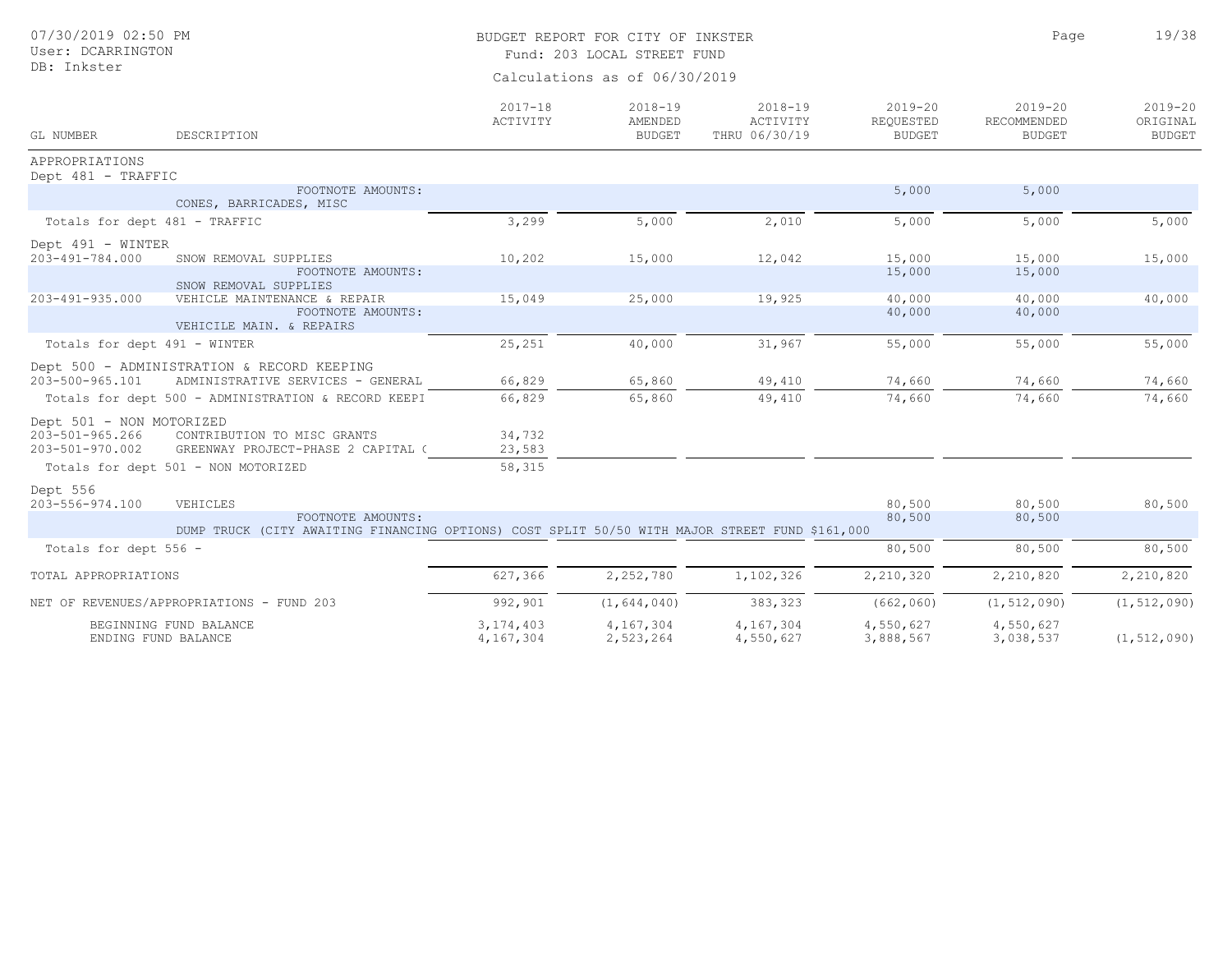BUDGET REPORT FOR CITY OF INKSTER
Fund: 203 LOCAL STREET FUND
Calculations as of 06/30/2019

| GL NUMBER | DESCRIPTION | 2017-18 ACTIVITY | 2018-19 AMENDED BUDGET | 2018-19 ACTIVITY THRU 06/30/19 | 2019-20 REQUESTED BUDGET | 2019-20 RECOMMENDED BUDGET | 2019-20 ORIGINAL BUDGET |
|---|---|---|---|---|---|---|---|
| APPROPRIATIONS | | | | | | | |
| Dept 481 - TRAFFIC | | | | | | | |
| | FOOTNOTE AMOUNTS: CONES, BARRICADES, MISC | | | | 5,000 | 5,000 | |
| Totals for dept 481 - TRAFFIC | | 3,299 | 5,000 | 2,010 | 5,000 | 5,000 | 5,000 |
| Dept 491 - WINTER | | | | | | | |
| 203-491-784.000 | SNOW REMOVAL SUPPLIES | 10,202 | 15,000 | 12,042 | 15,000 | 15,000 | 15,000 |
| | FOOTNOTE AMOUNTS: SNOW REMOVAL SUPPLIES | | | | 15,000 | 15,000 | |
| 203-491-935.000 | VEHICLE MAINTENANCE & REPAIR | 15,049 | 25,000 | 19,925 | 40,000 | 40,000 | 40,000 |
| | FOOTNOTE AMOUNTS: VEHICILE MAIN. & REPAIRS | | | | 40,000 | 40,000 | |
| Totals for dept 491 - WINTER | | 25,251 | 40,000 | 31,967 | 55,000 | 55,000 | 55,000 |
| Dept 500 - ADMINISTRATION & RECORD KEEPING | | | | | | | |
| 203-500-965.101 | ADMINISTRATIVE SERVICES - GENERAL | 66,829 | 65,860 | 49,410 | 74,660 | 74,660 | 74,660 |
| Totals for dept 500 - ADMINISTRATION & RECORD KEEPI | | 66,829 | 65,860 | 49,410 | 74,660 | 74,660 | 74,660 |
| Dept 501 - NON MOTORIZED | | | | | | | |
| 203-501-965.266 | CONTRIBUTION TO MISC GRANTS | 34,732 | | | | | |
| 203-501-970.002 | GREENWAY PROJECT-PHASE 2 CAPITAL ( | 23,583 | | | | | |
| Totals for dept 501 - NON MOTORIZED | | 58,315 | | | | | |
| Dept 556 | | | | | | | |
| 203-556-974.100 | VEHICLES | | | | 80,500 | 80,500 | 80,500 |
| | FOOTNOTE AMOUNTS: DUMP TRUCK (CITY AWAITING FINANCING OPTIONS) COST SPLIT 50/50 WITH MAJOR STREET FUND $161,000 | | | | 80,500 | 80,500 | |
| Totals for dept 556 - | | | | | 80,500 | 80,500 | 80,500 |
| TOTAL APPROPRIATIONS | | 627,366 | 2,252,780 | 1,102,326 | 2,210,320 | 2,210,820 | 2,210,820 |
| NET OF REVENUES/APPROPRIATIONS - FUND 203 | | 992,901 | (1,644,040) | 383,323 | (662,060) | (1,512,090) | (1,512,090) |
| | BEGINNING FUND BALANCE | 3,174,403 | 4,167,304 | 4,167,304 | 4,550,627 | 4,550,627 | |
| | ENDING FUND BALANCE | 4,167,304 | 2,523,264 | 4,550,627 | 3,888,567 | 3,038,537 | (1,512,090) |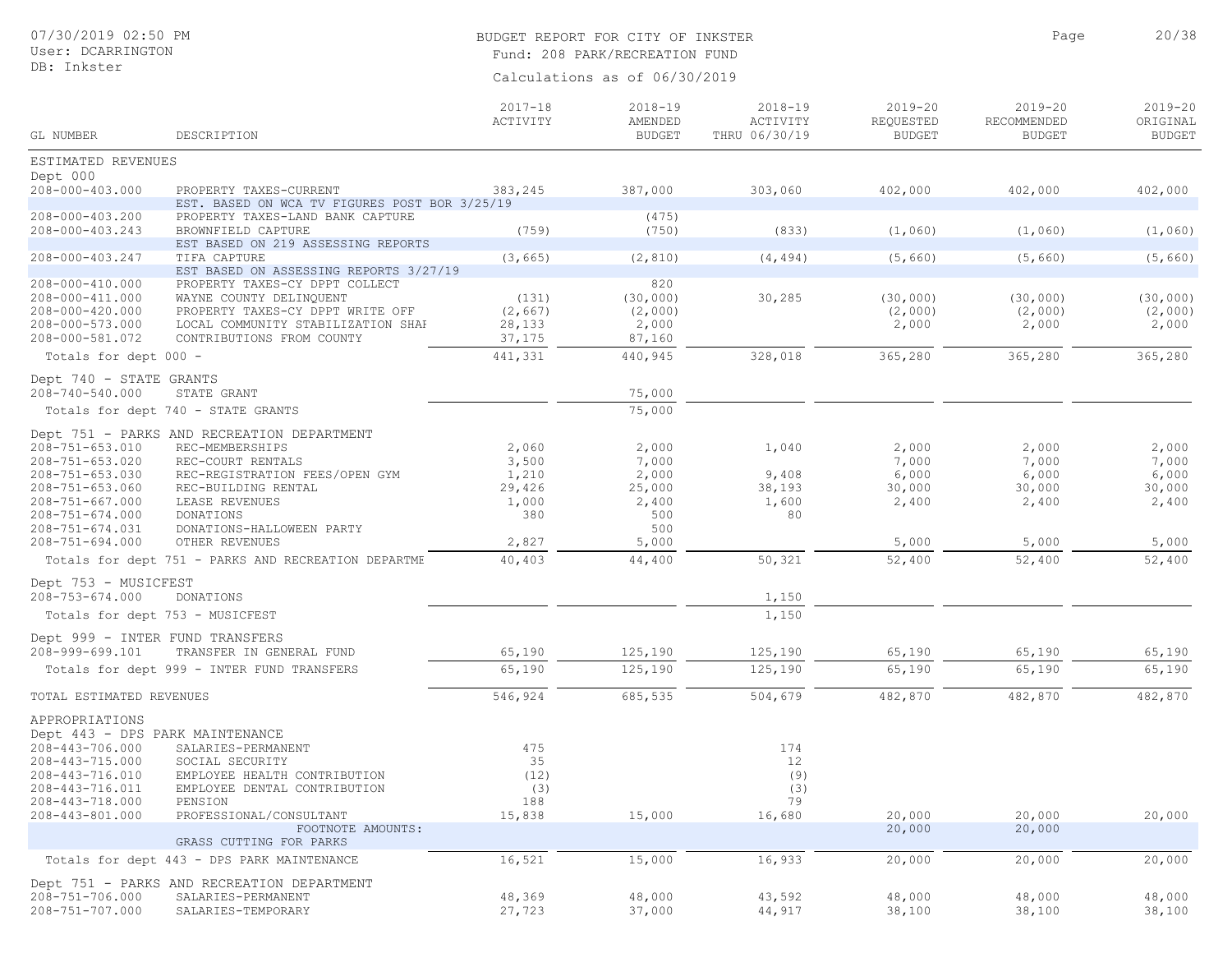# BUDGET REPORT FOR CITY OF INKSTER

Fund: 208 PARK/RECREATION FUND

Calculations as of 06/30/2019

| GL NUMBER | DESCRIPTION | 2017-18 ACTIVITY | 2018-19 AMENDED BUDGET | 2018-19 ACTIVITY THRU 06/30/19 | 2019-20 REQUESTED BUDGET | 2019-20 RECOMMENDED BUDGET | 2019-20 ORIGINAL BUDGET |
|---|---|---|---|---|---|---|---|
| **ESTIMATED REVENUES** | | | | | | | |
| Dept 000 | | | | | | | |
| 208-000-403.000 | PROPERTY TAXES-CURRENT | 383,245 | 387,000 | 303,060 | 402,000 | 402,000 | 402,000 |
| | EST. BASED ON WCA TV FIGURES POST BOR 3/25/19 | | | | | | |
| 208-000-403.200 | PROPERTY TAXES-LAND BANK CAPTURE | | (475) | | | | |
| 208-000-403.243 | BROWNFIELD CAPTURE | (759) | (750) | (833) | (1,060) | (1,060) | (1,060) |
| | EST BASED ON 219 ASSESSING REPORTS | | | | | | |
| 208-000-403.247 | TIFA CAPTURE | (3,665) | (2,810) | (4,494) | (5,660) | (5,660) | (5,660) |
| | EST BASED ON ASSESSING REPORTS 3/27/19 | | | | | | |
| 208-000-410.000 | PROPERTY TAXES-CY DPPT COLLECT | | 820 | | | | |
| 208-000-411.000 | WAYNE COUNTY DELINQUENT | (131) | (30,000) | 30,285 | (30,000) | (30,000) | (30,000) |
| 208-000-420.000 | PROPERTY TAXES-CY DPPT WRITE OFF | (2,667) | (2,000) | | (2,000) | (2,000) | (2,000) |
| 208-000-573.000 | LOCAL COMMUNITY STABILIZATION SHAF | 28,133 | 2,000 | | 2,000 | 2,000 | 2,000 |
| 208-000-581.072 | CONTRIBUTIONS FROM COUNTY | 37,175 | 87,160 | | | | |
| Totals for dept 000 - | | 441,331 | 440,945 | 328,018 | 365,280 | 365,280 | 365,280 |
| Dept 740 - STATE GRANTS | | | | | | | |
| 208-740-540.000 | STATE GRANT | | 75,000 | | | | |
| Totals for dept 740 - STATE GRANTS | | | 75,000 | | | | |
| Dept 751 - PARKS AND RECREATION DEPARTMENT | | | | | | | |
| 208-751-653.010 | REC-MEMBERSHIPS | 2,060 | 2,000 | 1,040 | 2,000 | 2,000 | 2,000 |
| 208-751-653.020 | REC-COURT RENTALS | 3,500 | 7,000 | | 7,000 | 7,000 | 7,000 |
| 208-751-653.030 | REC-REGISTRATION FEES/OPEN GYM | 1,210 | 2,000 | 9,408 | 6,000 | 6,000 | 6,000 |
| 208-751-653.060 | REC-BUILDING RENTAL | 29,426 | 25,000 | 38,193 | 30,000 | 30,000 | 30,000 |
| 208-751-667.000 | LEASE REVENUES | 1,000 | 2,400 | 1,600 | 2,400 | 2,400 | 2,400 |
| 208-751-674.000 | DONATIONS | 380 | 500 | 80 | | | |
| 208-751-674.031 | DONATIONS-HALLOWEEN PARTY | | 500 | | | | |
| 208-751-694.000 | OTHER REVENUES | 2,827 | 5,000 | | 5,000 | 5,000 | 5,000 |
| Totals for dept 751 - PARKS AND RECREATION DEPARTME | | 40,403 | 44,400 | 50,321 | 52,400 | 52,400 | 52,400 |
| Dept 753 - MUSICFEST | | | | | | | |
| 208-753-674.000 | DONATIONS | | | 1,150 | | | |
| Totals for dept 753 - MUSICFEST | | | | 1,150 | | | |
| Dept 999 - INTER FUND TRANSFERS | | | | | | | |
| 208-999-699.101 | TRANSFER IN GENERAL FUND | 65,190 | 125,190 | 125,190 | 65,190 | 65,190 | 65,190 |
| Totals for dept 999 - INTER FUND TRANSFERS | | 65,190 | 125,190 | 125,190 | 65,190 | 65,190 | 65,190 |
| TOTAL ESTIMATED REVENUES | | 546,924 | 685,535 | 504,679 | 482,870 | 482,870 | 482,870 |
| **APPROPRIATIONS** | | | | | | | |
| Dept 443 - DPS PARK MAINTENANCE | | | | | | | |
| 208-443-706.000 | SALARIES-PERMANENT | 475 | | 174 | | | |
| 208-443-715.000 | SOCIAL SECURITY | 35 | | 12 | | | |
| 208-443-716.010 | EMPLOYEE HEALTH CONTRIBUTION | (12) | | (9) | | | |
| 208-443-716.011 | EMPLOYEE DENTAL CONTRIBUTION | (3) | | (3) | | | |
| 208-443-718.000 | PENSION | 188 | | 79 | | | |
| 208-443-801.000 | PROFESSIONAL/CONSULTANT | 15,838 | 15,000 | 16,680 | 20,000 | 20,000 | 20,000 |
| | FOOTNOTE AMOUNTS: | | | | 20,000 | 20,000 | |
| | GRASS CUTTING FOR PARKS | | | | | | |
| Totals for dept 443 - DPS PARK MAINTENANCE | | 16,521 | 15,000 | 16,933 | 20,000 | 20,000 | 20,000 |
| Dept 751 - PARKS AND RECREATION DEPARTMENT | | | | | | | |
| 208-751-706.000 | SALARIES-PERMANENT | 48,369 | 48,000 | 43,592 | 48,000 | 48,000 | 48,000 |
| 208-751-707.000 | SALARIES-TEMPORARY | 27,723 | 37,000 | 44,917 | 38,100 | 38,100 | 38,100 |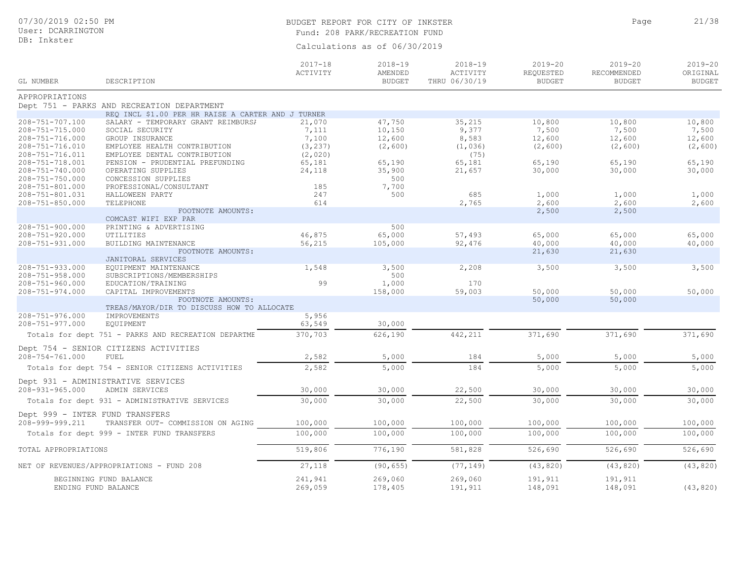# BUDGET REPORT FOR CITY OF INKSTER

Fund: 208 PARK/RECREATION FUND

Calculations as of 06/30/2019

| GL NUMBER | DESCRIPTION | 2017-18 ACTIVITY | 2018-19 AMENDED BUDGET | 2018-19 ACTIVITY THRU 06/30/19 | 2019-20 REQUESTED BUDGET | 2019-20 RECOMMENDED BUDGET | 2019-20 ORIGINAL BUDGET |
|---|---|---|---|---|---|---|---|
| **APPROPRIATIONS** | | | | | | | |
| **Dept 751 - PARKS AND RECREATION DEPARTMENT** | | | | | | | |
| | REQ INCL $1.00 PER HR RAISE A CARTER AND J TURNER | | | | | | |
| 208-751-707.100 | SALARY - TEMPORARY GRANT REIMBURSA | 21,070 | 47,750 | 35,215 | 10,800 | 10,800 | 10,800 |
| 208-751-715.000 | SOCIAL SECURITY | 7,111 | 10,150 | 9,377 | 7,500 | 7,500 | 7,500 |
| 208-751-716.000 | GROUP INSURANCE | 7,100 | 12,600 | 8,583 | 12,600 | 12,600 | 12,600 |
| 208-751-716.010 | EMPLOYEE HEALTH CONTRIBUTION | (3,237) | (2,600) | (1,036) | (2,600) | (2,600) | (2,600) |
| 208-751-716.011 | EMPLOYEE DENTAL CONTRIBUTION | (2,020) | | (75) | | | |
| 208-751-718.001 | PENSION - PRUDENTIAL PREFUNDING | 65,181 | 65,190 | 65,181 | 65,190 | 65,190 | 65,190 |
| 208-751-740.000 | OPERATING SUPPLIES | 24,118 | 35,900 | 21,657 | 30,000 | 30,000 | 30,000 |
| 208-751-750.000 | CONCESSION SUPPLIES | | 500 | | | | |
| 208-751-801.000 | PROFESSIONAL/CONSULTANT | 185 | 7,700 | | | | |
| 208-751-801.031 | HALLOWEEN PARTY | 247 | 500 | 685 | 1,000 | 1,000 | 1,000 |
| 208-751-850.000 | TELEPHONE | 614 | | 2,765 | 2,600 | 2,600 | 2,600 |
| | FOOTNOTE AMOUNTS: COMCAST WIFI EXP PAR | | | | 2,500 | 2,500 | |
| 208-751-900.000 | PRINTING & ADVERTISING | | 500 | | | | |
| 208-751-920.000 | UTILITIES | 46,875 | 65,000 | 57,493 | 65,000 | 65,000 | 65,000 |
| 208-751-931.000 | BUILDING MAINTENANCE | 56,215 | 105,000 | 92,476 | 40,000 | 40,000 | 40,000 |
| | FOOTNOTE AMOUNTS: JANITORAL SERVICES | | | | 21,630 | 21,630 | |
| 208-751-933.000 | EQUIPMENT MAINTENANCE | 1,548 | 3,500 | 2,208 | 3,500 | 3,500 | 3,500 |
| 208-751-958.000 | SUBSCRIPTIONS/MEMBERSHIPS | | 500 | | | | |
| 208-751-960.000 | EDUCATION/TRAINING | 99 | 1,000 | 170 | | | |
| 208-751-974.000 | CAPITAL IMPROVEMENTS | | 158,000 | 59,003 | 50,000 | 50,000 | 50,000 |
| | FOOTNOTE AMOUNTS: TREAS/MAYOR/DIR TO DISCUSS HOW TO ALLOCATE | | | | 50,000 | 50,000 | |
| 208-751-976.000 | IMPROVEMENTS | 5,956 | | | | | |
| 208-751-977.000 | EQUIPMENT | 63,549 | 30,000 | | | | |
| | Totals for dept 751 - PARKS AND RECREATION DEPARTME | 370,703 | 626,190 | 442,211 | 371,690 | 371,690 | 371,690 |
| **Dept 754 - SENIOR CITIZENS ACTIVITIES** | | | | | | | |
| 208-754-761.000 | FUEL | 2,582 | 5,000 | 184 | 5,000 | 5,000 | 5,000 |
| | Totals for dept 754 - SENIOR CITIZENS ACTIVITIES | 2,582 | 5,000 | 184 | 5,000 | 5,000 | 5,000 |
| **Dept 931 - ADMINISTRATIVE SERVICES** | | | | | | | |
| 208-931-965.000 | ADMIN SERVICES | 30,000 | 30,000 | 22,500 | 30,000 | 30,000 | 30,000 |
| | Totals for dept 931 - ADMINISTRATIVE SERVICES | 30,000 | 30,000 | 22,500 | 30,000 | 30,000 | 30,000 |
| **Dept 999 - INTER FUND TRANSFERS** | | | | | | | |
| 208-999-999.211 | TRANSFER OUT- COMMISSION ON AGING | 100,000 | 100,000 | 100,000 | 100,000 | 100,000 | 100,000 |
| | Totals for dept 999 - INTER FUND TRANSFERS | 100,000 | 100,000 | 100,000 | 100,000 | 100,000 | 100,000 |
| TOTAL APPROPRIATIONS | | 519,806 | 776,190 | 581,828 | 526,690 | 526,690 | 526,690 |
| NET OF REVENUES/APPROPRIATIONS - FUND 208 | | 27,118 | (90,655) | (77,149) | (43,820) | (43,820) | (43,820) |
| | BEGINNING FUND BALANCE | 241,941 | 269,060 | 269,060 | 191,911 | 191,911 | |
| | ENDING FUND BALANCE | 269,059 | 178,405 | 191,911 | 148,091 | 148,091 | (43,820) |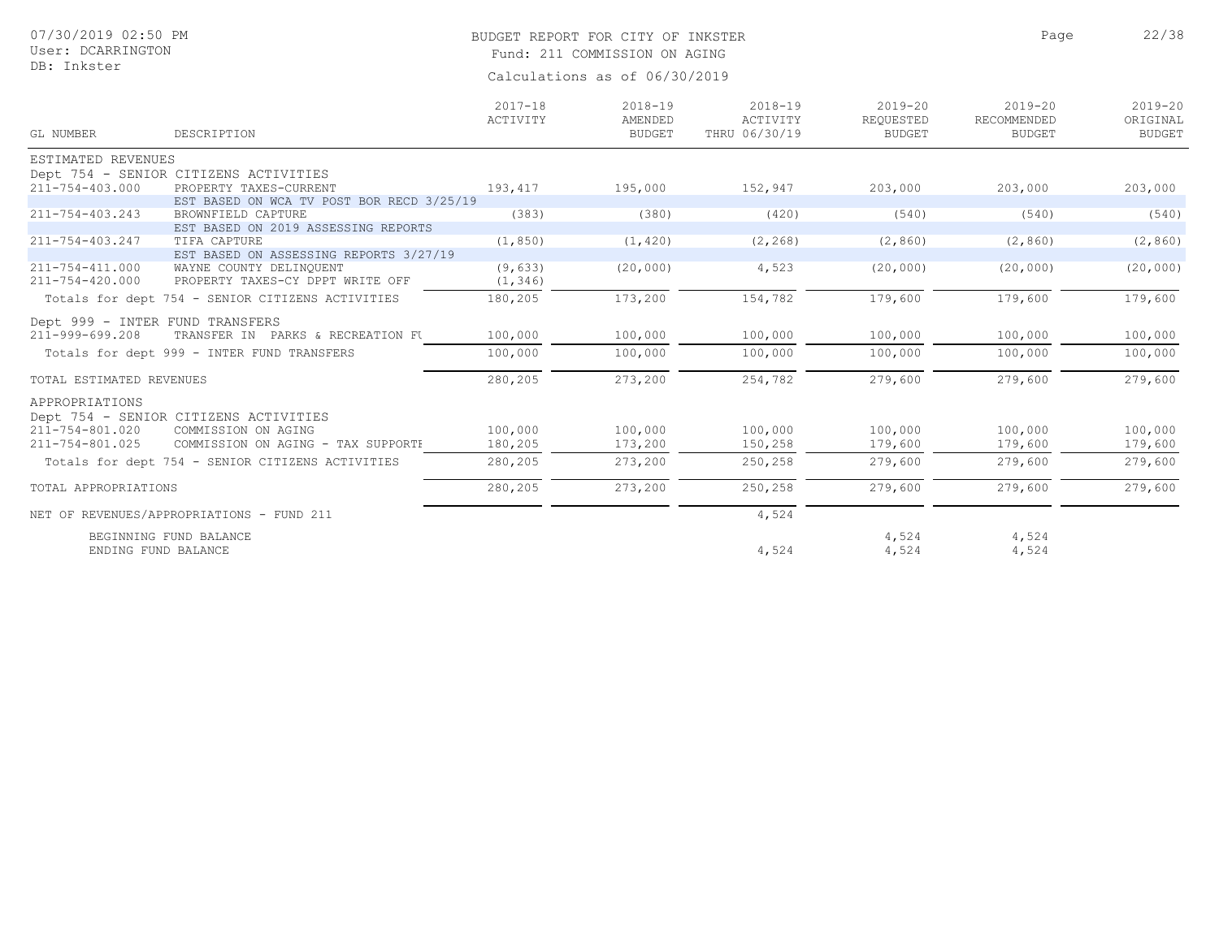BUDGET REPORT FOR CITY OF INKSTER

Fund: 211 COMMISSION ON AGING

Calculations as of 06/30/2019

07/30/2019 02:50 PM
User: DCARRINGTON
DB: Inkster

| GL NUMBER | DESCRIPTION | 2017-18 ACTIVITY | 2018-19 AMENDED BUDGET | 2018-19 ACTIVITY THRU 06/30/19 | 2019-20 REQUESTED BUDGET | 2019-20 RECOMMENDED BUDGET | 2019-20 ORIGINAL BUDGET |
|---|---|---|---|---|---|---|---|
| ESTIMATED REVENUES | | | | | | | |
| Dept 754 - SENIOR CITIZENS ACTIVITIES | | | | | | | |
| 211-754-403.000 | PROPERTY TAXES-CURRENT | 193,417 | 195,000 | 152,947 | 203,000 | 203,000 | 203,000 |
| | EST BASED ON WCA TV POST BOR RECD 3/25/19 | | | | | | |
| 211-754-403.243 | BROWNFIELD CAPTURE | (383) | (380) | (420) | (540) | (540) | (540) |
| | EST BASED ON 2019 ASSESSING REPORTS | | | | | | |
| 211-754-403.247 | TIFA CAPTURE | (1,850) | (1,420) | (2,268) | (2,860) | (2,860) | (2,860) |
| | EST BASED ON ASSESSING REPORTS 3/27/19 | | | | | | |
| 211-754-411.000 | WAYNE COUNTY DELINQUENT | (9,633) | (20,000) | 4,523 | (20,000) | (20,000) | (20,000) |
| 211-754-420.000 | PROPERTY TAXES-CY DPPT WRITE OFF | (1,346) | | | | | |
| | Totals for dept 754 - SENIOR CITIZENS ACTIVITIES | 180,205 | 173,200 | 154,782 | 179,600 | 179,600 | 179,600 |
| Dept 999 - INTER FUND TRANSFERS | | | | | | | |
| 211-999-699.208 | TRANSFER IN PARKS & RECREATION FU | 100,000 | 100,000 | 100,000 | 100,000 | 100,000 | 100,000 |
| | Totals for dept 999 - INTER FUND TRANSFERS | 100,000 | 100,000 | 100,000 | 100,000 | 100,000 | 100,000 |
| TOTAL ESTIMATED REVENUES | | 280,205 | 273,200 | 254,782 | 279,600 | 279,600 | 279,600 |
| APPROPRIATIONS | | | | | | | |
| Dept 754 - SENIOR CITIZENS ACTIVITIES | | | | | | | |
| 211-754-801.020 | COMMISSION ON AGING | 100,000 | 100,000 | 100,000 | 100,000 | 100,000 | 100,000 |
| 211-754-801.025 | COMMISSION ON AGING - TAX SUPPORTE | 180,205 | 173,200 | 150,258 | 179,600 | 179,600 | 179,600 |
| | Totals for dept 754 - SENIOR CITIZENS ACTIVITIES | 280,205 | 273,200 | 250,258 | 279,600 | 279,600 | 279,600 |
| TOTAL APPROPRIATIONS | | 280,205 | 273,200 | 250,258 | 279,600 | 279,600 | 279,600 |
| NET OF REVENUES/APPROPRIATIONS - FUND 211 | | | | 4,524 | | | |
| | BEGINNING FUND BALANCE | | | | 4,524 | 4,524 | |
| | ENDING FUND BALANCE | | | 4,524 | 4,524 | 4,524 | |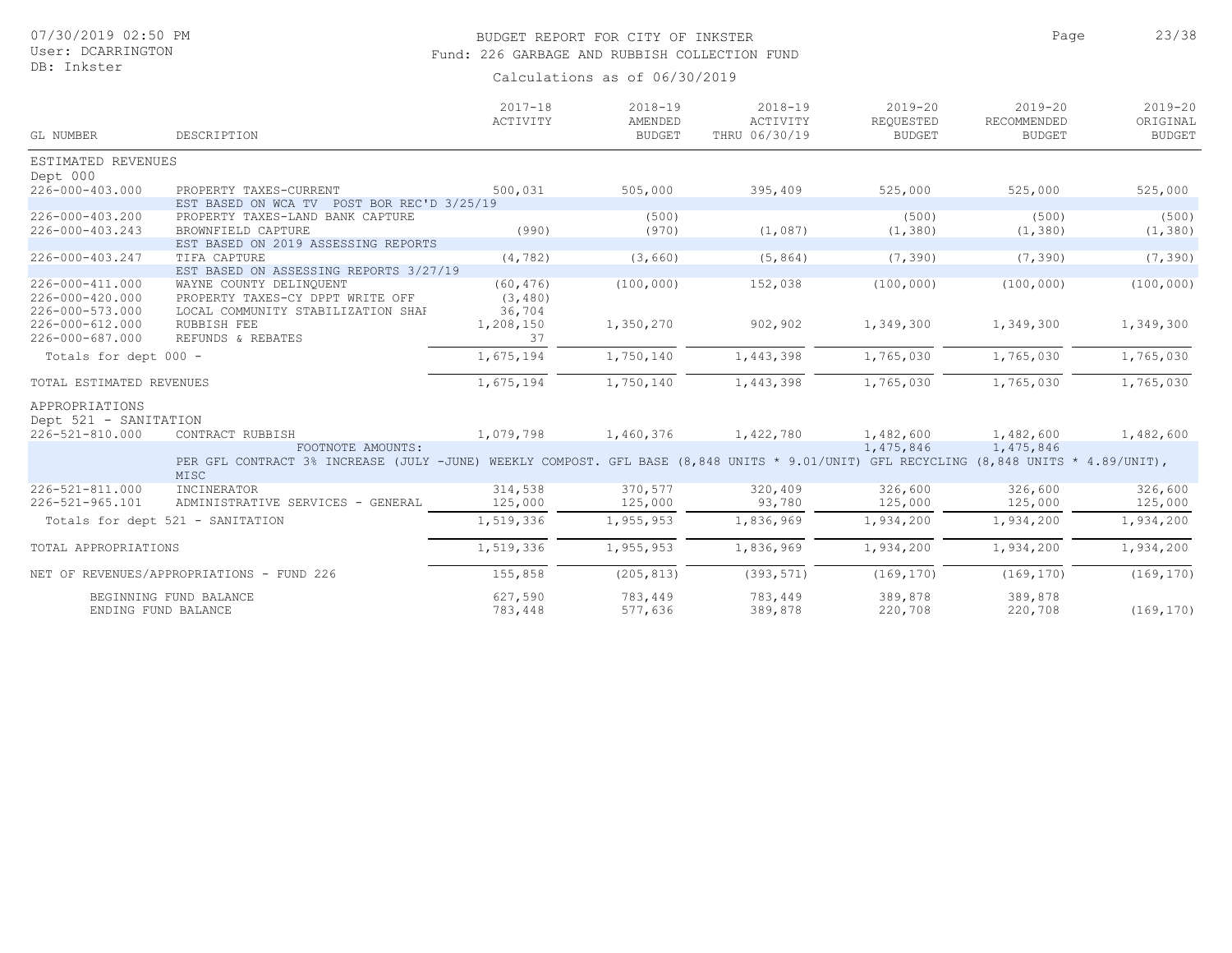# BUDGET REPORT FOR CITY OF INKSTER

## Fund: 226 GARBAGE AND RUBBISH COLLECTION FUND

Calculations as of 06/30/2019

07/30/2019 02:50 PM
User: DCARRINGTON
DB: Inkster

| GL NUMBER | DESCRIPTION | 2017-18 ACTIVITY | 2018-19 AMENDED BUDGET | 2018-19 ACTIVITY THRU 06/30/19 | 2019-20 REQUESTED BUDGET | 2019-20 RECOMMENDED BUDGET | 2019-20 ORIGINAL BUDGET |
|---|---|---|---|---|---|---|---|
| ESTIMATED REVENUES | | | | | | | |
| Dept 000 | | | | | | | |
| 226-000-403.000 | PROPERTY TAXES-CURRENT | 500,031 | 505,000 | 395,409 | 525,000 | 525,000 | 525,000 |
| | EST BASED ON WCA TV POST BOR REC'D 3/25/19 | | | | | | |
| 226-000-403.200 | PROPERTY TAXES-LAND BANK CAPTURE | | (500) | | (500) | (500) | (500) |
| 226-000-403.243 | BROWNFIELD CAPTURE | (990) | (970) | (1,087) | (1,380) | (1,380) | (1,380) |
| | EST BASED ON 2019 ASSESSING REPORTS | | | | | | |
| 226-000-403.247 | TIFA CAPTURE | (4,782) | (3,660) | (5,864) | (7,390) | (7,390) | (7,390) |
| | EST BASED ON ASSESSING REPORTS 3/27/19 | | | | | | |
| 226-000-411.000 | WAYNE COUNTY DELINQUENT | (60,476) | (100,000) | 152,038 | (100,000) | (100,000) | (100,000) |
| 226-000-420.000 | PROPERTY TAXES-CY DPPT WRITE OFF | (3,480) | | | | | |
| 226-000-573.000 | LOCAL COMMUNITY STABILIZATION SHAI | 36,704 | | | | | |
| 226-000-612.000 | RUBBISH FEE | 1,208,150 | 1,350,270 | 902,902 | 1,349,300 | 1,349,300 | 1,349,300 |
| 226-000-687.000 | REFUNDS & REBATES | 37 | | | | | |
| Totals for dept 000 - | | 1,675,194 | 1,750,140 | 1,443,398 | 1,765,030 | 1,765,030 | 1,765,030 |
| TOTAL ESTIMATED REVENUES | | 1,675,194 | 1,750,140 | 1,443,398 | 1,765,030 | 1,765,030 | 1,765,030 |
| APPROPRIATIONS | | | | | | | |
| Dept 521 - SANITATION | | | | | | | |
| 226-521-810.000 | CONTRACT RUBBISH | 1,079,798 | 1,460,376 | 1,422,780 | 1,482,600 | 1,482,600 | 1,482,600 |
| | FOOTNOTE AMOUNTS: | | | | 1,475,846 | 1,475,846 | |
| | PER GFL CONTRACT 3% INCREASE (JULY -JUNE) WEEKLY COMPOST. GFL BASE (8,848 UNITS * 9.01/UNIT) GFL RECYCLING (8,848 UNITS * 4.89/UNIT), MISC | | | | | | |
| 226-521-811.000 | INCINERATOR | 314,538 | 370,577 | 320,409 | 326,600 | 326,600 | 326,600 |
| 226-521-965.101 | ADMINISTRATIVE SERVICES - GENERAL | 125,000 | 125,000 | 93,780 | 125,000 | 125,000 | 125,000 |
| Totals for dept 521 - SANITATION | | 1,519,336 | 1,955,953 | 1,836,969 | 1,934,200 | 1,934,200 | 1,934,200 |
| TOTAL APPROPRIATIONS | | 1,519,336 | 1,955,953 | 1,836,969 | 1,934,200 | 1,934,200 | 1,934,200 |
| NET OF REVENUES/APPROPRIATIONS - FUND 226 | | 155,858 | (205,813) | (393,571) | (169,170) | (169,170) | (169,170) |
| BEGINNING FUND BALANCE | | 627,590 | 783,449 | 783,449 | 389,878 | 389,878 | |
| ENDING FUND BALANCE | | 783,448 | 577,636 | 389,878 | 220,708 | 220,708 | (169,170) |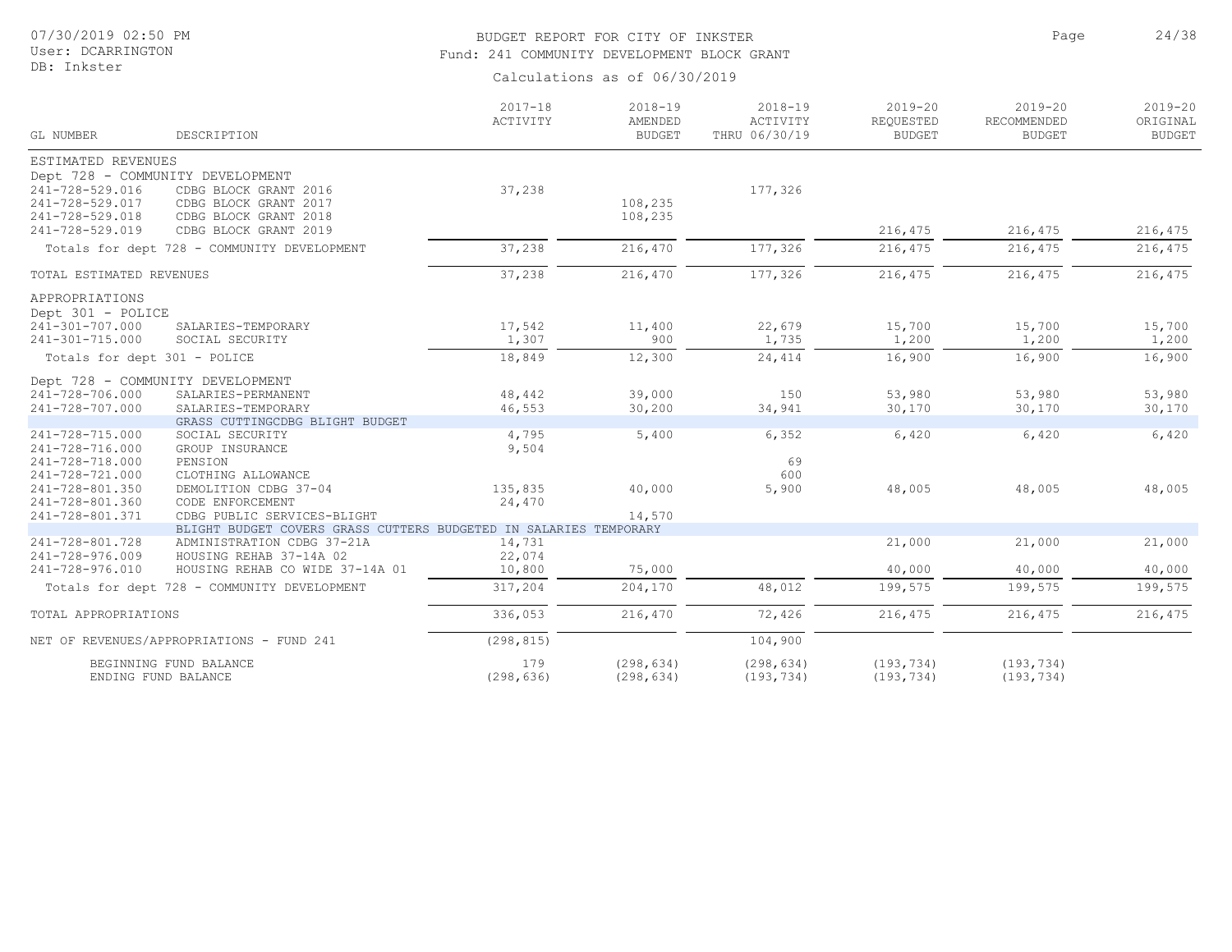BUDGET REPORT FOR CITY OF INKSTER
Fund: 241 COMMUNITY DEVELOPMENT BLOCK GRANT

Calculations as of 06/30/2019

| GL NUMBER | DESCRIPTION | 2017-18 ACTIVITY | 2018-19 AMENDED BUDGET | 2018-19 ACTIVITY THRU 06/30/19 | 2019-20 REQUESTED BUDGET | 2019-20 RECOMMENDED BUDGET | 2019-20 ORIGINAL BUDGET |
|---|---|---|---|---|---|---|---|
| ESTIMATED REVENUES | | | | | | | |
| Dept 728 - COMMUNITY DEVELOPMENT | | | | | | | |
| 241-728-529.016 | CDBG BLOCK GRANT 2016 | 37,238 | | 177,326 | | | |
| 241-728-529.017 | CDBG BLOCK GRANT 2017 | | 108,235 | | | | |
| 241-728-529.018 | CDBG BLOCK GRANT 2018 | | 108,235 | | | | |
| 241-728-529.019 | CDBG BLOCK GRANT 2019 | | | | 216,475 | 216,475 | 216,475 |
| Totals for dept 728 - COMMUNITY DEVELOPMENT | | 37,238 | 216,470 | 177,326 | 216,475 | 216,475 | 216,475 |
| TOTAL ESTIMATED REVENUES | | 37,238 | 216,470 | 177,326 | 216,475 | 216,475 | 216,475 |
| APPROPRIATIONS | | | | | | | |
| Dept 301 - POLICE | | | | | | | |
| 241-301-707.000 | SALARIES-TEMPORARY | 17,542 | 11,400 | 22,679 | 15,700 | 15,700 | 15,700 |
| 241-301-715.000 | SOCIAL SECURITY | 1,307 | 900 | 1,735 | 1,200 | 1,200 | 1,200 |
| Totals for dept 301 - POLICE | | 18,849 | 12,300 | 24,414 | 16,900 | 16,900 | 16,900 |
| Dept 728 - COMMUNITY DEVELOPMENT | | | | | | | |
| 241-728-706.000 | SALARIES-PERMANENT | 48,442 | 39,000 | 150 | 53,980 | 53,980 | 53,980 |
| 241-728-707.000 | SALARIES-TEMPORARY | 46,553 | 30,200 | 34,941 | 30,170 | 30,170 | 30,170 |
| | GRASS CUTTINGCDBG BLIGHT BUDGET | | | | | | |
| 241-728-715.000 | SOCIAL SECURITY | 4,795 | 5,400 | 6,352 | 6,420 | 6,420 | 6,420 |
| 241-728-716.000 | GROUP INSURANCE | 9,504 | | | | | |
| 241-728-718.000 | PENSION | | | 69 | | | |
| 241-728-721.000 | CLOTHING ALLOWANCE | | | 600 | | | |
| 241-728-801.350 | DEMOLITION CDBG 37-04 | 135,835 | 40,000 | 5,900 | 48,005 | 48,005 | 48,005 |
| 241-728-801.360 | CODE ENFORCEMENT | 24,470 | | | | | |
| 241-728-801.371 | CDBG PUBLIC SERVICES-BLIGHT | | 14,570 | | | | |
| | BLIGHT BUDGET COVERS GRASS CUTTERS BUDGETED IN SALARIES TEMPORARY | | | | | | |
| 241-728-801.728 | ADMINISTRATION CDBG 37-21A | 14,731 | | | 21,000 | 21,000 | 21,000 |
| 241-728-976.009 | HOUSING REHAB 37-14A 02 | 22,074 | | | | | |
| 241-728-976.010 | HOUSING REHAB CO WIDE 37-14A 01 | 10,800 | 75,000 | | 40,000 | 40,000 | 40,000 |
| Totals for dept 728 - COMMUNITY DEVELOPMENT | | 317,204 | 204,170 | 48,012 | 199,575 | 199,575 | 199,575 |
| TOTAL APPROPRIATIONS | | 336,053 | 216,470 | 72,426 | 216,475 | 216,475 | 216,475 |
| NET OF REVENUES/APPROPRIATIONS - FUND 241 | | (298,815) | | 104,900 | | | |
| BEGINNING FUND BALANCE | | 179 | (298,634) | (298,634) | (193,734) | (193,734) | |
| ENDING FUND BALANCE | | (298,636) | (298,634) | (193,734) | (193,734) | (193,734) | |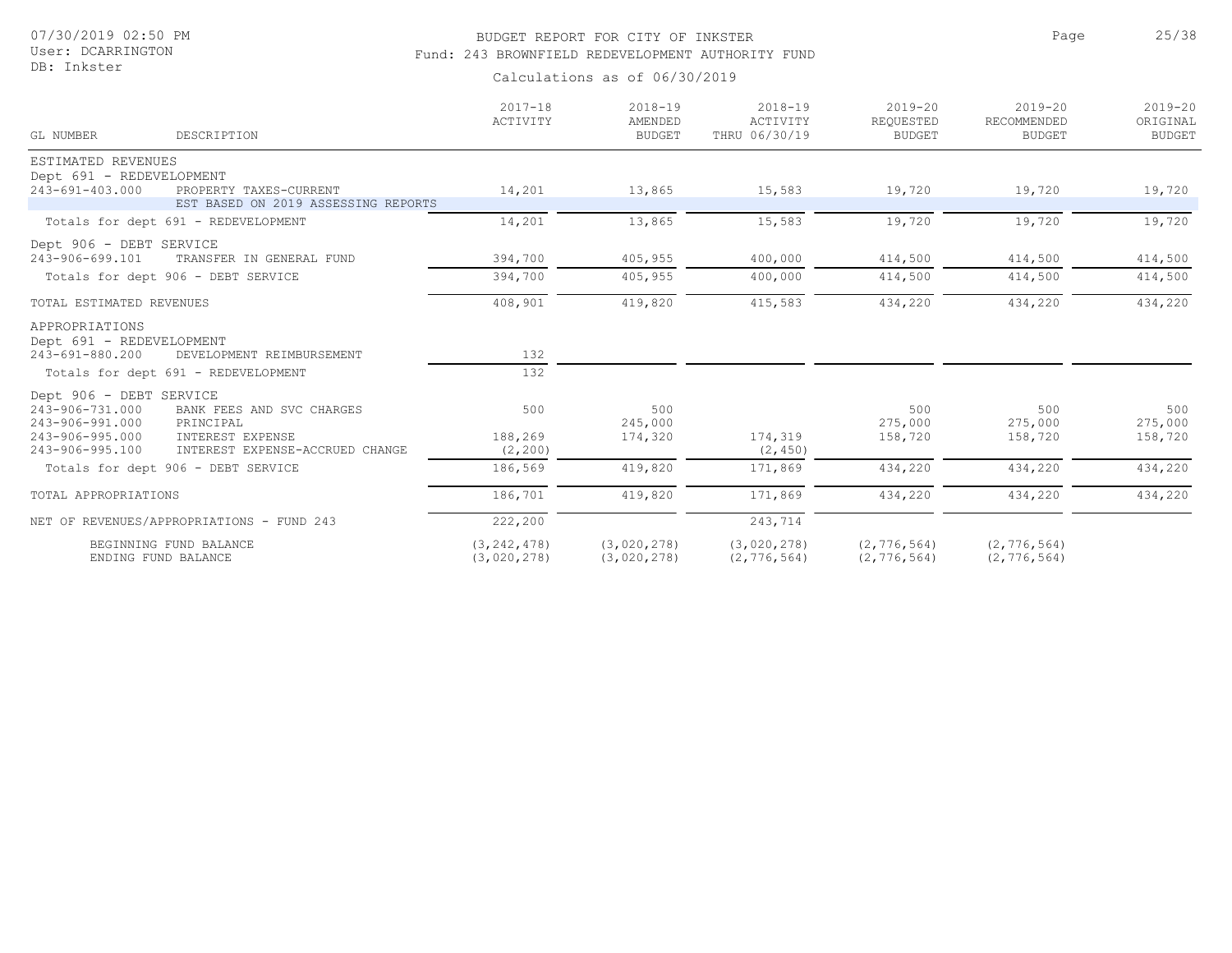# BUDGET REPORT FOR CITY OF INKSTER

## Fund: 243 BROWNFIELD REDEVELOPMENT AUTHORITY FUND

Calculations as of 06/30/2019

| GL NUMBER | DESCRIPTION | 2017-18 ACTIVITY | 2018-19 AMENDED BUDGET | 2018-19 ACTIVITY THRU 06/30/19 | 2019-20 REQUESTED BUDGET | 2019-20 RECOMMENDED BUDGET | 2019-20 ORIGINAL BUDGET |
|---|---|---|---|---|---|---|---|
| ESTIMATED REVENUES | | | | | | | |
| Dept 691 - REDEVELOPMENT | | | | | | | |
| 243-691-403.000 | PROPERTY TAXES-CURRENT | 14,201 | 13,865 | 15,583 | 19,720 | 19,720 | 19,720 |
| | EST BASED ON 2019 ASSESSING REPORTS | | | | | | |
| Totals for dept 691 - REDEVELOPMENT | | 14,201 | 13,865 | 15,583 | 19,720 | 19,720 | 19,720 |
| Dept 906 - DEBT SERVICE | | | | | | | |
| 243-906-699.101 | TRANSFER IN GENERAL FUND | 394,700 | 405,955 | 400,000 | 414,500 | 414,500 | 414,500 |
| Totals for dept 906 - DEBT SERVICE | | 394,700 | 405,955 | 400,000 | 414,500 | 414,500 | 414,500 |
| TOTAL ESTIMATED REVENUES | | 408,901 | 419,820 | 415,583 | 434,220 | 434,220 | 434,220 |
| APPROPRIATIONS | | | | | | | |
| Dept 691 - REDEVELOPMENT | | | | | | | |
| 243-691-880.200 | DEVELOPMENT REIMBURSEMENT | 132 | | | | | |
| Totals for dept 691 - REDEVELOPMENT | | 132 | | | | | |
| Dept 906 - DEBT SERVICE | | | | | | | |
| 243-906-731.000 | BANK FEES AND SVC CHARGES | 500 | 500 | | 500 | 500 | 500 |
| 243-906-991.000 | PRINCIPAL | | 245,000 | | 275,000 | 275,000 | 275,000 |
| 243-906-995.000 | INTEREST EXPENSE | 188,269 | 174,320 | 174,319 | 158,720 | 158,720 | 158,720 |
| 243-906-995.100 | INTEREST EXPENSE-ACCRUED CHANGE | (2,200) | | (2,450) | | | |
| Totals for dept 906 - DEBT SERVICE | | 186,569 | 419,820 | 171,869 | 434,220 | 434,220 | 434,220 |
| TOTAL APPROPRIATIONS | | 186,701 | 419,820 | 171,869 | 434,220 | 434,220 | 434,220 |
| NET OF REVENUES/APPROPRIATIONS - FUND 243 | | 222,200 | | 243,714 | | | |
| | BEGINNING FUND BALANCE | (3,242,478) | (3,020,278) | (3,020,278) | (2,776,564) | (2,776,564) | |
| | ENDING FUND BALANCE | (3,020,278) | (3,020,278) | (2,776,564) | (2,776,564) | (2,776,564) | |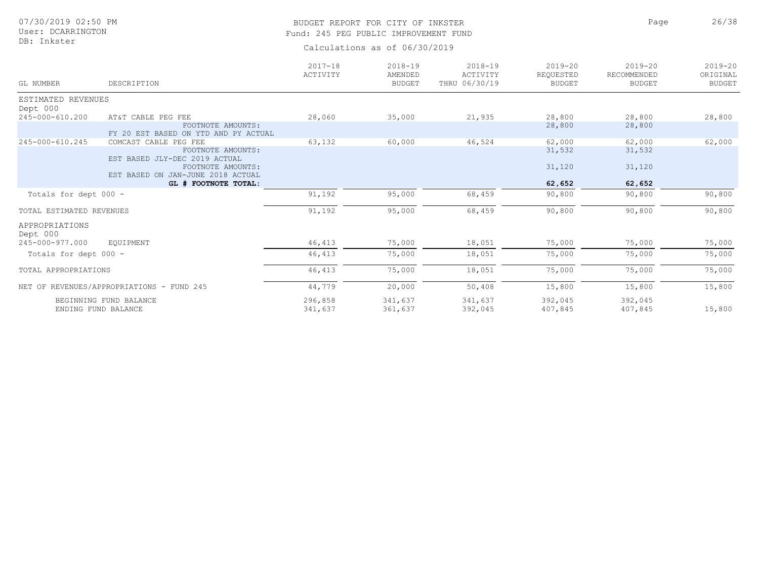BUDGET REPORT FOR CITY OF INKSTER
Fund: 245 PEG PUBLIC IMPROVEMENT FUND

Calculations as of 06/30/2019

| GL NUMBER | DESCRIPTION | 2017-18 ACTIVITY | 2018-19 AMENDED BUDGET | 2018-19 ACTIVITY THRU 06/30/19 | 2019-20 REQUESTED BUDGET | 2019-20 RECOMMENDED BUDGET | 2019-20 ORIGINAL BUDGET |
|---|---|---|---|---|---|---|---|
| ESTIMATED REVENUES | | | | | | | |
| Dept 000 | | | | | | | |
| 245-000-610.200 | AT&T CABLE PEG FEE | 28,060 | 35,000 | 21,935 | 28,800 | 28,800 | 28,800 |
| | FOOTNOTE AMOUNTS: FY 20 EST BASED ON YTD AND PY ACTUAL | | | | 28,800 | 28,800 | |
| 245-000-610.245 | COMCAST CABLE PEG FEE | 63,132 | 60,000 | 46,524 | 62,000 | 62,000 | 62,000 |
| | FOOTNOTE AMOUNTS: EST BASED JLY-DEC 2019 ACTUAL | | | | 31,532 | 31,532 | |
| | FOOTNOTE AMOUNTS: EST BASED ON JAN-JUNE 2018 ACTUAL | | | | 31,120 | 31,120 | |
| | **GL # FOOTNOTE TOTAL:** | | | | **62,652** | **62,652** | |
| Totals for dept 000 - | | 91,192 | 95,000 | 68,459 | 90,800 | 90,800 | 90,800 |
| TOTAL ESTIMATED REVENUES | | 91,192 | 95,000 | 68,459 | 90,800 | 90,800 | 90,800 |
| APPROPRIATIONS | | | | | | | |
| Dept 000 | | | | | | | |
| 245-000-977.000 | EQUIPMENT | 46,413 | 75,000 | 18,051 | 75,000 | 75,000 | 75,000 |
| Totals for dept 000 - | | 46,413 | 75,000 | 18,051 | 75,000 | 75,000 | 75,000 |
| TOTAL APPROPRIATIONS | | 46,413 | 75,000 | 18,051 | 75,000 | 75,000 | 75,000 |
| NET OF REVENUES/APPROPRIATIONS - FUND 245 | | 44,779 | 20,000 | 50,408 | 15,800 | 15,800 | 15,800 |
| BEGINNING FUND BALANCE | | 296,858 | 341,637 | 341,637 | 392,045 | 392,045 | |
| ENDING FUND BALANCE | | 341,637 | 361,637 | 392,045 | 407,845 | 407,845 | 15,800 |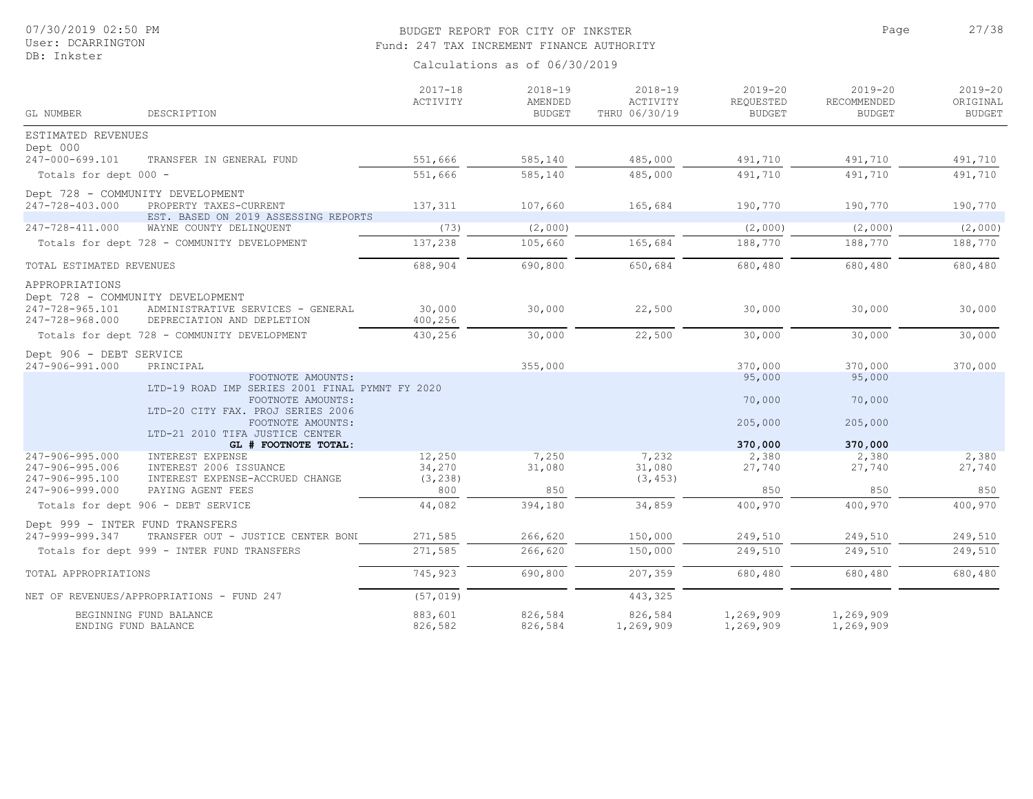BUDGET REPORT FOR CITY OF INKSTER

Fund: 247 TAX INCREMENT FINANCE AUTHORITY

Calculations as of 06/30/2019

| GL NUMBER | DESCRIPTION | 2017-18 ACTIVITY | 2018-19 AMENDED BUDGET | 2018-19 ACTIVITY THRU 06/30/19 | 2019-20 REQUESTED BUDGET | 2019-20 RECOMMENDED BUDGET | 2019-20 ORIGINAL BUDGET |
|---|---|---|---|---|---|---|---|
| ESTIMATED REVENUES | | | | | | | |
| Dept 000 | | | | | | | |
| 247-000-699.101 | TRANSFER IN GENERAL FUND | 551,666 | 585,140 | 485,000 | 491,710 | 491,710 | 491,710 |
| Totals for dept 000 - | | 551,666 | 585,140 | 485,000 | 491,710 | 491,710 | 491,710 |
| Dept 728 - COMMUNITY DEVELOPMENT | | | | | | | |
| 247-728-403.000 | PROPERTY TAXES-CURRENT | 137,311 | 107,660 | 165,684 | 190,770 | 190,770 | 190,770 |
| | EST. BASED ON 2019 ASSESSING REPORTS | | | | | | |
| 247-728-411.000 | WAYNE COUNTY DELINQUENT | (73) | (2,000) | | (2,000) | (2,000) | (2,000) |
| Totals for dept 728 - COMMUNITY DEVELOPMENT | | 137,238 | 105,660 | 165,684 | 188,770 | 188,770 | 188,770 |
| TOTAL ESTIMATED REVENUES | | 688,904 | 690,800 | 650,684 | 680,480 | 680,480 | 680,480 |
| APPROPRIATIONS | | | | | | | |
| Dept 728 - COMMUNITY DEVELOPMENT | | | | | | | |
| 247-728-965.101 | ADMINISTRATIVE SERVICES - GENERAL | 30,000 | 30,000 | 22,500 | 30,000 | 30,000 | 30,000 |
| 247-728-968.000 | DEPRECIATION AND DEPLETION | 400,256 | | | | | |
| Totals for dept 728 - COMMUNITY DEVELOPMENT | | 430,256 | 30,000 | 22,500 | 30,000 | 30,000 | 30,000 |
| Dept 906 - DEBT SERVICE | | | | | | | |
| 247-906-991.000 | PRINCIPAL | | 355,000 | | 370,000 | 370,000 | 370,000 |
| | FOOTNOTE AMOUNTS: LTD-19 ROAD IMP SERIES 2001 FINAL PYMNT FY 2020 | | | | 95,000 | 95,000 | |
| | FOOTNOTE AMOUNTS: LTD-20 CITY FAX. PROJ SERIES 2006 | | | | 70,000 | 70,000 | |
| | FOOTNOTE AMOUNTS: LTD-21 2010 TIFA JUSTICE CENTER | | | | 205,000 | 205,000 | |
| | **GL # FOOTNOTE TOTAL:** | | | | **370,000** | **370,000** | |
| 247-906-995.000 | INTEREST EXPENSE | 12,250 | 7,250 | 7,232 | 2,380 | 2,380 | 2,380 |
| 247-906-995.006 | INTEREST 2006 ISSUANCE | 34,270 | 31,080 | 31,080 | 27,740 | 27,740 | 27,740 |
| 247-906-995.100 | INTEREST EXPENSE-ACCRUED CHANGE | (3,238) | | (3,453) | | | |
| 247-906-999.000 | PAYING AGENT FEES | 800 | 850 | | 850 | 850 | 850 |
| Totals for dept 906 - DEBT SERVICE | | 44,082 | 394,180 | 34,859 | 400,970 | 400,970 | 400,970 |
| Dept 999 - INTER FUND TRANSFERS | | | | | | | |
| 247-999-999.347 | TRANSFER OUT - JUSTICE CENTER BONI | 271,585 | 266,620 | 150,000 | 249,510 | 249,510 | 249,510 |
| Totals for dept 999 - INTER FUND TRANSFERS | | 271,585 | 266,620 | 150,000 | 249,510 | 249,510 | 249,510 |
| TOTAL APPROPRIATIONS | | 745,923 | 690,800 | 207,359 | 680,480 | 680,480 | 680,480 |
| NET OF REVENUES/APPROPRIATIONS - FUND 247 | | (57,019) | | 443,325 | | | |
| | BEGINNING FUND BALANCE | 883,601 | 826,584 | 826,584 | 1,269,909 | 1,269,909 | |
| | ENDING FUND BALANCE | 826,582 | 826,584 | 1,269,909 | 1,269,909 | 1,269,909 | |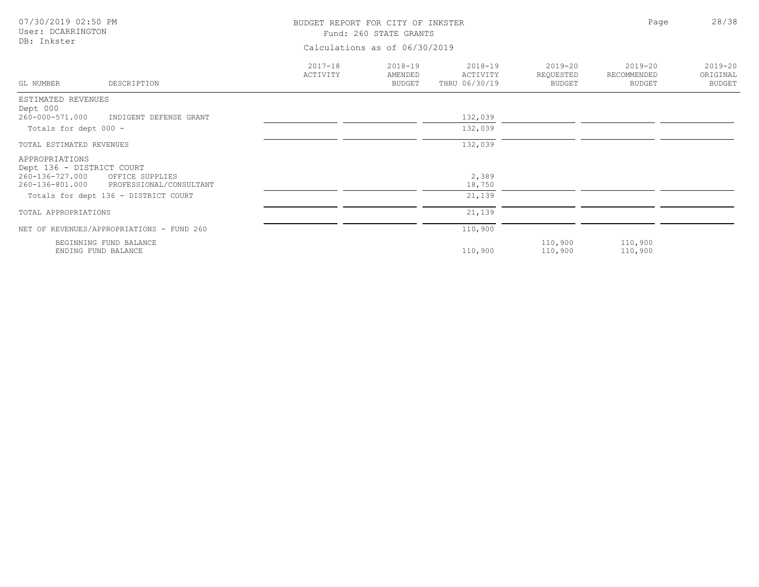BUDGET REPORT FOR CITY OF INKSTER

Fund: 260 STATE GRANTS

Calculations as of 06/30/2019

07/30/2019 02:50 PM
User: DCARRINGTON
DB: Inkster

| GL NUMBER | DESCRIPTION | 2017-18 ACTIVITY | 2018-19 AMENDED BUDGET | 2018-19 ACTIVITY THRU 06/30/19 | 2019-20 REQUESTED BUDGET | 2019-20 RECOMMENDED BUDGET | 2019-20 ORIGINAL BUDGET |
|---|---|---|---|---|---|---|---|
| ESTIMATED REVENUES | | | | | | | |
| Dept 000 | | | | | | | |
| 260-000-571.000 | INDIGENT DEFENSE GRANT | | | 132,039 | | | |
| Totals for dept 000 - | | | | 132,039 | | | |
| TOTAL ESTIMATED REVENUES | | | | 132,039 | | | |
| APPROPRIATIONS | | | | | | | |
| Dept 136 - DISTRICT COURT | | | | | | | |
| 260-136-727.000 | OFFICE SUPPLIES | | | 2,389 | | | |
| 260-136-801.000 | PROFESSIONAL/CONSULTANT | | | 18,750 | | | |
| Totals for dept 136 - DISTRICT COURT | | | | 21,139 | | | |
| TOTAL APPROPRIATIONS | | | | 21,139 | | | |
| NET OF REVENUES/APPROPRIATIONS - FUND 260 | | | | 110,900 | | | |
| | BEGINNING FUND BALANCE | | | | 110,900 | 110,900 | |
| | ENDING FUND BALANCE | | | 110,900 | 110,900 | 110,900 | |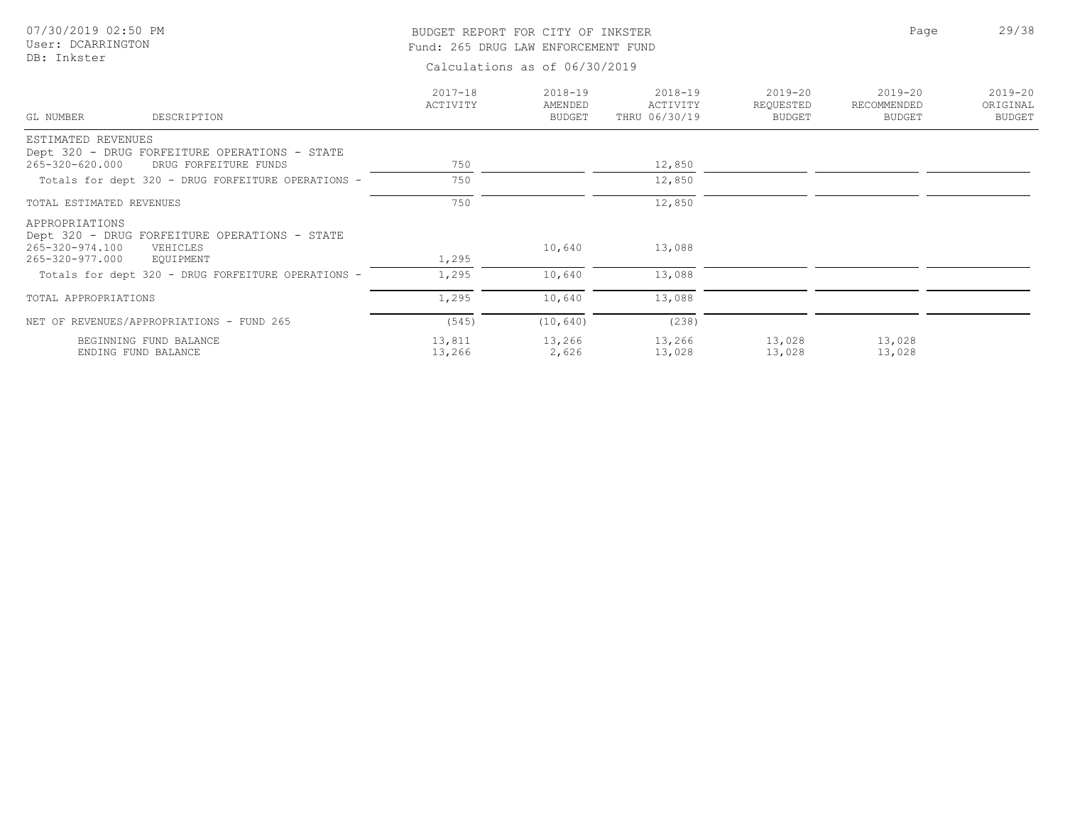BUDGET REPORT FOR CITY OF INKSTER

Fund: 265 DRUG LAW ENFORCEMENT FUND

Calculations as of 06/30/2019

| GL NUMBER | DESCRIPTION | 2017-18 ACTIVITY | 2018-19 AMENDED BUDGET | 2018-19 ACTIVITY THRU 06/30/19 | 2019-20 REQUESTED BUDGET | 2019-20 RECOMMENDED BUDGET | 2019-20 ORIGINAL BUDGET |
|---|---|---|---|---|---|---|---|
| ESTIMATED REVENUES | | | | | | | |
| Dept 320 - DRUG FORFEITURE OPERATIONS - STATE | | | | | | | |
| 265-320-620.000 | DRUG FORFEITURE FUNDS | 750 | | 12,850 | | | |
| Totals for dept 320 - DRUG FORFEITURE OPERATIONS - | | 750 | | 12,850 | | | |
| TOTAL ESTIMATED REVENUES | | 750 | | 12,850 | | | |
| APPROPRIATIONS | | | | | | | |
| Dept 320 - DRUG FORFEITURE OPERATIONS - STATE | | | | | | | |
| 265-320-974.100 | VEHICLES | | 10,640 | 13,088 | | | |
| 265-320-977.000 | EQUIPMENT | 1,295 | | | | | |
| Totals for dept 320 - DRUG FORFEITURE OPERATIONS - | | 1,295 | 10,640 | 13,088 | | | |
| TOTAL APPROPRIATIONS | | 1,295 | 10,640 | 13,088 | | | |
| NET OF REVENUES/APPROPRIATIONS - FUND 265 | | (545) | (10,640) | (238) | | | |
| | BEGINNING FUND BALANCE | 13,811 | 13,266 | 13,266 | 13,028 | 13,028 | |
| | ENDING FUND BALANCE | 13,266 | 2,626 | 13,028 | 13,028 | 13,028 | |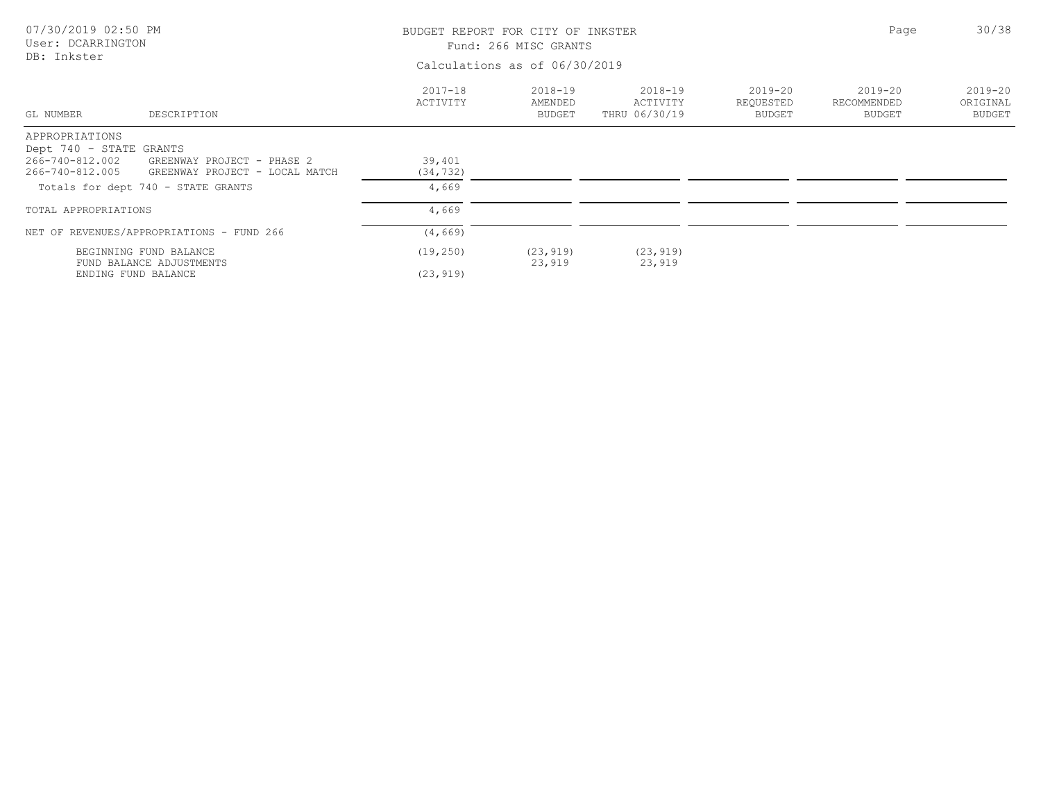BUDGET REPORT FOR CITY OF INKSTER

Fund: 266 MISC GRANTS

Calculations as of 06/30/2019

| GL NUMBER | DESCRIPTION | 2017-18 ACTIVITY | 2018-19 AMENDED BUDGET | 2018-19 ACTIVITY THRU 06/30/19 | 2019-20 REQUESTED BUDGET | 2019-20 RECOMMENDED BUDGET | 2019-20 ORIGINAL BUDGET |
|---|---|---|---|---|---|---|---|
| APPROPRIATIONS | | | | | | | |
| Dept 740 - STATE GRANTS | | | | | | | |
| 266-740-812.002 | GREENWAY PROJECT - PHASE 2 | 39,401 | | | | | |
| 266-740-812.005 | GREENWAY PROJECT - LOCAL MATCH | (34,732) | | | | | |
| Totals for dept 740 - STATE GRANTS | | 4,669 | | | | | |
| TOTAL APPROPRIATIONS | | 4,669 | | | | | |
| NET OF REVENUES/APPROPRIATIONS - FUND 266 | | (4,669) | | | | | |
| BEGINNING FUND BALANCE | | (19,250) | (23,919) | (23,919) | | | |
| FUND BALANCE ADJUSTMENTS | | | 23,919 | 23,919 | | | |
| ENDING FUND BALANCE | | (23,919) | | | | | |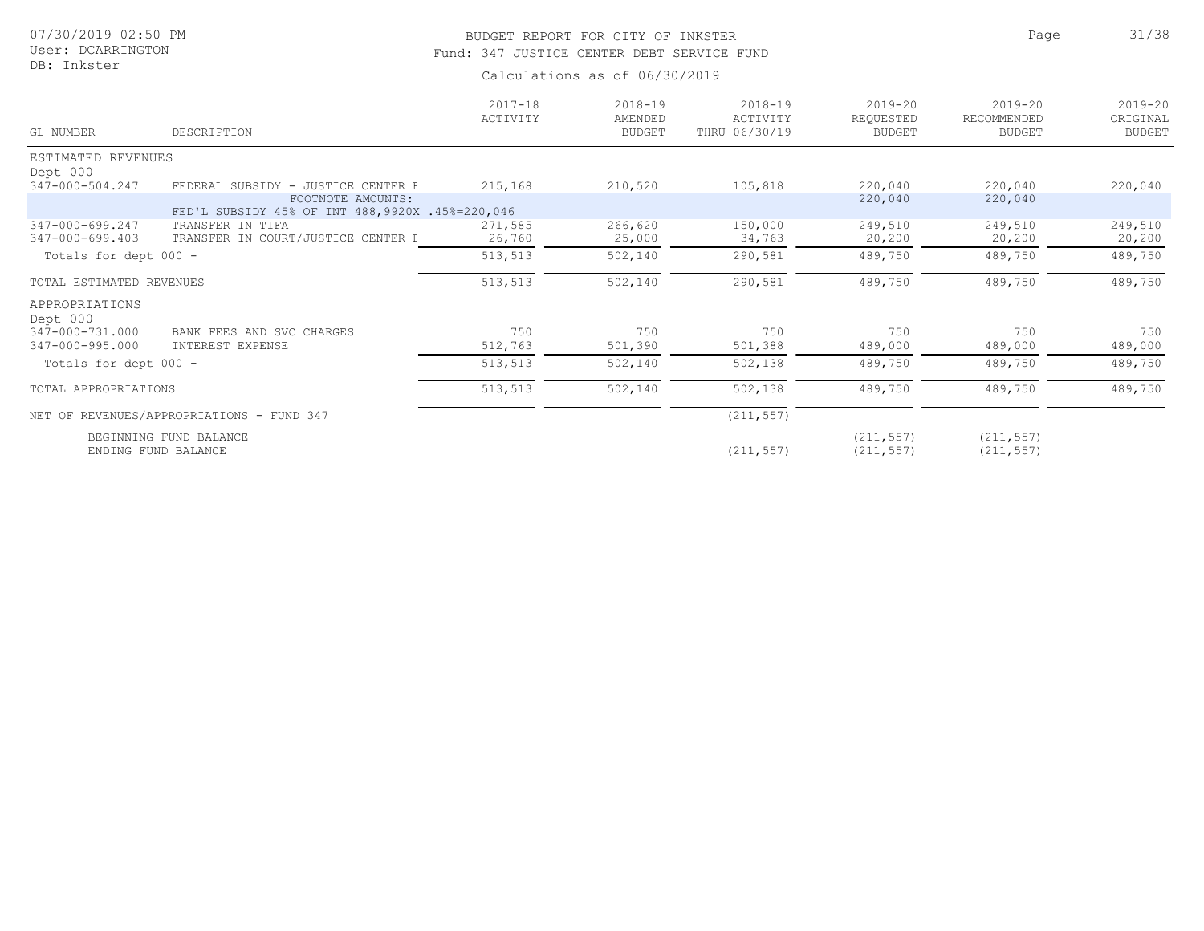# BUDGET REPORT FOR CITY OF INKSTER

## Fund: 347 JUSTICE CENTER DEBT SERVICE FUND

Calculations as of 06/30/2019

07/30/2019 02:50 PM
User: DCARRINGTON
DB: Inkster

| GL NUMBER | DESCRIPTION | 2017-18 ACTIVITY | 2018-19 AMENDED BUDGET | 2018-19 ACTIVITY THRU 06/30/19 | 2019-20 REQUESTED BUDGET | 2019-20 RECOMMENDED BUDGET | 2019-20 ORIGINAL BUDGET |
|---|---|---|---|---|---|---|---|
| ESTIMATED REVENUES | | | | | | | |
| Dept 000 | | | | | | | |
| 347-000-504.247 | FEDERAL SUBSIDY - JUSTICE CENTER I | 215,168 | 210,520 | 105,818 | 220,040 | 220,040 | 220,040 |
| | FOOTNOTE AMOUNTS: | | | | 220,040 | 220,040 | |
| | FED'L SUBSIDY 45% OF INT 488,9920X .45%=220,046 | | | | | | |
| 347-000-699.247 | TRANSFER IN TIFA | 271,585 | 266,620 | 150,000 | 249,510 | 249,510 | 249,510 |
| 347-000-699.403 | TRANSFER IN COURT/JUSTICE CENTER I | 26,760 | 25,000 | 34,763 | 20,200 | 20,200 | 20,200 |
| Totals for dept 000 - | | 513,513 | 502,140 | 290,581 | 489,750 | 489,750 | 489,750 |
| TOTAL ESTIMATED REVENUES | | 513,513 | 502,140 | 290,581 | 489,750 | 489,750 | 489,750 |
| APPROPRIATIONS | | | | | | | |
| Dept 000 | | | | | | | |
| 347-000-731.000 | BANK FEES AND SVC CHARGES | 750 | 750 | 750 | 750 | 750 | 750 |
| 347-000-995.000 | INTEREST EXPENSE | 512,763 | 501,390 | 501,388 | 489,000 | 489,000 | 489,000 |
| Totals for dept 000 - | | 513,513 | 502,140 | 502,138 | 489,750 | 489,750 | 489,750 |
| TOTAL APPROPRIATIONS | | 513,513 | 502,140 | 502,138 | 489,750 | 489,750 | 489,750 |
| NET OF REVENUES/APPROPRIATIONS - FUND 347 | | | | (211,557) | | | |
| BEGINNING FUND BALANCE | | | | | (211,557) | (211,557) | |
| ENDING FUND BALANCE | | | | (211,557) | (211,557) | (211,557) | |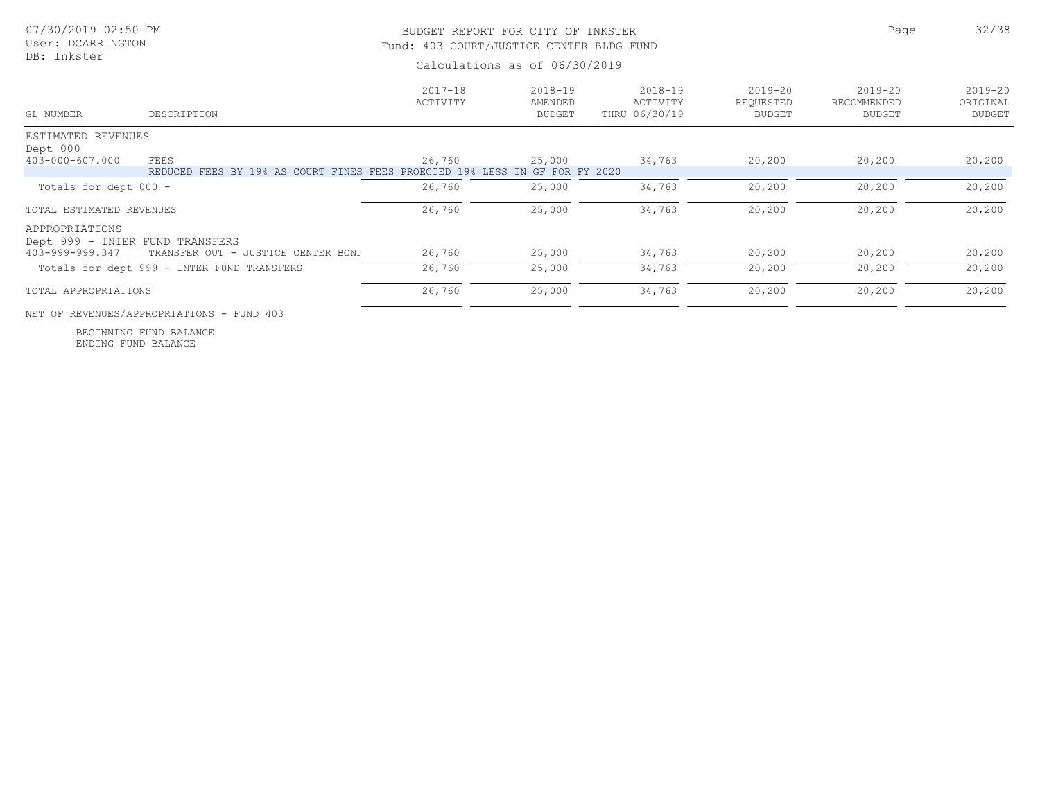# BUDGET REPORT FOR CITY OF INKSTER

Fund: 403 COURT/JUSTICE CENTER BLDG FUND

Calculations as of 06/30/2019

07/30/2019 02:50 PM
User: DCARRINGTON
DB: Inkster

| GL NUMBER | DESCRIPTION | 2017-18 ACTIVITY | 2018-19 AMENDED BUDGET | 2018-19 ACTIVITY THRU 06/30/19 | 2019-20 REQUESTED BUDGET | 2019-20 RECOMMENDED BUDGET | 2019-20 ORIGINAL BUDGET |
|---|---|---|---|---|---|---|---|
| ESTIMATED REVENUES | | | | | | | |
| Dept 000 | | | | | | | |
| 403-000-607.000 | FEES | 26,760 | 25,000 | 34,763 | 20,200 | 20,200 | 20,200 |
| | REDUCED FEES BY 19% AS COURT FINES FEES PROECTED 19% LESS IN GF FOR FY 2020 | | | | | | |
| Totals for dept 000 - | | 26,760 | 25,000 | 34,763 | 20,200 | 20,200 | 20,200 |
| TOTAL ESTIMATED REVENUES | | 26,760 | 25,000 | 34,763 | 20,200 | 20,200 | 20,200 |
| APPROPRIATIONS | | | | | | | |
| Dept 999 - INTER FUND TRANSFERS | | | | | | | |
| 403-999-999.347 | TRANSFER OUT - JUSTICE CENTER BONI | 26,760 | 25,000 | 34,763 | 20,200 | 20,200 | 20,200 |
| Totals for dept 999 - INTER FUND TRANSFERS | | 26,760 | 25,000 | 34,763 | 20,200 | 20,200 | 20,200 |
| TOTAL APPROPRIATIONS | | 26,760 | 25,000 | 34,763 | 20,200 | 20,200 | 20,200 |
| NET OF REVENUES/APPROPRIATIONS - FUND 403 | | | | | | | |
| BEGINNING FUND BALANCE | | | | | | | |
| ENDING FUND BALANCE | | | | | | | |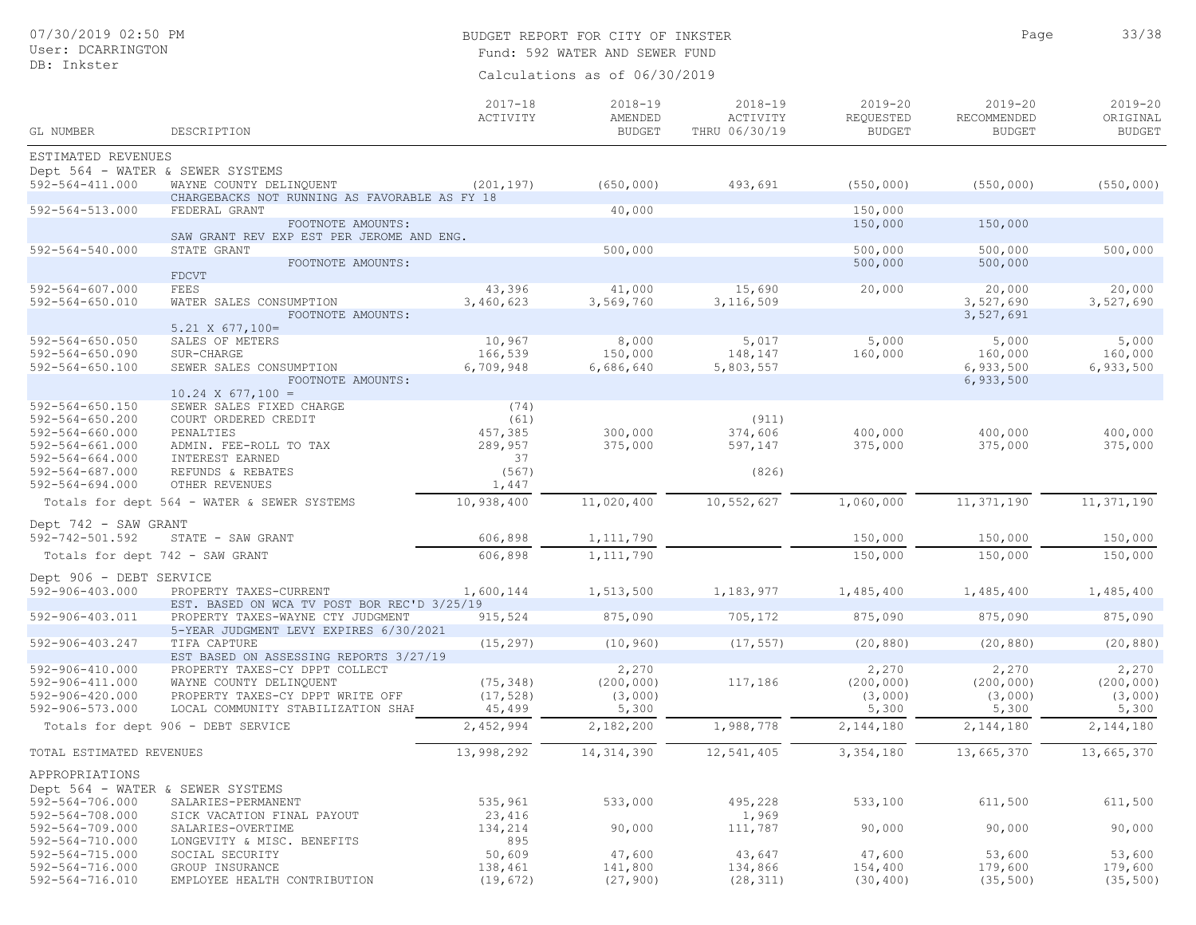BUDGET REPORT FOR CITY OF INKSTER

Fund: 592 WATER AND SEWER FUND

Calculations as of 06/30/2019

| GL NUMBER | DESCRIPTION | 2017-18 ACTIVITY | 2018-19 AMENDED BUDGET | 2018-19 ACTIVITY THRU 06/30/19 | 2019-20 REQUESTED BUDGET | 2019-20 RECOMMENDED BUDGET | 2019-20 ORIGINAL BUDGET |
|---|---|---|---|---|---|---|---|
| ESTIMATED REVENUES | | | | | | | |
| Dept 564 - WATER & SEWER SYSTEMS | | | | | | | |
| 592-564-411.000 | WAYNE COUNTY DELINQUENT | (201,197) | (650,000) | 493,691 | (550,000) | (550,000) | (550,000) |
| | CHARGEBACKS NOT RUNNING AS FAVORABLE AS FY 18 | | | | | | |
| 592-564-513.000 | FEDERAL GRANT | | 40,000 | | 150,000 | | |
| | FOOTNOTE AMOUNTS: | | | | 150,000 | 150,000 | |
| | SAW GRANT REV EXP EST PER JEROME AND ENG. | | | | | | |
| 592-564-540.000 | STATE GRANT | | 500,000 | | 500,000 | 500,000 | 500,000 |
| | FOOTNOTE AMOUNTS: | | | | 500,000 | 500,000 | |
| | FDCVT | | | | | | |
| 592-564-607.000 | FEES | 43,396 | 41,000 | 15,690 | 20,000 | 20,000 | 20,000 |
| 592-564-650.010 | WATER SALES CONSUMPTION | 3,460,623 | 3,569,760 | 3,116,509 | | 3,527,690 | 3,527,690 |
| | FOOTNOTE AMOUNTS: | | | | | 3,527,691 | |
| | 5.21 X 677,100= | | | | | | |
| 592-564-650.050 | SALES OF METERS | 10,967 | 8,000 | 5,017 | 5,000 | 5,000 | 5,000 |
| 592-564-650.090 | SUR-CHARGE | 166,539 | 150,000 | 148,147 | 160,000 | 160,000 | 160,000 |
| 592-564-650.100 | SEWER SALES CONSUMPTION | 6,709,948 | 6,686,640 | 5,803,557 | | 6,933,500 | 6,933,500 |
| | FOOTNOTE AMOUNTS: | | | | | 6,933,500 | |
| | 10.24 X 677,100 = | | | | | | |
| 592-564-650.150 | SEWER SALES FIXED CHARGE | (74) | | | | | |
| 592-564-650.200 | COURT ORDERED CREDIT | (61) | | (911) | | | |
| 592-564-660.000 | PENALTIES | 457,385 | 300,000 | 374,606 | 400,000 | 400,000 | 400,000 |
| 592-564-661.000 | ADMIN. FEE-ROLL TO TAX | 289,957 | 375,000 | 597,147 | 375,000 | 375,000 | 375,000 |
| 592-564-664.000 | INTEREST EARNED | 37 | | | | | |
| 592-564-687.000 | REFUNDS & REBATES | (567) | | (826) | | | |
| 592-564-694.000 | OTHER REVENUES | 1,447 | | | | | |
| Totals for dept 564 - WATER & SEWER SYSTEMS | | 10,938,400 | 11,020,400 | 10,552,627 | 1,060,000 | 11,371,190 | 11,371,190 |
| Dept 742 - SAW GRANT | | | | | | | |
| 592-742-501.592 | STATE - SAW GRANT | 606,898 | 1,111,790 | | 150,000 | 150,000 | 150,000 |
| Totals for dept 742 - SAW GRANT | | 606,898 | 1,111,790 | | 150,000 | 150,000 | 150,000 |
| Dept 906 - DEBT SERVICE | | | | | | | |
| 592-906-403.000 | PROPERTY TAXES-CURRENT | 1,600,144 | 1,513,500 | 1,183,977 | 1,485,400 | 1,485,400 | 1,485,400 |
| | EST. BASED ON WCA TV POST BOR REC'D 3/25/19 | | | | | | |
| 592-906-403.011 | PROPERTY TAXES-WAYNE CTY JUDGMENT | 915,524 | 875,090 | 705,172 | 875,090 | 875,090 | 875,090 |
| | 5-YEAR JUDGMENT LEVY EXPIRES 6/30/2021 | | | | | | |
| 592-906-403.247 | TIFA CAPTURE | (15,297) | (10,960) | (17,557) | (20,880) | (20,880) | (20,880) |
| | EST BASED ON ASSESSING REPORTS 3/27/19 | | | | | | |
| 592-906-410.000 | PROPERTY TAXES-CY DPPT COLLECT | | 2,270 | | 2,270 | 2,270 | 2,270 |
| 592-906-411.000 | WAYNE COUNTY DELINQUENT | (75,348) | (200,000) | 117,186 | (200,000) | (200,000) | (200,000) |
| 592-906-420.000 | PROPERTY TAXES-CY DPPT WRITE OFF | (17,528) | (3,000) | | (3,000) | (3,000) | (3,000) |
| 592-906-573.000 | LOCAL COMMUNITY STABILIZATION SHAF | 45,499 | 5,300 | | 5,300 | 5,300 | 5,300 |
| Totals for dept 906 - DEBT SERVICE | | 2,452,994 | 2,182,200 | 1,988,778 | 2,144,180 | 2,144,180 | 2,144,180 |
| TOTAL ESTIMATED REVENUES | | 13,998,292 | 14,314,390 | 12,541,405 | 3,354,180 | 13,665,370 | 13,665,370 |
| APPROPRIATIONS | | | | | | | |
| Dept 564 - WATER & SEWER SYSTEMS | | | | | | | |
| 592-564-706.000 | SALARIES-PERMANENT | 535,961 | 533,000 | 495,228 | 533,100 | 611,500 | 611,500 |
| 592-564-708.000 | SICK VACATION FINAL PAYOUT | 23,416 | | 1,969 | | | |
| 592-564-709.000 | SALARIES-OVERTIME | 134,214 | 90,000 | 111,787 | 90,000 | 90,000 | 90,000 |
| 592-564-710.000 | LONGEVITY & MISC. BENEFITS | 895 | | | | | |
| 592-564-715.000 | SOCIAL SECURITY | 50,609 | 47,600 | 43,647 | 47,600 | 53,600 | 53,600 |
| 592-564-716.000 | GROUP INSURANCE | 138,461 | 141,800 | 134,866 | 154,400 | 179,600 | 179,600 |
| 592-564-716.010 | EMPLOYEE HEALTH CONTRIBUTION | (19,672) | (27,900) | (28,311) | (30,400) | (35,500) | (35,500) |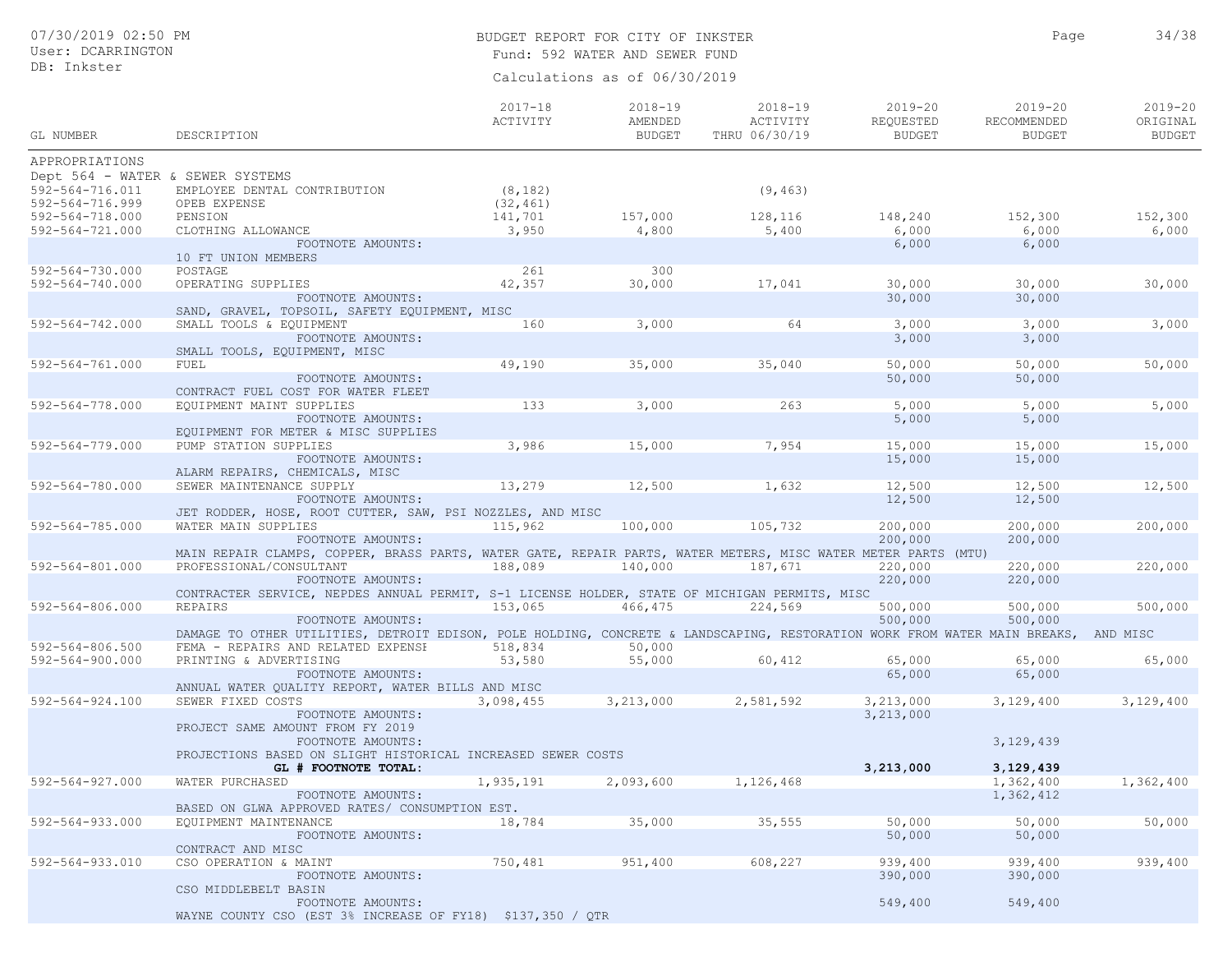BUDGET REPORT FOR CITY OF INKSTER

Fund: 592 WATER AND SEWER FUND

Calculations as of 06/30/2019

| GL NUMBER | DESCRIPTION | 2017-18 ACTIVITY | 2018-19 AMENDED BUDGET | 2018-19 ACTIVITY THRU 06/30/19 | 2019-20 REQUESTED BUDGET | 2019-20 RECOMMENDED BUDGET | 2019-20 ORIGINAL BUDGET |
|---|---|---|---|---|---|---|---|
| APPROPRIATIONS | | | | | | | |
| Dept 564 - WATER & SEWER SYSTEMS | | | | | | | |
| 592-564-716.011 | EMPLOYEE DENTAL CONTRIBUTION | (8,182) | | (9,463) | | | |
| 592-564-716.999 | OPEB EXPENSE | (32,461) | | | | | |
| 592-564-718.000 | PENSION | 141,701 | 157,000 | 128,116 | 148,240 | 152,300 | 152,300 |
| 592-564-721.000 | CLOTHING ALLOWANCE | 3,950 | 4,800 | 5,400 | 6,000 | 6,000 | 6,000 |
| | FOOTNOTE AMOUNTS: | | | | 6,000 | 6,000 | |
| | 10 FT UNION MEMBERS | | | | | | |
| 592-564-730.000 | POSTAGE | 261 | 300 | | | | |
| 592-564-740.000 | OPERATING SUPPLIES | 42,357 | 30,000 | 17,041 | 30,000 | 30,000 | 30,000 |
| | FOOTNOTE AMOUNTS: | | | | 30,000 | 30,000 | |
| | SAND, GRAVEL, TOPSOIL, SAFETY EQUIPMENT, MISC | | | | | | |
| 592-564-742.000 | SMALL TOOLS & EQUIPMENT | 160 | 3,000 | 64 | 3,000 | 3,000 | 3,000 |
| | FOOTNOTE AMOUNTS: | | | | 3,000 | 3,000 | |
| | SMALL TOOLS, EQUIPMENT, MISC | | | | | | |
| 592-564-761.000 | FUEL | 49,190 | 35,000 | 35,040 | 50,000 | 50,000 | 50,000 |
| | FOOTNOTE AMOUNTS: | | | | 50,000 | 50,000 | |
| | CONTRACT FUEL COST FOR WATER FLEET | | | | | | |
| 592-564-778.000 | EQUIPMENT MAINT SUPPLIES | 133 | 3,000 | 263 | 5,000 | 5,000 | 5,000 |
| | FOOTNOTE AMOUNTS: | | | | 5,000 | 5,000 | |
| | EQUIPMENT FOR METER & MISC SUPPLIES | | | | | | |
| 592-564-779.000 | PUMP STATION SUPPLIES | 3,986 | 15,000 | 7,954 | 15,000 | 15,000 | 15,000 |
| | FOOTNOTE AMOUNTS: | | | | 15,000 | 15,000 | |
| | ALARM REPAIRS, CHEMICALS, MISC | | | | | | |
| 592-564-780.000 | SEWER MAINTENANCE SUPPLY | 13,279 | 12,500 | 1,632 | 12,500 | 12,500 | 12,500 |
| | FOOTNOTE AMOUNTS: | | | | 12,500 | 12,500 | |
| | JET RODDER, HOSE, ROOT CUTTER, SAW, PSI NOZZLES, AND MISC | | | | | | |
| 592-564-785.000 | WATER MAIN SUPPLIES | 115,962 | 100,000 | 105,732 | 200,000 | 200,000 | 200,000 |
| | FOOTNOTE AMOUNTS: | | | | 200,000 | 200,000 | |
| | MAIN REPAIR CLAMPS, COPPER, BRASS PARTS, WATER GATE, REPAIR PARTS, WATER METERS, MISC WATER METER PARTS (MTU) | | | | | | |
| 592-564-801.000 | PROFESSIONAL/CONSULTANT | 188,089 | 140,000 | 187,671 | 220,000 | 220,000 | 220,000 |
| | FOOTNOTE AMOUNTS: | | | | 220,000 | 220,000 | |
| | CONTRACTER SERVICE, NEPDES ANNUAL PERMIT, S-1 LICENSE HOLDER, STATE OF MICHIGAN PERMITS, MISC | | | | | | |
| 592-564-806.000 | REPAIRS | 153,065 | 466,475 | 224,569 | 500,000 | 500,000 | 500,000 |
| | FOOTNOTE AMOUNTS: | | | | 500,000 | 500,000 | |
| | DAMAGE TO OTHER UTILITIES, DETROIT EDISON, POLE HOLDING, CONCRETE & LANDSCAPING, RESTORATION WORK FROM WATER MAIN BREAKS, AND MISC | | | | | | |
| 592-564-806.500 | FEMA - REPAIRS AND RELATED EXPENSE | 518,834 | 50,000 | | | | |
| 592-564-900.000 | PRINTING & ADVERTISING | 53,580 | 55,000 | 60,412 | 65,000 | 65,000 | 65,000 |
| | FOOTNOTE AMOUNTS: | | | | 65,000 | 65,000 | |
| | ANNUAL WATER QUALITY REPORT, WATER BILLS AND MISC | | | | | | |
| 592-564-924.100 | SEWER FIXED COSTS | 3,098,455 | 3,213,000 | 2,581,592 | 3,213,000 | 3,129,400 | 3,129,400 |
| | FOOTNOTE AMOUNTS: | | | | 3,213,000 | | |
| | PROJECT SAME AMOUNT FROM FY 2019 | | | | | | |
| | FOOTNOTE AMOUNTS: | | | | | 3,129,439 | |
| | PROJECTIONS BASED ON SLIGHT HISTORICAL INCREASED SEWER COSTS | | | | | | |
| | **GL # FOOTNOTE TOTAL:** | | | | **3,213,000** | **3,129,439** | |
| 592-564-927.000 | WATER PURCHASED | 1,935,191 | 2,093,600 | 1,126,468 | | 1,362,400 | 1,362,400 |
| | FOOTNOTE AMOUNTS: | | | | | 1,362,412 | |
| | BASED ON GLWA APPROVED RATES/ CONSUMPTION EST. | | | | | | |
| 592-564-933.000 | EQUIPMENT MAINTENANCE | 18,784 | 35,000 | 35,555 | 50,000 | 50,000 | 50,000 |
| | FOOTNOTE AMOUNTS: | | | | 50,000 | 50,000 | |
| | CONTRACT AND MISC | | | | | | |
| 592-564-933.010 | CSO OPERATION & MAINT | 750,481 | 951,400 | 608,227 | 939,400 | 939,400 | 939,400 |
| | FOOTNOTE AMOUNTS: | | | | 390,000 | 390,000 | |
| | CSO MIDDLEBELT BASIN | | | | | | |
| | FOOTNOTE AMOUNTS: | | | | 549,400 | 549,400 | |
| | WAYNE COUNTY CSO (EST 3% INCREASE OF FY18) $137,350 / QTR | | | | | | |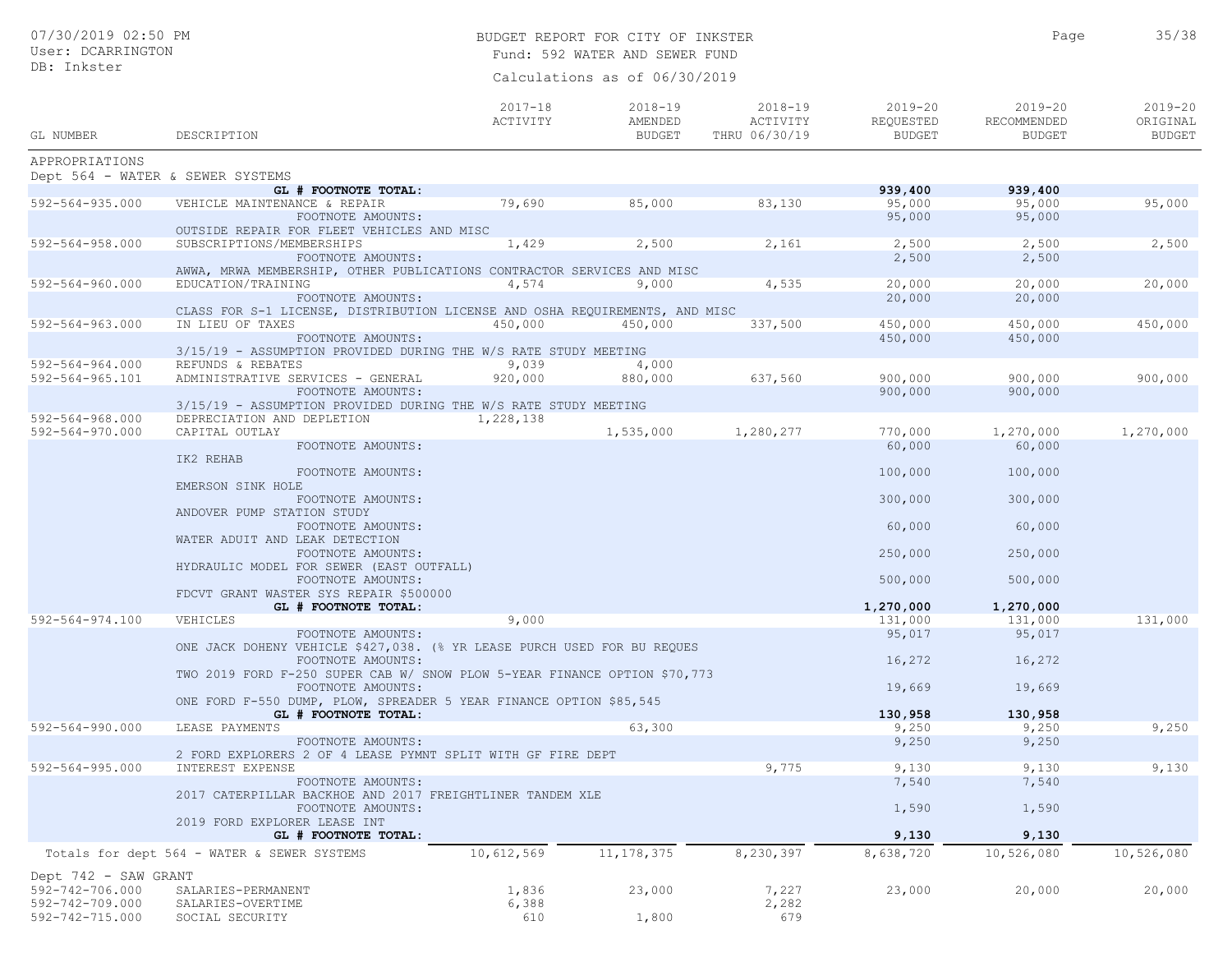BUDGET REPORT FOR CITY OF INKSTER

Fund: 592 WATER AND SEWER FUND

Calculations as of 06/30/2019

07/30/2019 02:50 PM
User: DCARRINGTON
DB: Inkster

| GL NUMBER | DESCRIPTION | 2017-18 ACTIVITY | 2018-19 AMENDED BUDGET | 2018-19 ACTIVITY THRU 06/30/19 | 2019-20 REQUESTED BUDGET | 2019-20 RECOMMENDED BUDGET | 2019-20 ORIGINAL BUDGET |
|---|---|---|---|---|---|---|---|
| APPROPRIATIONS | | | | | | | |
| Dept 564 - WATER & SEWER SYSTEMS | | | | | | | |
| | **GL # FOOTNOTE TOTAL:** | | | | **939,400** | **939,400** | |
| 592-564-935.000 | VEHICLE MAINTENANCE & REPAIR | 79,690 | 85,000 | 83,130 | 95,000 | 95,000 | 95,000 |
| | FOOTNOTE AMOUNTS: | | | | 95,000 | 95,000 | |
| | OUTSIDE REPAIR FOR FLEET VEHICLES AND MISC | | | | | | |
| 592-564-958.000 | SUBSCRIPTIONS/MEMBERSHIPS | 1,429 | 2,500 | 2,161 | 2,500 | 2,500 | 2,500 |
| | FOOTNOTE AMOUNTS: | | | | 2,500 | 2,500 | |
| | AWWA, MRWA MEMBERSHIP, OTHER PUBLICATIONS CONTRACTOR SERVICES AND MISC | | | | | | |
| 592-564-960.000 | EDUCATION/TRAINING | 4,574 | 9,000 | 4,535 | 20,000 | 20,000 | 20,000 |
| | FOOTNOTE AMOUNTS: | | | | 20,000 | 20,000 | |
| | CLASS FOR S-1 LICENSE, DISTRIBUTION LICENSE AND OSHA REQUIREMENTS, AND MISC | | | | | | |
| 592-564-963.000 | IN LIEU OF TAXES | 450,000 | 450,000 | 337,500 | 450,000 | 450,000 | 450,000 |
| | FOOTNOTE AMOUNTS: | | | | 450,000 | 450,000 | |
| | 3/15/19 - ASSUMPTION PROVIDED DURING THE W/S RATE STUDY MEETING | | | | | | |
| 592-564-964.000 | REFUNDS & REBATES | 9,039 | 4,000 | | | | |
| 592-564-965.101 | ADMINISTRATIVE SERVICES - GENERAL | 920,000 | 880,000 | 637,560 | 900,000 | 900,000 | 900,000 |
| | FOOTNOTE AMOUNTS: | | | | 900,000 | 900,000 | |
| | 3/15/19 - ASSUMPTION PROVIDED DURING THE W/S RATE STUDY MEETING | | | | | | |
| 592-564-968.000 | DEPRECIATION AND DEPLETION | 1,228,138 | | | | | |
| 592-564-970.000 | CAPITAL OUTLAY | | 1,535,000 | 1,280,277 | 770,000 | 1,270,000 | 1,270,000 |
| | FOOTNOTE AMOUNTS: | | | | 60,000 | 60,000 | |
| | IK2 REHAB | | | | | | |
| | FOOTNOTE AMOUNTS: | | | | 100,000 | 100,000 | |
| | EMERSON SINK HOLE | | | | | | |
| | FOOTNOTE AMOUNTS: | | | | 300,000 | 300,000 | |
| | ANDOVER PUMP STATION STUDY | | | | | | |
| | FOOTNOTE AMOUNTS: | | | | 60,000 | 60,000 | |
| | WATER ADUIT AND LEAK DETECTION | | | | | | |
| | FOOTNOTE AMOUNTS: | | | | 250,000 | 250,000 | |
| | HYDRAULIC MODEL FOR SEWER (EAST OUTFALL) | | | | | | |
| | FOOTNOTE AMOUNTS: | | | | 500,000 | 500,000 | |
| | FDCVT GRANT WASTER SYS REPAIR $500000 | | | | | | |
| | **GL # FOOTNOTE TOTAL:** | | | | **1,270,000** | **1,270,000** | |
| 592-564-974.100 | VEHICLES | 9,000 | | | 131,000 | 131,000 | 131,000 |
| | FOOTNOTE AMOUNTS: | | | | 95,017 | 95,017 | |
| | ONE JACK DOHENY VEHICLE $427,038. (% YR LEASE PURCH USED FOR BU REQUES | | | | | | |
| | FOOTNOTE AMOUNTS: | | | | 16,272 | 16,272 | |
| | TWO 2019 FORD F-250 SUPER CAB W/ SNOW PLOW 5-YEAR FINANCE OPTION $70,773 | | | | | | |
| | FOOTNOTE AMOUNTS: | | | | 19,669 | 19,669 | |
| | ONE FORD F-550 DUMP, PLOW, SPREADER 5 YEAR FINANCE OPTION $85,545 | | | | | | |
| | **GL # FOOTNOTE TOTAL:** | | | | **130,958** | **130,958** | |
| 592-564-990.000 | LEASE PAYMENTS | | 63,300 | | 9,250 | 9,250 | 9,250 |
| | FOOTNOTE AMOUNTS: | | | | 9,250 | 9,250 | |
| | 2 FORD EXPLORERS 2 OF 4 LEASE PYMNT SPLIT WITH GF FIRE DEPT | | | | | | |
| 592-564-995.000 | INTEREST EXPENSE | | | 9,775 | 9,130 | 9,130 | 9,130 |
| | FOOTNOTE AMOUNTS: | | | | 7,540 | 7,540 | |
| | 2017 CATERPILLAR BACKHOE AND 2017 FREIGHTLINER TANDEM XLE | | | | | | |
| | FOOTNOTE AMOUNTS: | | | | 1,590 | 1,590 | |
| | 2019 FORD EXPLORER LEASE INT | | | | | | |
| | **GL # FOOTNOTE TOTAL:** | | | | **9,130** | **9,130** | |
| Totals for dept 564 - WATER & SEWER SYSTEMS | | 10,612,569 | 11,178,375 | 8,230,397 | 8,638,720 | 10,526,080 | 10,526,080 |
| Dept 742 - SAW GRANT | | | | | | | |
| 592-742-706.000 | SALARIES-PERMANENT | 1,836 | 23,000 | 7,227 | 23,000 | 20,000 | 20,000 |
| 592-742-709.000 | SALARIES-OVERTIME | 6,388 | | 2,282 | | | |
| 592-742-715.000 | SOCIAL SECURITY | 610 | 1,800 | 679 | | | |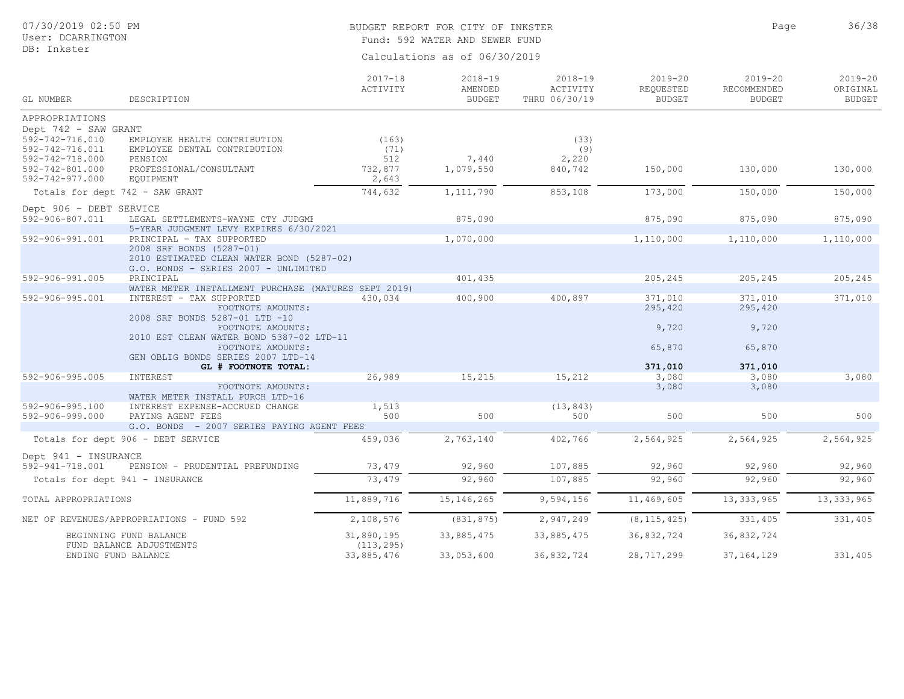BUDGET REPORT FOR CITY OF INKSTER
Fund: 592 WATER AND SEWER FUND
Calculations as of 06/30/2019

07/30/2019 02:50 PM
User: DCARRINGTON
DB: Inkster

| GL NUMBER | DESCRIPTION | 2017-18 ACTIVITY | 2018-19 AMENDED BUDGET | 2018-19 ACTIVITY THRU 06/30/19 | 2019-20 REQUESTED BUDGET | 2019-20 RECOMMENDED BUDGET | 2019-20 ORIGINAL BUDGET |
|---|---|---|---|---|---|---|---|
| APPROPRIATIONS | | | | | | | |
| Dept 742 - SAW GRANT | | | | | | | |
| 592-742-716.010 | EMPLOYEE HEALTH CONTRIBUTION | (163) | | (33) | | | |
| 592-742-716.011 | EMPLOYEE DENTAL CONTRIBUTION | (71) | | (9) | | | |
| 592-742-718.000 | PENSION | 512 | 7,440 | 2,220 | | | |
| 592-742-801.000 | PROFESSIONAL/CONSULTANT | 732,877 | 1,079,550 | 840,742 | 150,000 | 130,000 | 130,000 |
| 592-742-977.000 | EQUIPMENT | 2,643 | | | | | |
| Totals for dept 742 - SAW GRANT | | 744,632 | 1,111,790 | 853,108 | 173,000 | 150,000 | 150,000 |
| Dept 906 - DEBT SERVICE | | | | | | | |
| 592-906-807.011 | LEGAL SETTLEMENTS-WAYNE CTY JUDGMI | | 875,090 | | 875,090 | 875,090 | 875,090 |
| | 5-YEAR JUDGMENT LEVY EXPIRES 6/30/2021 | | | | | | |
| 592-906-991.001 | PRINCIPAL - TAX SUPPORTED | | 1,070,000 | | 1,110,000 | 1,110,000 | 1,110,000 |
| | 2008 SRF BONDS (5287-01) | | | | | | |
| | 2010 ESTIMATED CLEAN WATER BOND (5287-02) | | | | | | |
| | G.O. BONDS - SERIES 2007 - UNLIMITED | | | | | | |
| 592-906-991.005 | PRINCIPAL | | 401,435 | | 205,245 | 205,245 | 205,245 |
| | WATER METER INSTALLMENT PURCHASE (MATURES SEPT 2019) | | | | | | |
| 592-906-995.001 | INTEREST - TAX SUPPORTED | 430,034 | 400,900 | 400,897 | 371,010 | 371,010 | 371,010 |
| | FOOTNOTE AMOUNTS: | | | | 295,420 | 295,420 | |
| | 2008 SRF BONDS 5287-01 LTD -10 | | | | | | |
| | FOOTNOTE AMOUNTS: | | | | 9,720 | 9,720 | |
| | 2010 EST CLEAN WATER BOND 5387-02 LTD-11 | | | | | | |
| | FOOTNOTE AMOUNTS: | | | | 65,870 | 65,870 | |
| | GEN OBLIG BONDS SERIES 2007 LTD-14 | | | | | | |
| | **GL # FOOTNOTE TOTAL:** | | | | **371,010** | **371,010** | |
| 592-906-995.005 | INTEREST | 26,989 | 15,215 | 15,212 | 3,080 | 3,080 | 3,080 |
| | FOOTNOTE AMOUNTS: | | | | 3,080 | 3,080 | |
| | WATER METER INSTALL PURCH LTD-16 | | | | | | |
| 592-906-995.100 | INTEREST EXPENSE-ACCRUED CHANGE | 1,513 | | (13,843) | | | |
| 592-906-999.000 | PAYING AGENT FEES | 500 | 500 | 500 | 500 | 500 | 500 |
| | G.O. BONDS - 2007 SERIES PAYING AGENT FEES | | | | | | |
| Totals for dept 906 - DEBT SERVICE | | 459,036 | 2,763,140 | 402,766 | 2,564,925 | 2,564,925 | 2,564,925 |
| Dept 941 - INSURANCE | | | | | | | |
| 592-941-718.001 | PENSION - PRUDENTIAL PREFUNDING | 73,479 | 92,960 | 107,885 | 92,960 | 92,960 | 92,960 |
| Totals for dept 941 - INSURANCE | | 73,479 | 92,960 | 107,885 | 92,960 | 92,960 | 92,960 |
| TOTAL APPROPRIATIONS | | 11,889,716 | 15,146,265 | 9,594,156 | 11,469,605 | 13,333,965 | 13,333,965 |
| NET OF REVENUES/APPROPRIATIONS - FUND 592 | | 2,108,576 | (831,875) | 2,947,249 | (8,115,425) | 331,405 | 331,405 |
| BEGINNING FUND BALANCE | | 31,890,195 | 33,885,475 | 33,885,475 | 36,832,724 | 36,832,724 | |
| FUND BALANCE ADJUSTMENTS | | (113,295) | | | | | |
| ENDING FUND BALANCE | | 33,885,476 | 33,053,600 | 36,832,724 | 28,717,299 | 37,164,129 | 331,405 |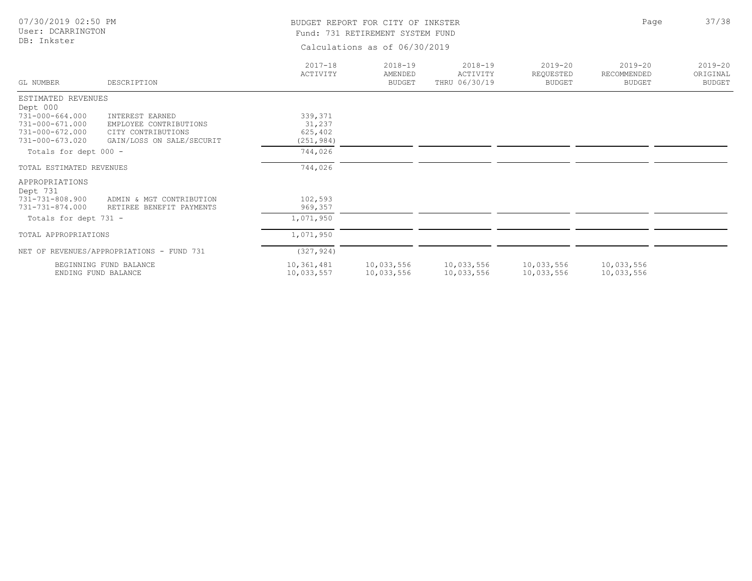07/30/2019 02:50 PM
User: DCARRINGTON
DB: Inkster

# BUDGET REPORT FOR CITY OF INKSTER

## Fund: 731 RETIREMENT SYSTEM FUND

Calculations as of 06/30/2019

| GL NUMBER | DESCRIPTION | 2017-18 ACTIVITY | 2018-19 AMENDED BUDGET | 2018-19 ACTIVITY THRU 06/30/19 | 2019-20 REQUESTED BUDGET | 2019-20 RECOMMENDED BUDGET | 2019-20 ORIGINAL BUDGET |
|---|---|---|---|---|---|---|---|
| ESTIMATED REVENUES | | | | | | | |
| Dept 000 | | | | | | | |
| 731-000-664.000 | INTEREST EARNED | 339,371 | | | | | |
| 731-000-671.000 | EMPLOYEE CONTRIBUTIONS | 31,237 | | | | | |
| 731-000-672.000 | CITY CONTRIBUTIONS | 625,402 | | | | | |
| 731-000-673.020 | GAIN/LOSS ON SALE/SECURIT | (251,984) | | | | | |
| Totals for dept 000 - | | 744,026 | | | | | |
| TOTAL ESTIMATED REVENUES | | 744,026 | | | | | |
| APPROPRIATIONS | | | | | | | |
| Dept 731 | | | | | | | |
| 731-731-808.900 | ADMIN & MGT CONTRIBUTION | 102,593 | | | | | |
| 731-731-874.000 | RETIREE BENEFIT PAYMENTS | 969,357 | | | | | |
| Totals for dept 731 - | | 1,071,950 | | | | | |
| TOTAL APPROPRIATIONS | | 1,071,950 | | | | | |
| NET OF REVENUES/APPROPRIATIONS - FUND 731 | | (327,924) | | | | | |
| | BEGINNING FUND BALANCE | 10,361,481 | 10,033,556 | 10,033,556 | 10,033,556 | 10,033,556 | |
| | ENDING FUND BALANCE | 10,033,557 | 10,033,556 | 10,033,556 | 10,033,556 | 10,033,556 | |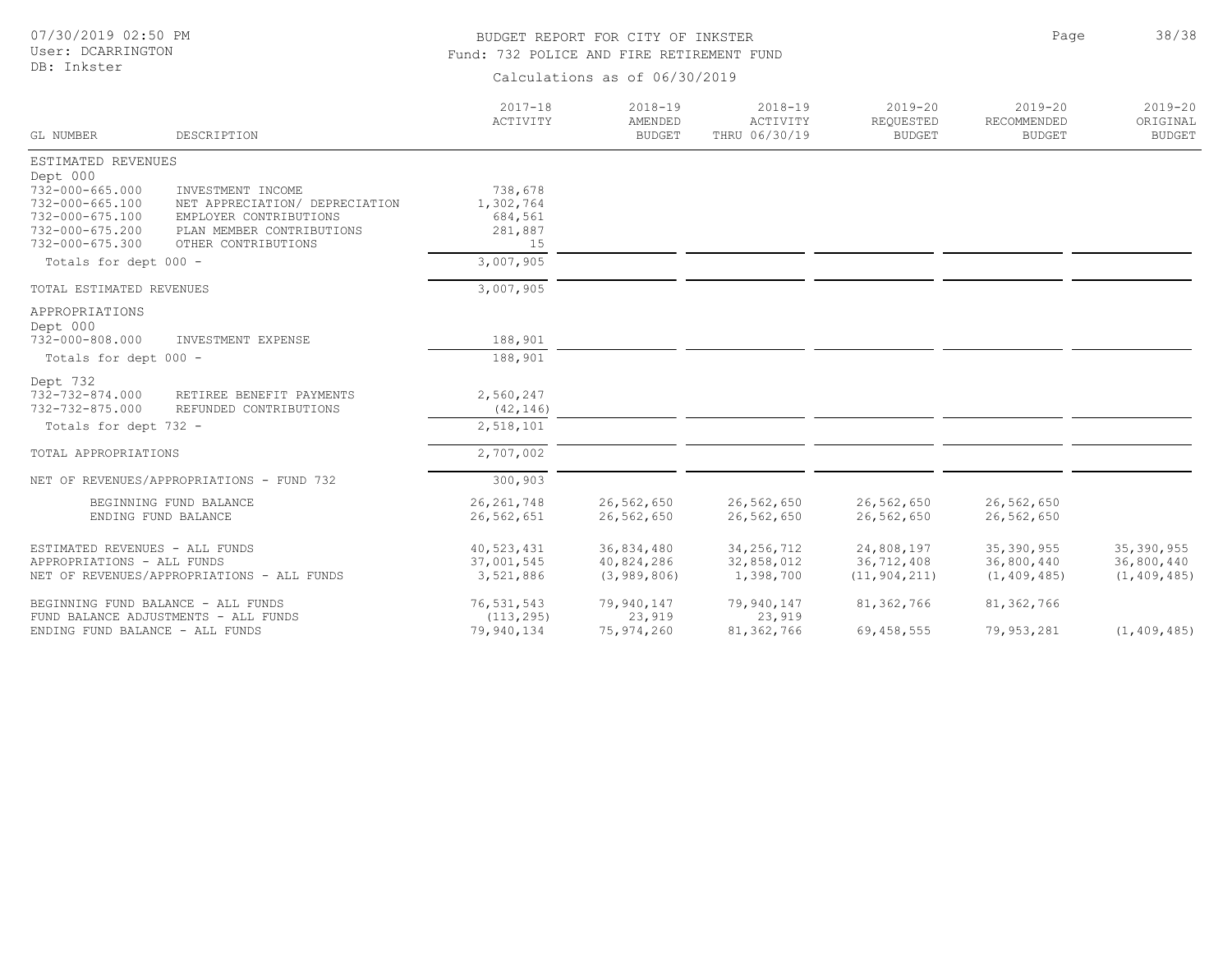07/30/2019 02:50 PM
User: DCARRINGTON
DB: Inkster

# BUDGET REPORT FOR CITY OF INKSTER
## Fund: 732 POLICE AND FIRE RETIREMENT FUND
Calculations as of 06/30/2019

| GL NUMBER | DESCRIPTION | 2017-18 ACTIVITY | 2018-19 AMENDED BUDGET | 2018-19 ACTIVITY THRU 06/30/19 | 2019-20 REQUESTED BUDGET | 2019-20 RECOMMENDED BUDGET | 2019-20 ORIGINAL BUDGET |
|---|---|---|---|---|---|---|---|
| ESTIMATED REVENUES | | | | | | | |
| Dept 000 | | | | | | | |
| 732-000-665.000 | INVESTMENT INCOME | 738,678 | | | | | |
| 732-000-665.100 | NET APPRECIATION/ DEPRECIATION | 1,302,764 | | | | | |
| 732-000-675.100 | EMPLOYER CONTRIBUTIONS | 684,561 | | | | | |
| 732-000-675.200 | PLAN MEMBER CONTRIBUTIONS | 281,887 | | | | | |
| 732-000-675.300 | OTHER CONTRIBUTIONS | 15 | | | | | |
| Totals for dept 000 - | | 3,007,905 | | | | | |
| TOTAL ESTIMATED REVENUES | | 3,007,905 | | | | | |
| APPROPRIATIONS | | | | | | | |
| Dept 000 | | | | | | | |
| 732-000-808.000 | INVESTMENT EXPENSE | 188,901 | | | | | |
| Totals for dept 000 - | | 188,901 | | | | | |
| Dept 732 | | | | | | | |
| 732-732-874.000 | RETIREE BENEFIT PAYMENTS | 2,560,247 | | | | | |
| 732-732-875.000 | REFUNDED CONTRIBUTIONS | (42,146) | | | | | |
| Totals for dept 732 - | | 2,518,101 | | | | | |
| TOTAL APPROPRIATIONS | | 2,707,002 | | | | | |
| NET OF REVENUES/APPROPRIATIONS - FUND 732 | | 300,903 | | | | | |
| BEGINNING FUND BALANCE | | 26,261,748 | 26,562,650 | 26,562,650 | 26,562,650 | 26,562,650 | |
| ENDING FUND BALANCE | | 26,562,651 | 26,562,650 | 26,562,650 | 26,562,650 | 26,562,650 | |
| ESTIMATED REVENUES - ALL FUNDS | | 40,523,431 | 36,834,480 | 34,256,712 | 24,808,197 | 35,390,955 | 35,390,955 |
| APPROPRIATIONS - ALL FUNDS | | 37,001,545 | 40,824,286 | 32,858,012 | 36,712,408 | 36,800,440 | 36,800,440 |
| NET OF REVENUES/APPROPRIATIONS - ALL FUNDS | | 3,521,886 | (3,989,806) | 1,398,700 | (11,904,211) | (1,409,485) | (1,409,485) |
| BEGINNING FUND BALANCE - ALL FUNDS | | 76,531,543 | 79,940,147 | 79,940,147 | 81,362,766 | 81,362,766 | |
| FUND BALANCE ADJUSTMENTS - ALL FUNDS | | (113,295) | 23,919 | 23,919 | | | |
| ENDING FUND BALANCE - ALL FUNDS | | 79,940,134 | 75,974,260 | 81,362,766 | 69,458,555 | 79,953,281 | (1,409,485) |